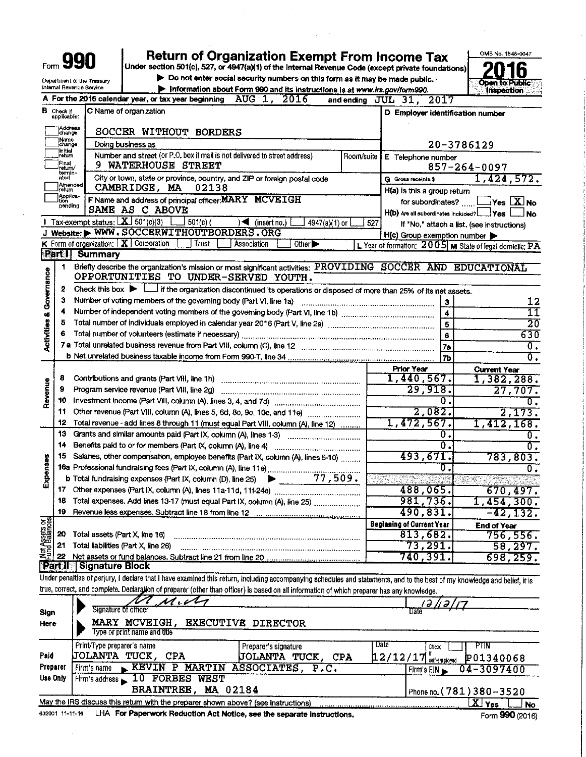# Form 990 — Return of Organization Exempt From Income Tax

Under section 501(c), 527, or 4947(a)(1) of the Internal Revenue Code (except private foundations)

▶ Do not enter social security numbers on this form as it may be made public.

▶ Information about Form 990 and its instructions is at www.irs.gov/form990.

OMB No. 1545-0047

**2016**

Open to Public Inspection

Department of the Treasury
Internal Revenue Service

**A** For the 2016 calendar year, or tax year beginning AUG 1, 2016 and ending JUL 31, 2017

**B** Check if applicable: Address change, Name change, Initial return, Final return/terminated, Amended return, Application pending

**C** Name of organization: SOCCER WITHOUT BORDERS

Doing business as

Number and street (or P.O. box if mail is not delivered to street address): 9 WATERHOUSE STREET — Room/suite

City or town, state or province, country, and ZIP or foreign postal code: CAMBRIDGE, MA 02138

**D** Employer identification number: 20-3786129

**E** Telephone number: 857-264-0097

**G** Gross receipts $ 1,424,572.

**F** Name and address of principal officer: MARY MCVEIGH, SAME AS C ABOVE

**H(a)** Is this a group return for subordinates? ☐ Yes ☒ No

**H(b)** Are all subordinates included? ☐ Yes ☐ No — If "No," attach a list. (see instructions)

**H(c)** Group exemption number ▶

**I** Tax-exempt status: ☒ 501(c)(3) ☐ 501(c) ( ) ◀ (insert no.) ☐ 4947(a)(1) or ☐ 527

**J** Website: ▶ WWW.SOCCERWITHOUTBORDERS.ORG

**K** Form of organization: ☒ Corporation ☐ Trust ☐ Association ☐ Other ▶

**L** Year of formation: 2005 **M** State of legal domicile: PA

## Part I Summary

### Activities & Governance

1. Briefly describe the organization's mission or most significant activities: PROVIDING SOCCER AND EDUCATIONAL OPPORTUNITIES TO UNDER-SERVED YOUTH.
2. Check this box ▶ ☐ if the organization discontinued its operations or disposed of more than 25% of its net assets.

| Line | Description | | Value |
|---|---|---|---|
| 3 | Number of voting members of the governing body (Part VI, line 1a) | 3 | 12 |
| 4 | Number of independent voting members of the governing body (Part VI, line 1b) | 4 | 11 |
| 5 | Total number of individuals employed in calendar year 2016 (Part V, line 2a) | 5 | 20 |
| 6 | Total number of volunteers (estimate if necessary) | 6 | 630 |
| 7a | Total unrelated business revenue from Part VIII, column (C), line 12 | 7a | 0. |
| b | Net unrelated business taxable income from Form 990-T, line 34 | 7b | 0. |

### Revenue / Expenses

| Line | Description | Prior Year | Current Year |
|---|---|---|---|
| 8 | Contributions and grants (Part VIII, line 1h) | 1,440,567. | 1,382,288. |
| 9 | Program service revenue (Part VIII, line 2g) | 29,918. | 27,707. |
| 10 | Investment income (Part VIII, column (A), lines 3, 4, and 7d) | 0. | 0. |
| 11 | Other revenue (Part VIII, column (A), lines 5, 6d, 8c, 9c, 10c, and 11e) | 2,082. | 2,173. |
| 12 | Total revenue - add lines 8 through 11 (must equal Part VIII, column (A), line 12) | 1,472,567. | 1,412,168. |
| 13 | Grants and similar amounts paid (Part IX, column (A), lines 1-3) | 0. | 0. |
| 14 | Benefits paid to or for members (Part IX, column (A), line 4) | 0. | 0. |
| 15 | Salaries, other compensation, employee benefits (Part IX, column (A), lines 5-10) | 493,671. | 783,803. |
| 16a | Professional fundraising fees (Part IX, column (A), line 11e) | 0. | 0. |
| b | Total fundraising expenses (Part IX, column (D), line 25) ▶ 77,509. | | |
| 17 | Other expenses (Part IX, column (A), lines 11a-11d, 11f-24e) | 488,065. | 670,497. |
| 18 | Total expenses. Add lines 13-17 (must equal Part IX, column (A), line 25) | 981,736. | 1,454,300. |
| 19 | Revenue less expenses. Subtract line 18 from line 12 | 490,831. | -42,132. |

### Net Assets or Fund Balances

| Line | Description | Beginning of Current Year | End of Year |
|---|---|---|---|
| 20 | Total assets (Part X, line 16) | 813,682. | 756,556. |
| 21 | Total liabilities (Part X, line 26) | 73,291. | 58,297. |
| 22 | Net assets or fund balances. Subtract line 21 from line 20 | 740,391. | 698,259. |

## Part II Signature Block

Under penalties of perjury, I declare that I have examined this return, including accompanying schedules and statements, and to the best of my knowledge and belief, it is true, correct, and complete. Declaration of preparer (other than officer) is based on all information of which preparer has any knowledge.

**Sign Here**

Signature of officer — Date: 12/12/17

MARY MCVEIGH, EXECUTIVE DIRECTOR
Type or print name and title

**Paid Preparer Use Only**

| Print/Type preparer's name | Preparer's signature | Date | Check ☐ if self-employed | PTIN |
|---|---|---|---|---|
| JOLANTA TUCK, CPA | JOLANTA TUCK, CPA | 12/12/17 | | P01340068 |

Firm's name ▶ KEVIN P MARTIN ASSOCIATES, P.C. — Firm's EIN ▶ 04-3097400

Firm's address ▶ 10 FORBES WEST, BRAINTREE, MA 02184 — Phone no. (781)380-3520

May the IRS discuss this return with the preparer shown above? (see instructions) ☒ Yes ☐ No

632001 11-11-16 LHA For Paperwork Reduction Act Notice, see the separate instructions. Form **990** (2016)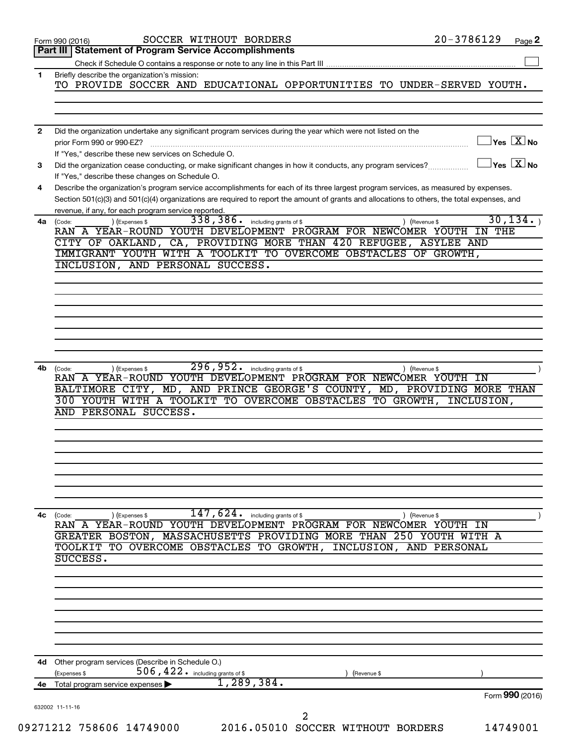Form 990 (2016) SOCCER WITHOUT BORDERS 20-3786129

## Part III | Statement of Program Service Accomplishments

Check if Schedule O contains a response or note to any line in this Part III ☐

**1** Briefly describe the organization's mission:

TO PROVIDE SOCCER AND EDUCATIONAL OPPORTUNITIES TO UNDER-SERVED YOUTH.

**2** Did the organization undertake any significant program services during the year which were not listed on the prior Form 990 or 990-EZ? ☐ Yes ☒ No

If "Yes," describe these new services on Schedule O.

**3** Did the organization cease conducting, or make significant changes in how it conducts, any program services? ☐ Yes ☒ No

If "Yes," describe these changes on Schedule O.

**4** Describe the organization's program service accomplishments for each of its three largest program services, as measured by expenses. Section 501(c)(3) and 501(c)(4) organizations are required to report the amount of grants and allocations to others, the total expenses, and revenue, if any, for each program service reported.

**4a** (Code: ) (Expenses $ 338,386. including grants of $ ) (Revenue $ 30,134.)

RAN A YEAR-ROUND YOUTH DEVELOPMENT PROGRAM FOR NEWCOMER YOUTH IN THE CITY OF OAKLAND, CA, PROVIDING MORE THAN 420 REFUGEE, ASYLEE AND IMMIGRANT YOUTH WITH A TOOLKIT TO OVERCOME OBSTACLES OF GROWTH, INCLUSION, AND PERSONAL SUCCESS.

**4b** (Code: ) (Expenses $ 296,952. including grants of $ ) (Revenue $ )

RAN A YEAR-ROUND YOUTH DEVELOPMENT PROGRAM FOR NEWCOMER YOUTH IN BALTIMORE CITY, MD, AND PRINCE GEORGE'S COUNTY, MD, PROVIDING MORE THAN 300 YOUTH WITH A TOOLKIT TO OVERCOME OBSTACLES TO GROWTH, INCLUSION, AND PERSONAL SUCCESS.

**4c** (Code: ) (Expenses $ 147,624. including grants of $ ) (Revenue $ )

RAN A YEAR-ROUND YOUTH DEVELOPMENT PROGRAM FOR NEWCOMER YOUTH IN GREATER BOSTON, MASSACHUSETTS PROVIDING MORE THAN 250 YOUTH WITH A TOOLKIT TO OVERCOME OBSTACLES TO GROWTH, INCLUSION, AND PERSONAL SUCCESS.

**4d** Other program services (Describe in Schedule O.)

(Expenses $ 506,422. including grants of $ ) (Revenue $ )

**4e** Total program service expenses ▶ 1,289,384.

Form **990** (2016)

632002 11-11-16

09271212 758606 14749000 2016.05010 SOCCER WITHOUT BORDERS 14749001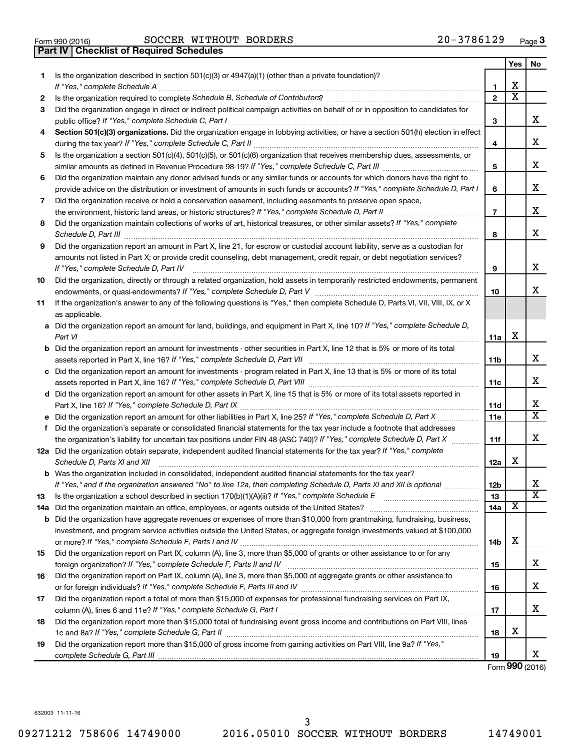Form 990 (2016) SOCCER WITHOUT BORDERS 20-3786129

## Part IV | Checklist of Required Schedules

| | | | Yes | No |
|---|---|---|---|---|
| 1 | Is the organization described in section 501(c)(3) or 4947(a)(1) (other than a private foundation)? *If "Yes," complete Schedule A* | 1 | X | |
| 2 | Is the organization required to complete *Schedule B, Schedule of Contributors*? | 2 | X | |
| 3 | Did the organization engage in direct or indirect political campaign activities on behalf of or in opposition to candidates for public office? *If "Yes," complete Schedule C, Part I* | 3 | | X |
| 4 | **Section 501(c)(3) organizations.** Did the organization engage in lobbying activities, or have a section 501(h) election in effect during the tax year? *If "Yes," complete Schedule C, Part II* | 4 | | X |
| 5 | Is the organization a section 501(c)(4), 501(c)(5), or 501(c)(6) organization that receives membership dues, assessments, or similar amounts as defined in Revenue Procedure 98-19? *If "Yes," complete Schedule C, Part III* | 5 | | X |
| 6 | Did the organization maintain any donor advised funds or any similar funds or accounts for which donors have the right to provide advice on the distribution or investment of amounts in such funds or accounts? *If "Yes," complete Schedule D, Part I* | 6 | | X |
| 7 | Did the organization receive or hold a conservation easement, including easements to preserve open space, the environment, historic land areas, or historic structures? *If "Yes," complete Schedule D, Part II* | 7 | | X |
| 8 | Did the organization maintain collections of works of art, historical treasures, or other similar assets? *If "Yes," complete Schedule D, Part III* | 8 | | X |
| 9 | Did the organization report an amount in Part X, line 21, for escrow or custodial account liability, serve as a custodian for amounts not listed in Part X; or provide credit counseling, debt management, credit repair, or debt negotiation services? *If "Yes," complete Schedule D, Part IV* | 9 | | X |
| 10 | Did the organization, directly or through a related organization, hold assets in temporarily restricted endowments, permanent endowments, or quasi-endowments? *If "Yes," complete Schedule D, Part V* | 10 | | X |
| 11 | If the organization's answer to any of the following questions is "Yes," then complete Schedule D, Parts VI, VII, VIII, IX, or X as applicable. | | | |
| a | Did the organization report an amount for land, buildings, and equipment in Part X, line 10? *If "Yes," complete Schedule D, Part VI* | 11a | X | |
| b | Did the organization report an amount for investments - other securities in Part X, line 12 that is 5% or more of its total assets reported in Part X, line 16? *If "Yes," complete Schedule D, Part VII* | 11b | | X |
| c | Did the organization report an amount for investments - program related in Part X, line 13 that is 5% or more of its total assets reported in Part X, line 16? *If "Yes," complete Schedule D, Part VIII* | 11c | | X |
| d | Did the organization report an amount for other assets in Part X, line 15 that is 5% or more of its total assets reported in Part X, line 16? *If "Yes," complete Schedule D, Part IX* | 11d | | X |
| e | Did the organization report an amount for other liabilities in Part X, line 25? *If "Yes," complete Schedule D, Part X* | 11e | | X |
| f | Did the organization's separate or consolidated financial statements for the tax year include a footnote that addresses the organization's liability for uncertain tax positions under FIN 48 (ASC 740)? *If "Yes," complete Schedule D, Part X* | 11f | | X |
| 12a | Did the organization obtain separate, independent audited financial statements for the tax year? *If "Yes," complete Schedule D, Parts XI and XII* | 12a | X | |
| b | Was the organization included in consolidated, independent audited financial statements for the tax year? *If "Yes," and if the organization answered "No" to line 12a, then completing Schedule D, Parts XI and XII is optional* | 12b | | X |
| 13 | Is the organization a school described in section 170(b)(1)(A)(ii)? *If "Yes," complete Schedule E* | 13 | | X |
| 14a | Did the organization maintain an office, employees, or agents outside of the United States? | 14a | X | |
| b | Did the organization have aggregate revenues or expenses of more than $10,000 from grantmaking, fundraising, business, investment, and program service activities outside the United States, or aggregate foreign investments valued at $100,000 or more? *If "Yes," complete Schedule F, Parts I and IV* | 14b | X | |
| 15 | Did the organization report on Part IX, column (A), line 3, more than $5,000 of grants or other assistance to or for any foreign organization? *If "Yes," complete Schedule F, Parts II and IV* | 15 | | X |
| 16 | Did the organization report on Part IX, column (A), line 3, more than $5,000 of aggregate grants or other assistance to or for foreign individuals? *If "Yes," complete Schedule F, Parts III and IV* | 16 | | X |
| 17 | Did the organization report a total of more than $15,000 of expenses for professional fundraising services on Part IX, column (A), lines 6 and 11e? *If "Yes," complete Schedule G, Part I* | 17 | | X |
| 18 | Did the organization report more than $15,000 total of fundraising event gross income and contributions on Part VIII, lines 1c and 8a? *If "Yes," complete Schedule G, Part II* | 18 | X | |
| 19 | Did the organization report more than $15,000 of gross income from gaming activities on Part VIII, line 9a? *If "Yes," complete Schedule G, Part III* | 19 | | X |

Form **990** (2016)

632003 11-11-16

09271212 758606 14749000 2016.05010 SOCCER WITHOUT BORDERS 14749001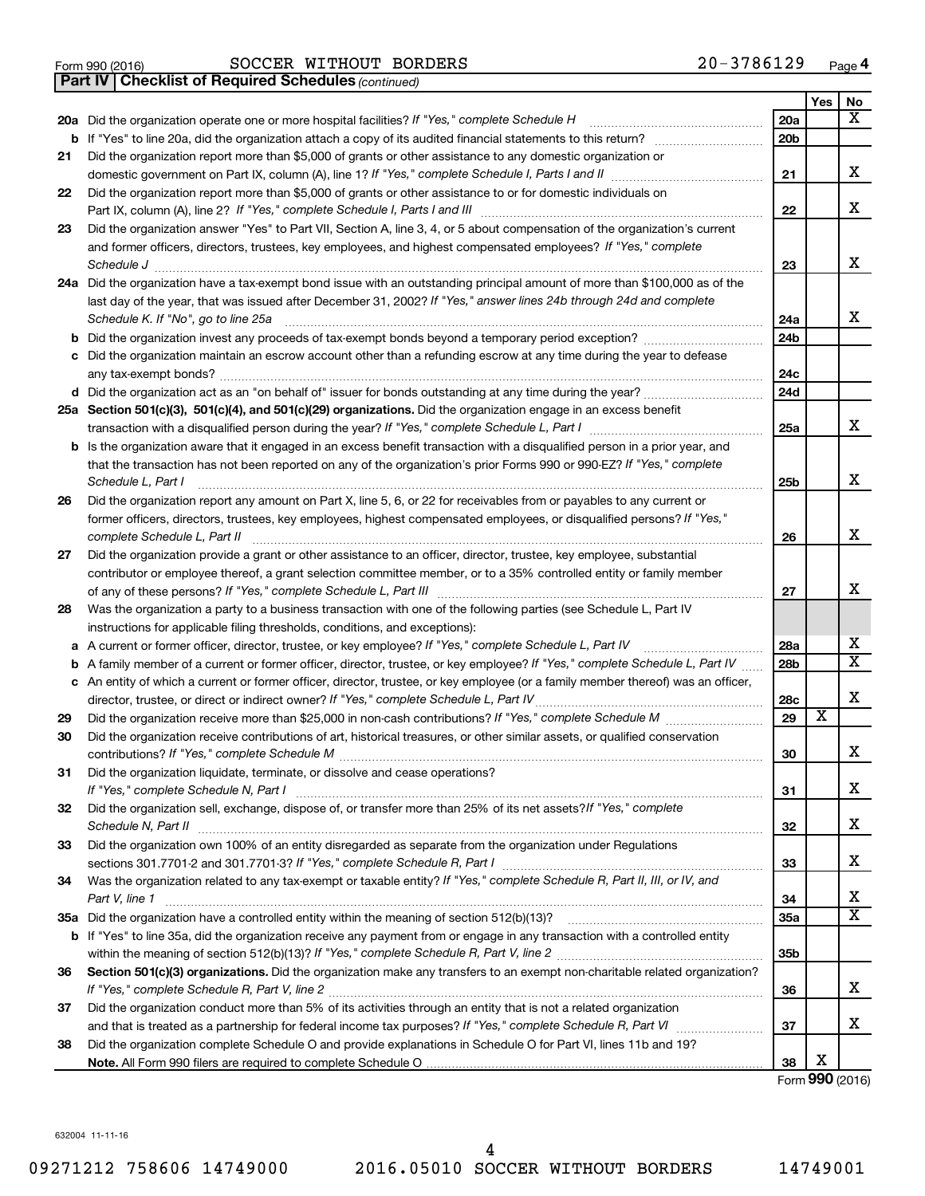Form 990 (2016) SOCCER WITHOUT BORDERS 20-3786129 Page 4

**Part IV | Checklist of Required Schedules** *(continued)*

| | | | Yes | No |
|---|---|---|---|---|
| 20a | Did the organization operate one or more hospital facilities? *If "Yes," complete Schedule H* | 20a | | X |
| b | If "Yes" to line 20a, did the organization attach a copy of its audited financial statements to this return? | 20b | | |
| 21 | Did the organization report more than $5,000 of grants or other assistance to any domestic organization or domestic government on Part IX, column (A), line 1? *If "Yes," complete Schedule I, Parts I and II* | 21 | | X |
| 22 | Did the organization report more than $5,000 of grants or other assistance to or for domestic individuals on Part IX, column (A), line 2? *If "Yes," complete Schedule I, Parts I and III* | 22 | | X |
| 23 | Did the organization answer "Yes" to Part VII, Section A, line 3, 4, or 5 about compensation of the organization's current and former officers, directors, trustees, key employees, and highest compensated employees? *If "Yes," complete Schedule J* | 23 | | X |
| 24a | Did the organization have a tax-exempt bond issue with an outstanding principal amount of more than $100,000 as of the last day of the year, that was issued after December 31, 2002? *If "Yes," answer lines 24b through 24d and complete Schedule K. If "No", go to line 25a* | 24a | | X |
| b | Did the organization invest any proceeds of tax-exempt bonds beyond a temporary period exception? | 24b | | |
| c | Did the organization maintain an escrow account other than a refunding escrow at any time during the year to defease any tax-exempt bonds? | 24c | | |
| d | Did the organization act as an "on behalf of" issuer for bonds outstanding at any time during the year? | 24d | | |
| 25a | **Section 501(c)(3), 501(c)(4), and 501(c)(29) organizations.** Did the organization engage in an excess benefit transaction with a disqualified person during the year? *If "Yes," complete Schedule L, Part I* | 25a | | X |
| b | Is the organization aware that it engaged in an excess benefit transaction with a disqualified person in a prior year, and that the transaction has not been reported on any of the organization's prior Forms 990 or 990-EZ? *If "Yes," complete Schedule L, Part I* | 25b | | X |
| 26 | Did the organization report any amount on Part X, line 5, 6, or 22 for receivables from or payables to any current or former officers, directors, trustees, key employees, highest compensated employees, or disqualified persons? *If "Yes," complete Schedule L, Part II* | 26 | | X |
| 27 | Did the organization provide a grant or other assistance to an officer, director, trustee, key employee, substantial contributor or employee thereof, a grant selection committee member, or to a 35% controlled entity or family member of any of these persons? *If "Yes," complete Schedule L, Part III* | 27 | | X |
| 28 | Was the organization a party to a business transaction with one of the following parties (see Schedule L, Part IV instructions for applicable filing thresholds, conditions, and exceptions): | | | |
| a | A current or former officer, director, trustee, or key employee? *If "Yes," complete Schedule L, Part IV* | 28a | | X |
| b | A family member of a current or former officer, director, trustee, or key employee? *If "Yes," complete Schedule L, Part IV* | 28b | | X |
| c | An entity of which a current or former officer, director, trustee, or key employee (or a family member thereof) was an officer, director, trustee, or direct or indirect owner? *If "Yes," complete Schedule L, Part IV* | 28c | | X |
| 29 | Did the organization receive more than $25,000 in non-cash contributions? *If "Yes," complete Schedule M* | 29 | X | |
| 30 | Did the organization receive contributions of art, historical treasures, or other similar assets, or qualified conservation contributions? *If "Yes," complete Schedule M* | 30 | | X |
| 31 | Did the organization liquidate, terminate, or dissolve and cease operations? *If "Yes," complete Schedule N, Part I* | 31 | | X |
| 32 | Did the organization sell, exchange, dispose of, or transfer more than 25% of its net assets? *If "Yes," complete Schedule N, Part II* | 32 | | X |
| 33 | Did the organization own 100% of an entity disregarded as separate from the organization under Regulations sections 301.7701-2 and 301.7701-3? *If "Yes," complete Schedule R, Part I* | 33 | | X |
| 34 | Was the organization related to any tax-exempt or taxable entity? *If "Yes," complete Schedule R, Part II, III, or IV, and Part V, line 1* | 34 | | X |
| 35a | Did the organization have a controlled entity within the meaning of section 512(b)(13)? | 35a | | X |
| b | If "Yes" to line 35a, did the organization receive any payment from or engage in any transaction with a controlled entity within the meaning of section 512(b)(13)? *If "Yes," complete Schedule R, Part V, line 2* | 35b | | |
| 36 | **Section 501(c)(3) organizations.** Did the organization make any transfers to an exempt non-charitable related organization? *If "Yes," complete Schedule R, Part V, line 2* | 36 | | X |
| 37 | Did the organization conduct more than 5% of its activities through an entity that is not a related organization and that is treated as a partnership for federal income tax purposes? *If "Yes," complete Schedule R, Part VI* | 37 | | X |
| 38 | Did the organization complete Schedule O and provide explanations in Schedule O for Part VI, lines 11b and 19? **Note.** All Form 990 filers are required to complete Schedule O | 38 | X | |

Form **990** (2016)

632004 11-11-16

09271212 758606 14749000 2016.05010 SOCCER WITHOUT BORDERS 14749001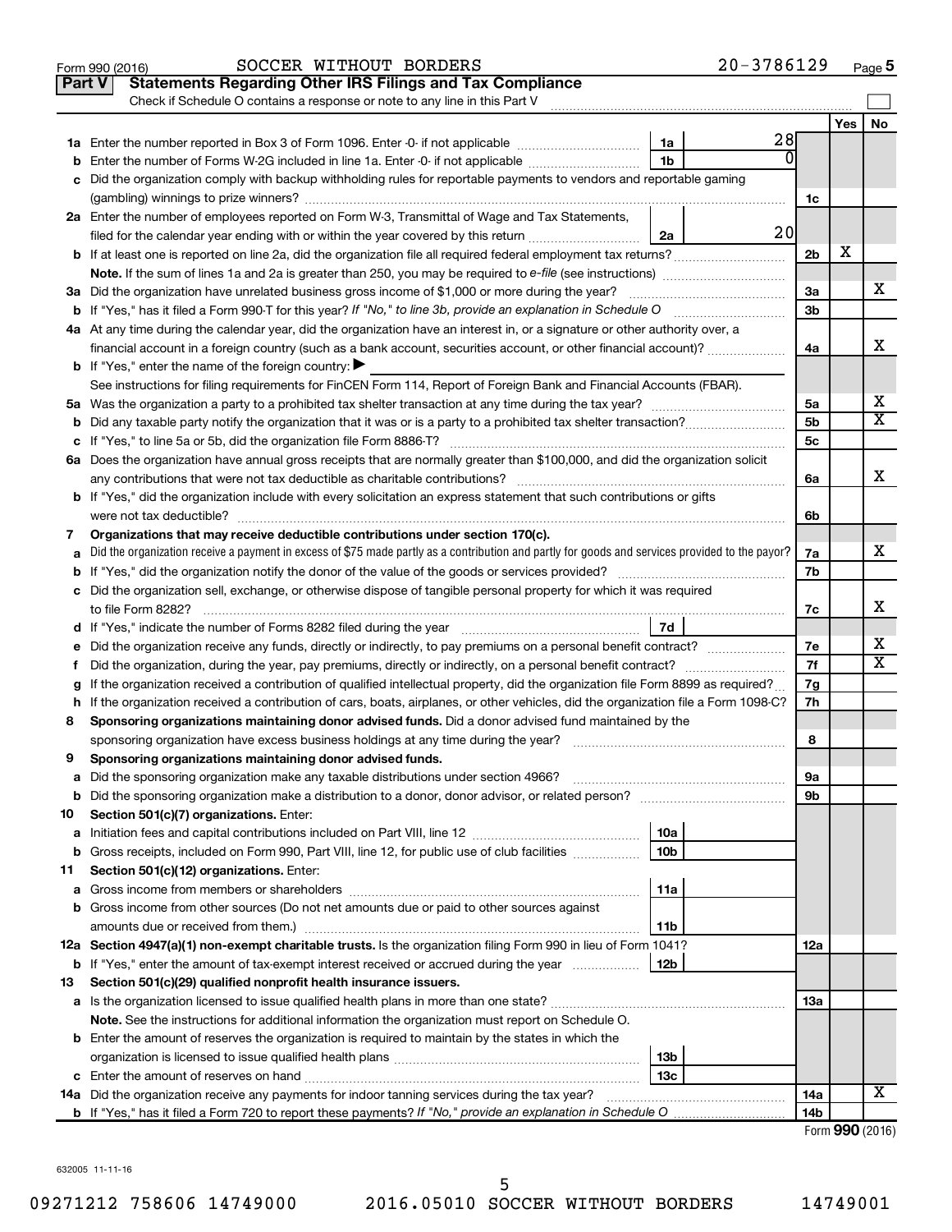Form 990 (2016) SOCCER WITHOUT BORDERS 20-3786129

## Part V Statements Regarding Other IRS Filings and Tax Compliance

Check if Schedule O contains a response or note to any line in this Part V

| | | | | | Yes | No |
|---|---|---|---|---|---|---|
| **1a** | Enter the number reported in Box 3 of Form 1096. Enter -0- if not applicable | 1a | 28 | | | |
| **b** | Enter the number of Forms W-2G included in line 1a. Enter -0- if not applicable | 1b | 0 | | | |
| **c** | Did the organization comply with backup withholding rules for reportable payments to vendors and reportable gaming (gambling) winnings to prize winners? | | | 1c | | |
| **2a** | Enter the number of employees reported on Form W-3, Transmittal of Wage and Tax Statements, filed for the calendar year ending with or within the year covered by this return | 2a | 20 | | | |
| **b** | If at least one is reported on line 2a, did the organization file all required federal employment tax returns? | | | 2b | X | |
| | **Note.** If the sum of lines 1a and 2a is greater than 250, you may be required to *e-file* (see instructions) | | | | | |
| **3a** | Did the organization have unrelated business gross income of $1,000 or more during the year? | | | 3a | | X |
| **b** | If "Yes," has it filed a Form 990-T for this year? *If "No," to line 3b, provide an explanation in Schedule O* | | | 3b | | |
| **4a** | At any time during the calendar year, did the organization have an interest in, or a signature or other authority over, a financial account in a foreign country (such as a bank account, securities account, or other financial account)? | | | 4a | | X |
| **b** | If "Yes," enter the name of the foreign country: ▶ | | | | | |
| | See instructions for filing requirements for FinCEN Form 114, Report of Foreign Bank and Financial Accounts (FBAR). | | | | | |
| **5a** | Was the organization a party to a prohibited tax shelter transaction at any time during the tax year? | | | 5a | | X |
| **b** | Did any taxable party notify the organization that it was or is a party to a prohibited tax shelter transaction? | | | 5b | | X |
| **c** | If "Yes," to line 5a or 5b, did the organization file Form 8886-T? | | | 5c | | |
| **6a** | Does the organization have annual gross receipts that are normally greater than $100,000, and did the organization solicit any contributions that were not tax deductible as charitable contributions? | | | 6a | | X |
| **b** | If "Yes," did the organization include with every solicitation an express statement that such contributions or gifts were not tax deductible? | | | 6b | | |
| **7** | **Organizations that may receive deductible contributions under section 170(c).** | | | | | |
| **a** | Did the organization receive a payment in excess of $75 made partly as a contribution and partly for goods and services provided to the payor? | | | 7a | | X |
| **b** | If "Yes," did the organization notify the donor of the value of the goods or services provided? | | | 7b | | |
| **c** | Did the organization sell, exchange, or otherwise dispose of tangible personal property for which it was required to file Form 8282? | | | 7c | | X |
| **d** | If "Yes," indicate the number of Forms 8282 filed during the year | 7d | | | | |
| **e** | Did the organization receive any funds, directly or indirectly, to pay premiums on a personal benefit contract? | | | 7e | | X |
| **f** | Did the organization, during the year, pay premiums, directly or indirectly, on a personal benefit contract? | | | 7f | | X |
| **g** | If the organization received a contribution of qualified intellectual property, did the organization file Form 8899 as required? | | | 7g | | |
| **h** | If the organization received a contribution of cars, boats, airplanes, or other vehicles, did the organization file a Form 1098-C? | | | 7h | | |
| **8** | **Sponsoring organizations maintaining donor advised funds.** Did a donor advised fund maintained by the sponsoring organization have excess business holdings at any time during the year? | | | 8 | | |
| **9** | **Sponsoring organizations maintaining donor advised funds.** | | | | | |
| **a** | Did the sponsoring organization make any taxable distributions under section 4966? | | | 9a | | |
| **b** | Did the sponsoring organization make a distribution to a donor, donor advisor, or related person? | | | 9b | | |
| **10** | **Section 501(c)(7) organizations.** Enter: | | | | | |
| **a** | Initiation fees and capital contributions included on Part VIII, line 12 | 10a | | | | |
| **b** | Gross receipts, included on Form 990, Part VIII, line 12, for public use of club facilities | 10b | | | | |
| **11** | **Section 501(c)(12) organizations.** Enter: | | | | | |
| **a** | Gross income from members or shareholders | 11a | | | | |
| **b** | Gross income from other sources (Do not net amounts due or paid to other sources against amounts due or received from them.) | 11b | | | | |
| **12a** | **Section 4947(a)(1) non-exempt charitable trusts.** Is the organization filing Form 990 in lieu of Form 1041? | | | 12a | | |
| **b** | If "Yes," enter the amount of tax-exempt interest received or accrued during the year | 12b | | | | |
| **13** | **Section 501(c)(29) qualified nonprofit health insurance issuers.** | | | | | |
| **a** | Is the organization licensed to issue qualified health plans in more than one state? | | | 13a | | |
| | **Note.** See the instructions for additional information the organization must report on Schedule O. | | | | | |
| **b** | Enter the amount of reserves the organization is required to maintain by the states in which the organization is licensed to issue qualified health plans | 13b | | | | |
| **c** | Enter the amount of reserves on hand | 13c | | | | |
| **14a** | Did the organization receive any payments for indoor tanning services during the tax year? | | | 14a | | X |
| **b** | If "Yes," has it filed a Form 720 to report these payments? *If "No," provide an explanation in Schedule O* | | | 14b | | |

Form **990** (2016)

632005 11-11-16

09271212 758606 14749000 2016.05010 SOCCER WITHOUT BORDERS 14749001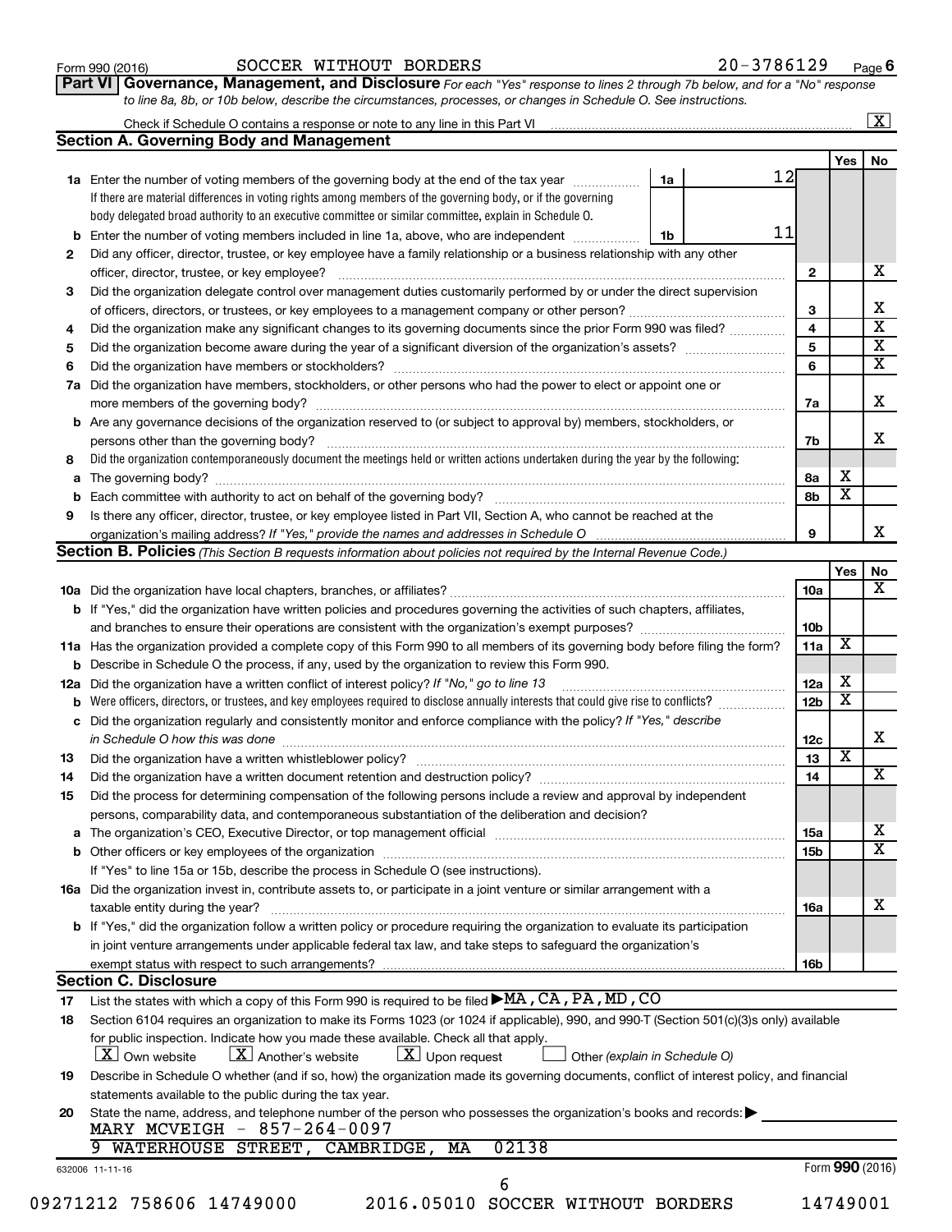Form 990 (2016) SOCCER WITHOUT BORDERS 20-3786129 Page 6

## Part VI Governance, Management, and Disclosure

*For each "Yes" response to lines 2 through 7b below, and for a "No" response to line 8a, 8b, or 10b below, describe the circumstances, processes, or changes in Schedule O. See instructions.*

Check if Schedule O contains a response or note to any line in this Part VI .......... [X]

### Section A. Governing Body and Management

| | | | | Yes | No |
|---|---|---|---|---|---|
| **1a** | Enter the number of voting members of the governing body at the end of the tax year. If there are material differences in voting rights among members of the governing body, or if the governing body delegated broad authority to an executive committee or similar committee, explain in Schedule O. | 1a | 12 | | |
| **b** | Enter the number of voting members included in line 1a, above, who are independent | 1b | 11 | | |
| **2** | Did any officer, director, trustee, or key employee have a family relationship or a business relationship with any other officer, director, trustee, or key employee? | 2 | | | X |
| **3** | Did the organization delegate control over management duties customarily performed by or under the direct supervision of officers, directors, or trustees, or key employees to a management company or other person? | 3 | | | X |
| **4** | Did the organization make any significant changes to its governing documents since the prior Form 990 was filed? | 4 | | | X |
| **5** | Did the organization become aware during the year of a significant diversion of the organization's assets? | 5 | | | X |
| **6** | Did the organization have members or stockholders? | 6 | | | X |
| **7a** | Did the organization have members, stockholders, or other persons who had the power to elect or appoint one or more members of the governing body? | 7a | | | X |
| **b** | Are any governance decisions of the organization reserved to (or subject to approval by) members, stockholders, or persons other than the governing body? | 7b | | | X |
| **8** | Did the organization contemporaneously document the meetings held or written actions undertaken during the year by the following: | | | | |
| **a** | The governing body? | 8a | | X | |
| **b** | Each committee with authority to act on behalf of the governing body? | 8b | | X | |
| **9** | Is there any officer, director, trustee, or key employee listed in Part VII, Section A, who cannot be reached at the organization's mailing address? *If "Yes," provide the names and addresses in Schedule O* | 9 | | | X |

### Section B. Policies *(This Section B requests information about policies not required by the Internal Revenue Code.)*

| | | | Yes | No |
|---|---|---|---|---|
| **10a** | Did the organization have local chapters, branches, or affiliates? | 10a | | X |
| **b** | If "Yes," did the organization have written policies and procedures governing the activities of such chapters, affiliates, and branches to ensure their operations are consistent with the organization's exempt purposes? | 10b | | |
| **11a** | Has the organization provided a complete copy of this Form 990 to all members of its governing body before filing the form? | 11a | X | |
| **b** | Describe in Schedule O the process, if any, used by the organization to review this Form 990. | | | |
| **12a** | Did the organization have a written conflict of interest policy? *If "No," go to line 13* | 12a | X | |
| **b** | Were officers, directors, or trustees, and key employees required to disclose annually interests that could give rise to conflicts? | 12b | X | |
| **c** | Did the organization regularly and consistently monitor and enforce compliance with the policy? *If "Yes," describe in Schedule O how this was done* | 12c | | X |
| **13** | Did the organization have a written whistleblower policy? | 13 | X | |
| **14** | Did the organization have a written document retention and destruction policy? | 14 | | X |
| **15** | Did the process for determining compensation of the following persons include a review and approval by independent persons, comparability data, and contemporaneous substantiation of the deliberation and decision? | | | |
| **a** | The organization's CEO, Executive Director, or top management official | 15a | | X |
| **b** | Other officers or key employees of the organization | 15b | | X |
| | If "Yes" to line 15a or 15b, describe the process in Schedule O (see instructions). | | | |
| **16a** | Did the organization invest in, contribute assets to, or participate in a joint venture or similar arrangement with a taxable entity during the year? | 16a | | X |
| **b** | If "Yes," did the organization follow a written policy or procedure requiring the organization to evaluate its participation in joint venture arrangements under applicable federal tax law, and take steps to safeguard the organization's exempt status with respect to such arrangements? | 16b | | |

### Section C. Disclosure

**17** List the states with which a copy of this Form 990 is required to be filed ▶ MA, CA, PA, MD, CO

**18** Section 6104 requires an organization to make its Forms 1023 (or 1024 if applicable), 990, and 990-T (Section 501(c)(3)s only) available for public inspection. Indicate how you made these available. Check all that apply.

[X] Own website [X] Another's website [X] Upon request [ ] Other *(explain in Schedule O)*

**19** Describe in Schedule O whether (and if so, how) the organization made its governing documents, conflict of interest policy, and financial statements available to the public during the tax year.

**20** State the name, address, and telephone number of the person who possesses the organization's books and records: ▶

MARY MCVEIGH - 857-264-0097
9 WATERHOUSE STREET, CAMBRIDGE, MA 02138

632006 11-11-16 Form **990** (2016)

09271212 758606 14749000 2016.05010 SOCCER WITHOUT BORDERS 14749001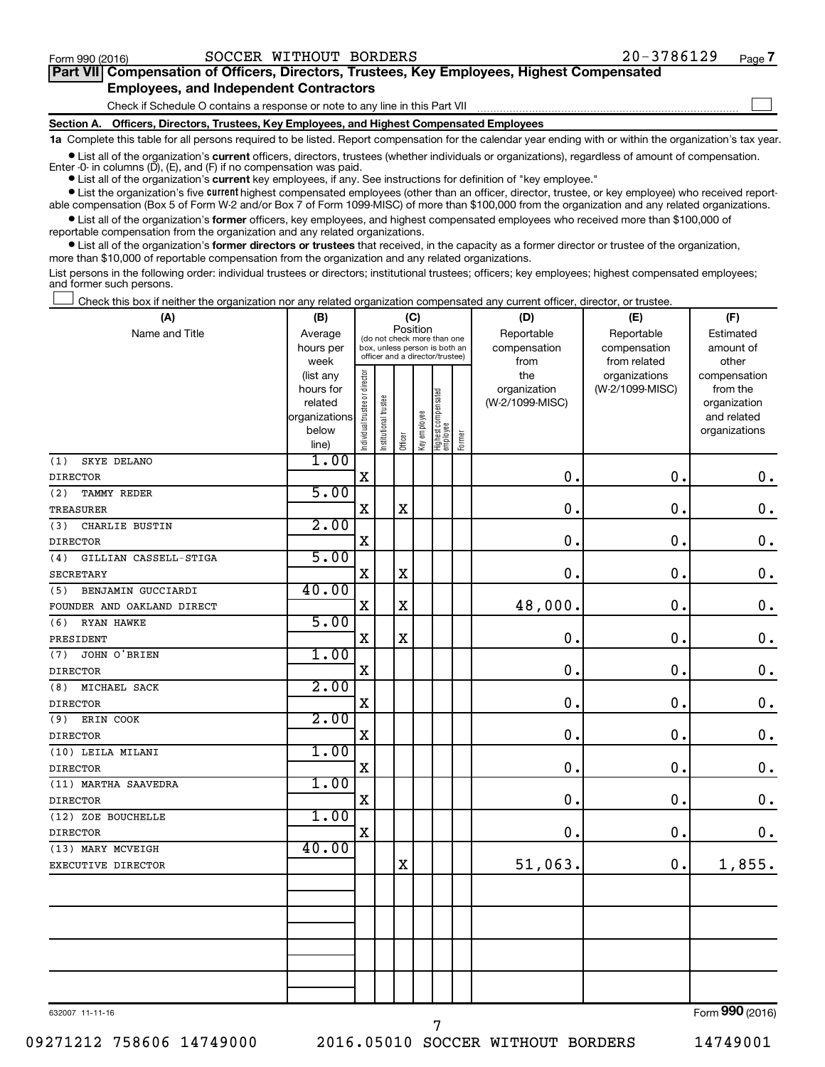Form 990 (2016) SOCCER WITHOUT BORDERS 20-3786129 Page 7

**Part VII Compensation of Officers, Directors, Trustees, Key Employees, Highest Compensated Employees, and Independent Contractors**

Check if Schedule O contains a response or note to any line in this Part VII

**Section A. Officers, Directors, Trustees, Key Employees, and Highest Compensated Employees**

**1a** Complete this table for all persons required to be listed. Report compensation for the calendar year ending with or within the organization's tax year.

- List all of the organization's **current** officers, directors, trustees (whether individuals or organizations), regardless of amount of compensation. Enter -0- in columns (D), (E), and (F) if no compensation was paid.
- List all of the organization's **current** key employees, if any. See instructions for definition of "key employee."
- List the organization's five **current** highest compensated employees (other than an officer, director, trustee, or key employee) who received reportable compensation (Box 5 of Form W-2 and/or Box 7 of Form 1099-MISC) of more than $100,000 from the organization and any related organizations.
- List all of the organization's **former** officers, key employees, and highest compensated employees who received more than $100,000 of reportable compensation from the organization and any related organizations.
- List all of the organization's **former directors or trustees** that received, in the capacity as a former director or trustee of the organization, more than $10,000 of reportable compensation from the organization and any related organizations.

List persons in the following order: individual trustees or directors; institutional trustees; officers; key employees; highest compensated employees; and former such persons.

Check this box if neither the organization nor any related organization compensated any current officer, director, or trustee.

| (A) Name and Title | (B) Average hours per week (list any hours for related organizations below line) | (C) Position: Individual trustee or director | Institutional trustee | Officer | Key employee | Highest compensated employee | Former | (D) Reportable compensation from the organization (W-2/1099-MISC) | (E) Reportable compensation from related organizations (W-2/1099-MISC) | (F) Estimated amount of other compensation from the organization and related organizations |
|---|---|---|---|---|---|---|---|---|---|---|
| (1) SKYE DELANO<br>DIRECTOR | 1.00 | X | | | | | | 0. | 0. | 0. |
| (2) TAMMY REDER<br>TREASURER | 5.00 | X | | X | | | | 0. | 0. | 0. |
| (3) CHARLIE BUSTIN<br>DIRECTOR | 2.00 | X | | | | | | 0. | 0. | 0. |
| (4) GILLIAN CASSELL-STIGA<br>SECRETARY | 5.00 | X | | X | | | | 0. | 0. | 0. |
| (5) BENJAMIN GUCCIARDI<br>FOUNDER AND OAKLAND DIRECT | 40.00 | X | | X | | | | 48,000. | 0. | 0. |
| (6) RYAN HAWKE<br>PRESIDENT | 5.00 | X | | X | | | | 0. | 0. | 0. |
| (7) JOHN O'BRIEN<br>DIRECTOR | 1.00 | X | | | | | | 0. | 0. | 0. |
| (8) MICHAEL SACK<br>DIRECTOR | 2.00 | X | | | | | | 0. | 0. | 0. |
| (9) ERIN COOK<br>DIRECTOR | 2.00 | X | | | | | | 0. | 0. | 0. |
| (10) LEILA MILANI<br>DIRECTOR | 1.00 | X | | | | | | 0. | 0. | 0. |
| (11) MARTHA SAAVEDRA<br>DIRECTOR | 1.00 | X | | | | | | 0. | 0. | 0. |
| (12) ZOE BOUCHELLE<br>DIRECTOR | 1.00 | X | | | | | | 0. | 0. | 0. |
| (13) MARY MCVEIGH<br>EXECUTIVE DIRECTOR | 40.00 | | | X | | | | 51,063. | 0. | 1,855. |

632007 11-11-16

Form **990** (2016)

09271212 758606 14749000 2016.05010 SOCCER WITHOUT BORDERS 14749001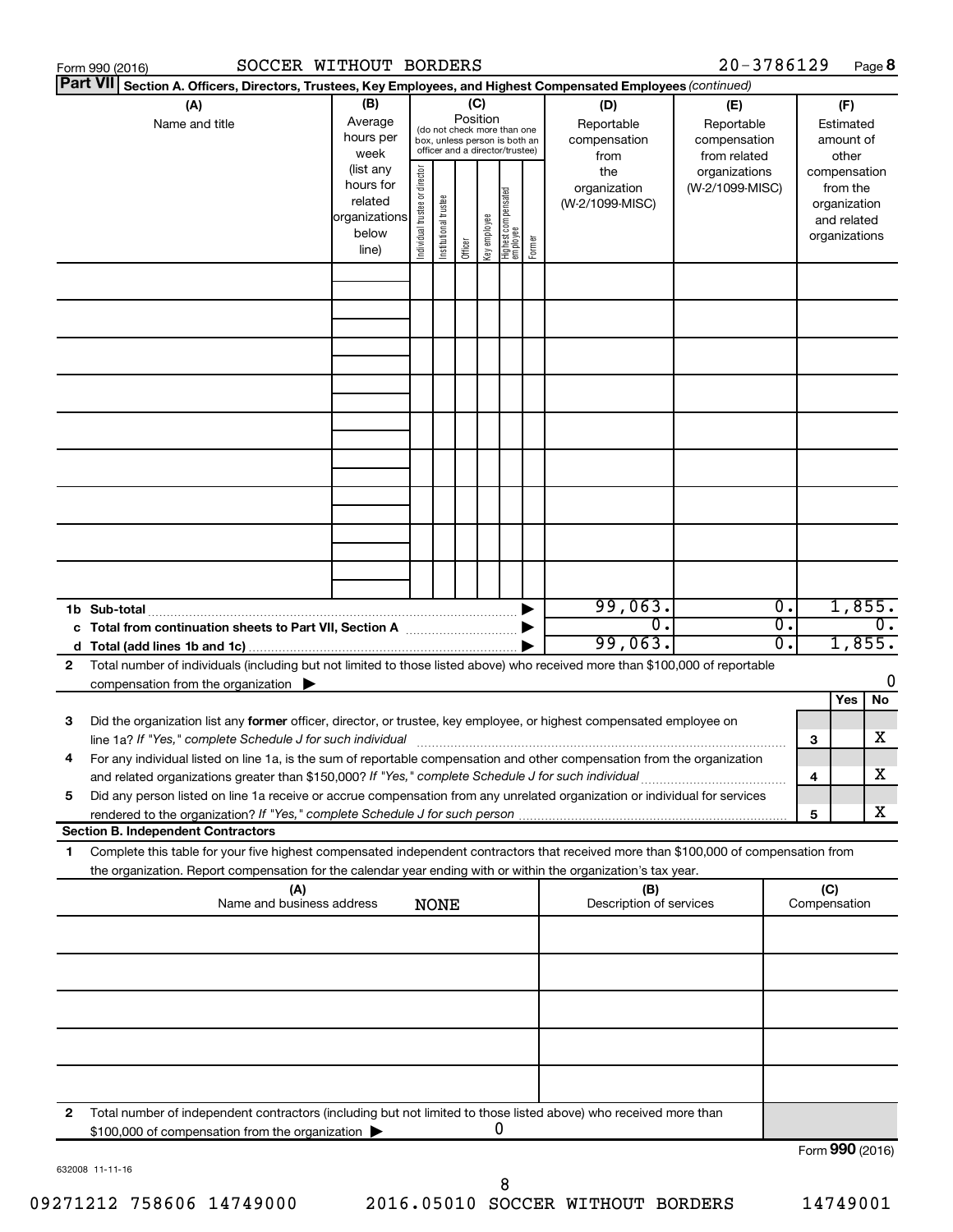Form 990 (2016) SOCCER WITHOUT BORDERS 20-3786129 Page **8**

**Part VII** **Section A. Officers, Directors, Trustees, Key Employees, and Highest Compensated Employees** *(continued)*

| (A) Name and title | (B) Average hours per week (list any hours for related organizations below line) | (C) Position (do not check more than one box, unless person is both an officer and a director/trustee): Individual trustee or director | Institutional trustee | Officer | Key employee | Highest compensated employee | Former | (D) Reportable compensation from the organization (W-2/1099-MISC) | (E) Reportable compensation from related organizations (W-2/1099-MISC) | (F) Estimated amount of other compensation from the organization and related organizations |
|---|---|---|---|---|---|---|---|---|---|---|
| | | | | | | | | | | |
| | | | | | | | | | | |
| | | | | | | | | | | |
| | | | | | | | | | | |
| | | | | | | | | | | |
| | | | | | | | | | | |
| | | | | | | | | | | |
| | | | | | | | | | | |
| | | | | | | | | | | |

| | (D) | (E) | (F) |
|---|---|---|---|
| **1b Sub-total** | 99,063. | 0. | 1,855. |
| **c Total from continuation sheets to Part VII, Section A** | 0. | 0. | 0. |
| **d Total (add lines 1b and 1c)** | 99,063. | 0. | 1,855. |

**2** Total number of individuals (including but not limited to those listed above) who received more than $100,000 of reportable compensation from the organization ▶ 0

| | | | Yes | No |
|---|---|---|---|---|
| **3** | Did the organization list any **former** officer, director, or trustee, key employee, or highest compensated employee on line 1a? *If "Yes," complete Schedule J for such individual* | **3** | | X |
| **4** | For any individual listed on line 1a, is the sum of reportable compensation and other compensation from the organization and related organizations greater than $150,000? *If "Yes," complete Schedule J for such individual* | **4** | | X |
| **5** | Did any person listed on line 1a receive or accrue compensation from any unrelated organization or individual for services rendered to the organization? *If "Yes," complete Schedule J for such person* | **5** | | X |

**Section B. Independent Contractors**

**1** Complete this table for your five highest compensated independent contractors that received more than $100,000 of compensation from the organization. Report compensation for the calendar year ending with or within the organization's tax year.

| (A) Name and business address NONE | (B) Description of services | (C) Compensation |
|---|---|---|
| | | |
| | | |
| | | |
| | | |
| | | |

**2** Total number of independent contractors (including but not limited to those listed above) who received more than $100,000 of compensation from the organization ▶ 0

Form **990** (2016)

632008 11-11-16

09271212 758606 14749000 2016.05010 SOCCER WITHOUT BORDERS 14749001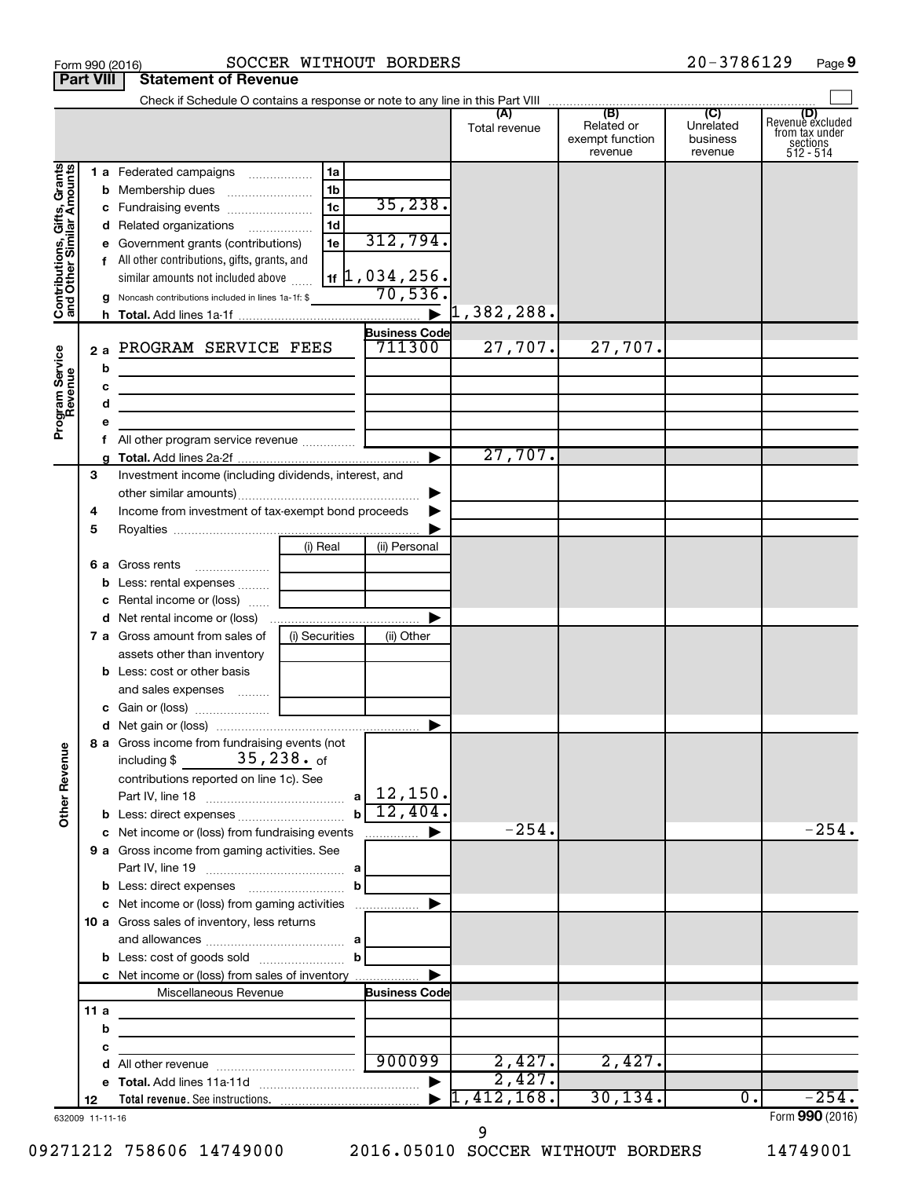Form 990 (2016) SOCCER WITHOUT BORDERS 20-3786129 Page 9

**Part VIII Statement of Revenue**

Check if Schedule O contains a response or note to any line in this Part VIII

| | | | (A) Total revenue | (B) Related or exempt function revenue | (C) Unrelated business revenue | (D) Revenue excluded from tax under sections 512 - 514 |
|---|---|---|---|---|---|---|
| **Contributions, Gifts, Grants and Other Similar Amounts** | 1 a Federated campaigns | 1a | | | | |
| | b Membership dues | 1b | | | | |
| | c Fundraising events | 1c 35,238. | | | | |
| | d Related organizations | 1d | | | | |
| | e Government grants (contributions) | 1e 312,794. | | | | |
| | f All other contributions, gifts, grants, and similar amounts not included above | 1f 1,034,256. | | | | |
| | g Noncash contributions included in lines 1a-1f: $ 70,536. | | | | | |
| | h Total. Add lines 1a-1f | | 1,382,288. | | | |
| **Program Service Revenue** | | Business Code | | | | |
| | 2 a PROGRAM SERVICE FEES | 711300 | 27,707. | 27,707. | | |
| | b | | | | | |
| | c | | | | | |
| | d | | | | | |
| | e | | | | | |
| | f All other program service revenue | | | | | |
| | g Total. Add lines 2a-2f | | 27,707. | | | |
| **Other Revenue** | 3 Investment income (including dividends, interest, and other similar amounts) | | | | | |
| | 4 Income from investment of tax-exempt bond proceeds | | | | | |
| | 5 Royalties | | | | | |
| | 6 a Gross rents — (i) Real / (ii) Personal | | | | | |
| | b Less: rental expenses | | | | | |
| | c Rental income or (loss) | | | | | |
| | d Net rental income or (loss) | | | | | |
| | 7 a Gross amount from sales of assets other than inventory — (i) Securities / (ii) Other | | | | | |
| | b Less: cost or other basis and sales expenses | | | | | |
| | c Gain or (loss) | | | | | |
| | d Net gain or (loss) | | | | | |
| | 8 a Gross income from fundraising events (not including $ 35,238. of contributions reported on line 1c). See Part IV, line 18 | a 12,150. | | | | |
| | b Less: direct expenses | b 12,404. | | | | |
| | c Net income or (loss) from fundraising events | | -254. | | | -254. |
| | 9 a Gross income from gaming activities. See Part IV, line 19 | a | | | | |
| | b Less: direct expenses | b | | | | |
| | c Net income or (loss) from gaming activities | | | | | |
| | 10 a Gross sales of inventory, less returns and allowances | a | | | | |
| | b Less: cost of goods sold | b | | | | |
| | c Net income or (loss) from sales of inventory | | | | | |
| | Miscellaneous Revenue | Business Code | | | | |
| | 11 a | | | | | |
| | b | | | | | |
| | c | | | | | |
| | d All other revenue | 900099 | 2,427. | 2,427. | | |
| | e Total. Add lines 11a-11d | | 2,427. | | | |
| | 12 Total revenue. See instructions. | | 1,412,168. | 30,134. | 0. | -254. |

632009 11-11-16 Form **990** (2016)

09271212 758606 14749000 2016.05010 SOCCER WITHOUT BORDERS 14749001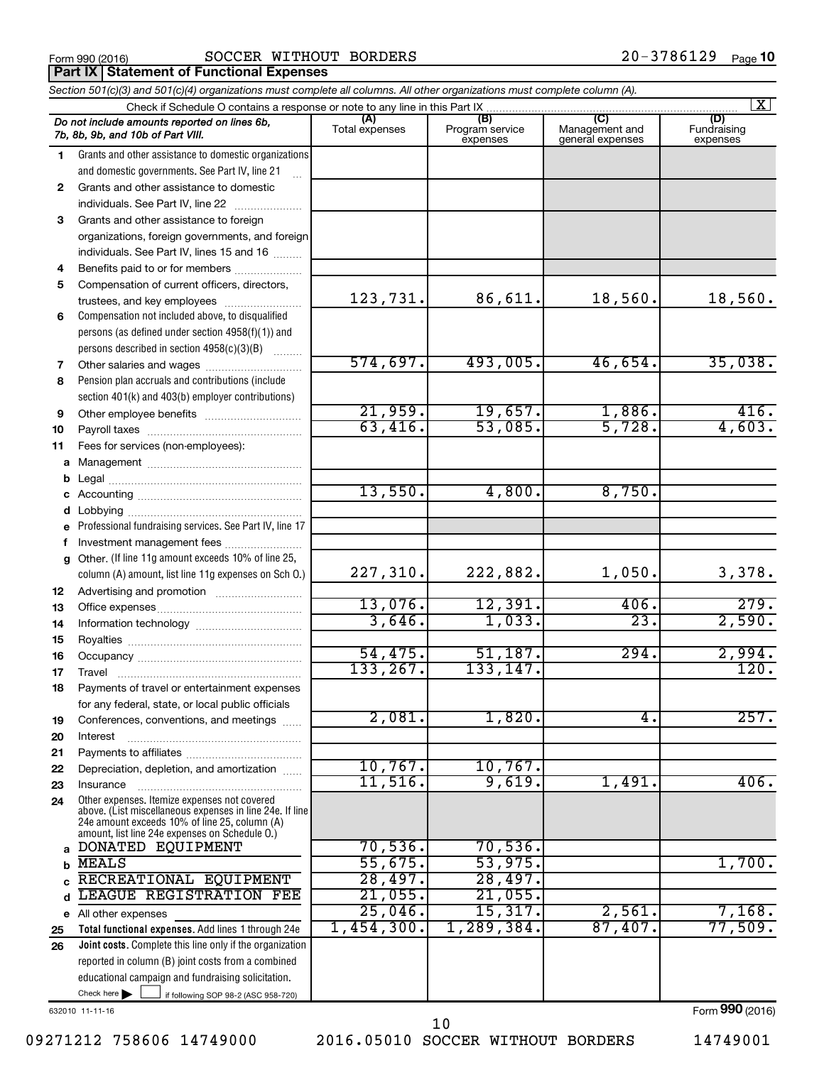Form 990 (2016) SOCCER WITHOUT BORDERS 20-3786129 Page **10**

## Part IX Statement of Functional Expenses

*Section 501(c)(3) and 501(c)(4) organizations must complete all columns. All other organizations must complete column (A).*

Check if Schedule O contains a response or note to any line in this Part IX .......... [X]

| | *Do not include amounts reported on lines 6b, 7b, 8b, 9b, and 10b of Part VIII.* | (A) Total expenses | (B) Program service expenses | (C) Management and general expenses | (D) Fundraising expenses |
|---|---|---|---|---|---|
| 1 | Grants and other assistance to domestic organizations and domestic governments. See Part IV, line 21 | | | | |
| 2 | Grants and other assistance to domestic individuals. See Part IV, line 22 | | | | |
| 3 | Grants and other assistance to foreign organizations, foreign governments, and foreign individuals. See Part IV, lines 15 and 16 | | | | |
| 4 | Benefits paid to or for members | | | | |
| 5 | Compensation of current officers, directors, trustees, and key employees | 123,731. | 86,611. | 18,560. | 18,560. |
| 6 | Compensation not included above, to disqualified persons (as defined under section 4958(f)(1)) and persons described in section 4958(c)(3)(B) | | | | |
| 7 | Other salaries and wages | 574,697. | 493,005. | 46,654. | 35,038. |
| 8 | Pension plan accruals and contributions (include section 401(k) and 403(b) employer contributions) | | | | |
| 9 | Other employee benefits | 21,959. | 19,657. | 1,886. | 416. |
| 10 | Payroll taxes | 63,416. | 53,085. | 5,728. | 4,603. |
| 11 | Fees for services (non-employees): | | | | |
| a | Management | | | | |
| b | Legal | | | | |
| c | Accounting | 13,550. | 4,800. | 8,750. | |
| d | Lobbying | | | | |
| e | Professional fundraising services. See Part IV, line 17 | | | | |
| f | Investment management fees | | | | |
| g | Other. (If line 11g amount exceeds 10% of line 25, column (A) amount, list line 11g expenses on Sch O.) | 227,310. | 222,882. | 1,050. | 3,378. |
| 12 | Advertising and promotion | | | | |
| 13 | Office expenses | 13,076. | 12,391. | 406. | 279. |
| 14 | Information technology | 3,646. | 1,033. | 23. | 2,590. |
| 15 | Royalties | | | | |
| 16 | Occupancy | 54,475. | 51,187. | 294. | 2,994. |
| 17 | Travel | 133,267. | 133,147. | | 120. |
| 18 | Payments of travel or entertainment expenses for any federal, state, or local public officials | | | | |
| 19 | Conferences, conventions, and meetings | 2,081. | 1,820. | 4. | 257. |
| 20 | Interest | | | | |
| 21 | Payments to affiliates | | | | |
| 22 | Depreciation, depletion, and amortization | 10,767. | 10,767. | | |
| 23 | Insurance | 11,516. | 9,619. | 1,491. | 406. |
| 24 | Other expenses. Itemize expenses not covered above. (List miscellaneous expenses in line 24e. If line 24e amount exceeds 10% of line 25, column (A) amount, list line 24e expenses on Schedule O.) | | | | |
| a | DONATED EQUIPMENT | 70,536. | 70,536. | | |
| b | MEALS | 55,675. | 53,975. | | 1,700. |
| c | RECREATIONAL EQUIPMENT | 28,497. | 28,497. | | |
| d | LEAGUE REGISTRATION FEE | 21,055. | 21,055. | | |
| e | All other expenses | 25,046. | 15,317. | 2,561. | 7,168. |
| 25 | **Total functional expenses.** Add lines 1 through 24e | 1,454,300. | 1,289,384. | 87,407. | 77,509. |
| 26 | **Joint costs.** Complete this line only if the organization reported in column (B) joint costs from a combined educational campaign and fundraising solicitation. Check here [ ] if following SOP 98-2 (ASC 958-720) | | | | |

632010 11-11-16 Form **990** (2016)

09271212 758606 14749000 2016.05010 SOCCER WITHOUT BORDERS 14749001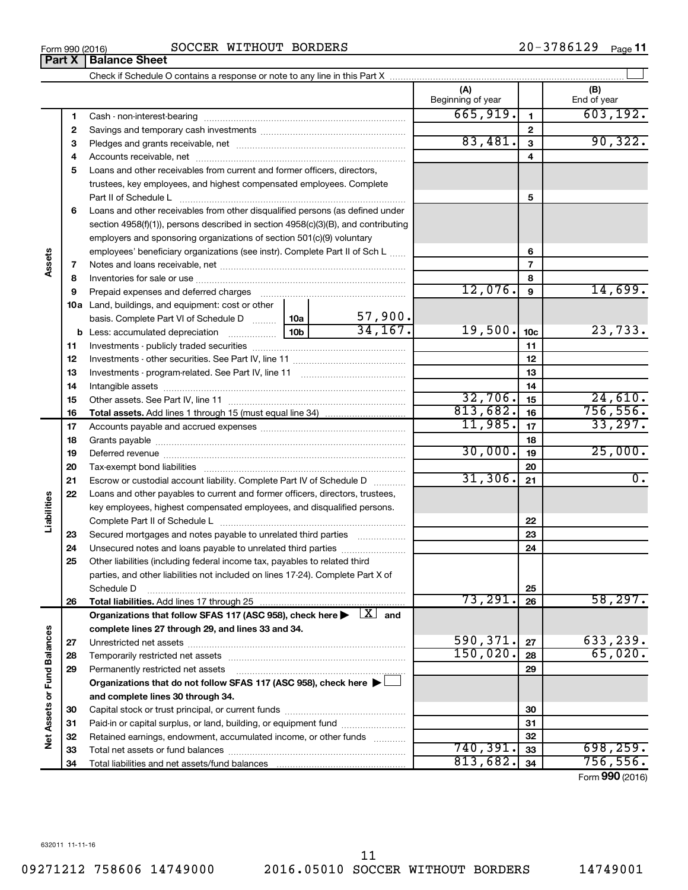Form 990 (2016) SOCCER WITHOUT BORDERS 20-3786129

## Part X Balance Sheet

Check if Schedule O contains a response or note to any line in this Part X

| | | | | (A) Beginning of year | | (B) End of year |
|---|---|---|---|---|---|---|
| **Assets** | 1 | Cash - non-interest-bearing | | 665,919. | 1 | 603,192. |
| | 2 | Savings and temporary cash investments | | | 2 | |
| | 3 | Pledges and grants receivable, net | | 83,481. | 3 | 90,322. |
| | 4 | Accounts receivable, net | | | 4 | |
| | 5 | Loans and other receivables from current and former officers, directors, trustees, key employees, and highest compensated employees. Complete Part II of Schedule L | | | 5 | |
| | 6 | Loans and other receivables from other disqualified persons (as defined under section 4958(f)(1)), persons described in section 4958(c)(3)(B), and contributing employers and sponsoring organizations of section 501(c)(9) voluntary employees' beneficiary organizations (see instr). Complete Part II of Sch L | | | 6 | |
| | 7 | Notes and loans receivable, net | | | 7 | |
| | 8 | Inventories for sale or use | | | 8 | |
| | 9 | Prepaid expenses and deferred charges | | 12,076. | 9 | 14,699. |
| | 10a | Land, buildings, and equipment: cost or other basis. Complete Part VI of Schedule D | 10a 57,900. | | | |
| | b | Less: accumulated depreciation | 10b 34,167. | 19,500. | 10c | 23,733. |
| | 11 | Investments - publicly traded securities | | | 11 | |
| | 12 | Investments - other securities. See Part IV, line 11 | | | 12 | |
| | 13 | Investments - program-related. See Part IV, line 11 | | | 13 | |
| | 14 | Intangible assets | | | 14 | |
| | 15 | Other assets. See Part IV, line 11 | | 32,706. | 15 | 24,610. |
| | 16 | **Total assets.** Add lines 1 through 15 (must equal line 34) | | 813,682. | 16 | 756,556. |
| **Liabilities** | 17 | Accounts payable and accrued expenses | | 11,985. | 17 | 33,297. |
| | 18 | Grants payable | | | 18 | |
| | 19 | Deferred revenue | | 30,000. | 19 | 25,000. |
| | 20 | Tax-exempt bond liabilities | | | 20 | |
| | 21 | Escrow or custodial account liability. Complete Part IV of Schedule D | | 31,306. | 21 | 0. |
| | 22 | Loans and other payables to current and former officers, directors, trustees, key employees, highest compensated employees, and disqualified persons. Complete Part II of Schedule L | | | 22 | |
| | 23 | Secured mortgages and notes payable to unrelated third parties | | | 23 | |
| | 24 | Unsecured notes and loans payable to unrelated third parties | | | 24 | |
| | 25 | Other liabilities (including federal income tax, payables to related third parties, and other liabilities not included on lines 17-24). Complete Part X of Schedule D | | | 25 | |
| | 26 | **Total liabilities.** Add lines 17 through 25 | | 73,291. | 26 | 58,297. |
| **Net Assets or Fund Balances** | | **Organizations that follow SFAS 117 (ASC 958), check here ▶ [X] and complete lines 27 through 29, and lines 33 and 34.** | | | | |
| | 27 | Unrestricted net assets | | 590,371. | 27 | 633,239. |
| | 28 | Temporarily restricted net assets | | 150,020. | 28 | 65,020. |
| | 29 | Permanently restricted net assets | | | 29 | |
| | | **Organizations that do not follow SFAS 117 (ASC 958), check here ▶ [ ] and complete lines 30 through 34.** | | | | |
| | 30 | Capital stock or trust principal, or current funds | | | 30 | |
| | 31 | Paid-in or capital surplus, or land, building, or equipment fund | | | 31 | |
| | 32 | Retained earnings, endowment, accumulated income, or other funds | | | 32 | |
| | 33 | Total net assets or fund balances | | 740,391. | 33 | 698,259. |
| | 34 | Total liabilities and net assets/fund balances | | 813,682. | 34 | 756,556. |

Form **990** (2016)

632011 11-11-16

09271212 758606 14749000 2016.05010 SOCCER WITHOUT BORDERS 14749001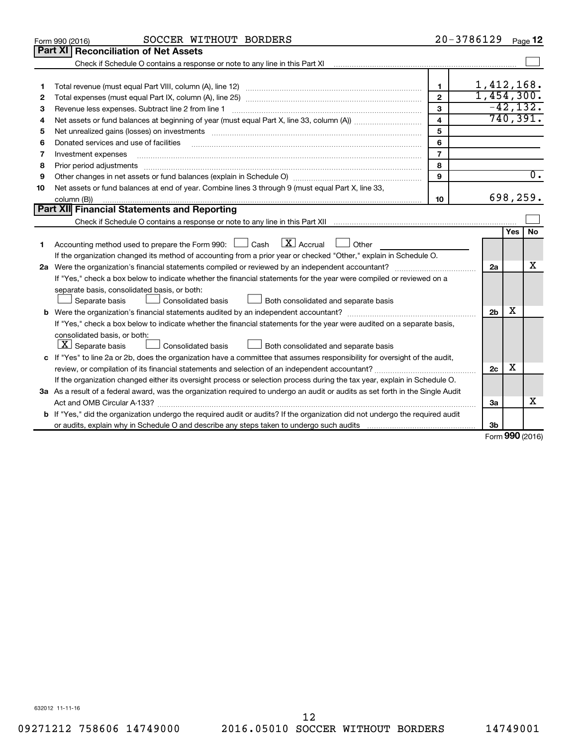Form 990 (2016) SOCCER WITHOUT BORDERS 20-3786129 Page 12

## Part XI Reconciliation of Net Assets

Check if Schedule O contains a response or note to any line in this Part XI ☐

| | | | |
|---|---|---|---|
| 1 | Total revenue (must equal Part VIII, column (A), line 12) | 1 | 1,412,168. |
| 2 | Total expenses (must equal Part IX, column (A), line 25) | 2 | 1,454,300. |
| 3 | Revenue less expenses. Subtract line 2 from line 1 | 3 | -42,132. |
| 4 | Net assets or fund balances at beginning of year (must equal Part X, line 33, column (A)) | 4 | 740,391. |
| 5 | Net unrealized gains (losses) on investments | 5 | |
| 6 | Donated services and use of facilities | 6 | |
| 7 | Investment expenses | 7 | |
| 8 | Prior period adjustments | 8 | |
| 9 | Other changes in net assets or fund balances (explain in Schedule O) | 9 | 0. |
| 10 | Net assets or fund balances at end of year. Combine lines 3 through 9 (must equal Part X, line 33, column (B)) | 10 | 698,259. |

## Part XII Financial Statements and Reporting

Check if Schedule O contains a response or note to any line in this Part XII ☐

| | | | Yes | No |
|---|---|---|---|---|
| 1 | Accounting method used to prepare the Form 990: ☐ Cash ☒ Accrual ☐ Other<br>If the organization changed its method of accounting from a prior year or checked "Other," explain in Schedule O. | | | |
| 2a | Were the organization's financial statements compiled or reviewed by an independent accountant?<br>If "Yes," check a box below to indicate whether the financial statements for the year were compiled or reviewed on a separate basis, consolidated basis, or both:<br>☐ Separate basis ☐ Consolidated basis ☐ Both consolidated and separate basis | 2a | | X |
| b | Were the organization's financial statements audited by an independent accountant?<br>If "Yes," check a box below to indicate whether the financial statements for the year were audited on a separate basis, consolidated basis, or both:<br>☒ Separate basis ☐ Consolidated basis ☐ Both consolidated and separate basis | 2b | X | |
| c | If "Yes" to line 2a or 2b, does the organization have a committee that assumes responsibility for oversight of the audit, review, or compilation of its financial statements and selection of an independent accountant?<br>If the organization changed either its oversight process or selection process during the tax year, explain in Schedule O. | 2c | X | |
| 3a | As a result of a federal award, was the organization required to undergo an audit or audits as set forth in the Single Audit Act and OMB Circular A-133? | 3a | | X |
| b | If "Yes," did the organization undergo the required audit or audits? If the organization did not undergo the required audit or audits, explain why in Schedule O and describe any steps taken to undergo such audits | 3b | | |

Form **990** (2016)

632012 11-11-16

09271212 758606 14749000 2016.05010 SOCCER WITHOUT BORDERS 14749001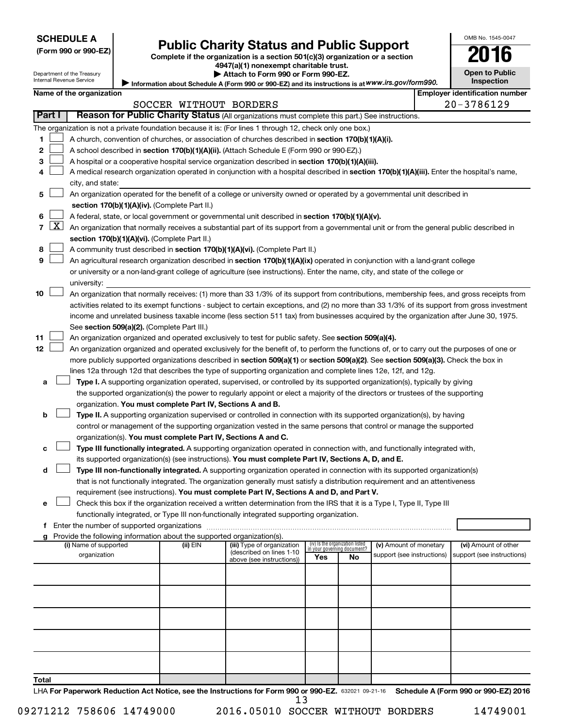**SCHEDULE A**
**(Form 990 or 990-EZ)**

Department of the Treasury
Internal Revenue Service

# Public Charity Status and Public Support

**Complete if the organization is a section 501(c)(3) organization or a section 4947(a)(1) nonexempt charitable trust.**
**▶ Attach to Form 990 or Form 990-EZ.**
**▶ Information about Schedule A (Form 990 or 990-EZ) and its instructions is at** *www.irs.gov/form990.*

OMB No. 1545-0047
**2016**
**Open to Public Inspection**

**Name of the organization:** SOCCER WITHOUT BORDERS
**Employer identification number:** 20-3786129

## Part I Reason for Public Charity Status (All organizations must complete this part.) See instructions.

The organization is not a private foundation because it is: (For lines 1 through 12, check only one box.)

1 [ ] A church, convention of churches, or association of churches described in **section 170(b)(1)(A)(i).**
2 [ ] A school described in **section 170(b)(1)(A)(ii).** (Attach Schedule E (Form 990 or 990-EZ).)
3 [ ] A hospital or a cooperative hospital service organization described in **section 170(b)(1)(A)(iii).**
4 [ ] A medical research organization operated in conjunction with a hospital described in **section 170(b)(1)(A)(iii).** Enter the hospital's name, city, and state:
5 [ ] An organization operated for the benefit of a college or university owned or operated by a governmental unit described in **section 170(b)(1)(A)(iv).** (Complete Part II.)
6 [ ] A federal, state, or local government or governmental unit described in **section 170(b)(1)(A)(v).**
7 [X] An organization that normally receives a substantial part of its support from a governmental unit or from the general public described in **section 170(b)(1)(A)(vi).** (Complete Part II.)
8 [ ] A community trust described in **section 170(b)(1)(A)(vi).** (Complete Part II.)
9 [ ] An agricultural research organization described in **section 170(b)(1)(A)(ix)** operated in conjunction with a land-grant college or university or a non-land-grant college of agriculture (see instructions). Enter the name, city, and state of the college or university:
10 [ ] An organization that normally receives: (1) more than 33 1/3% of its support from contributions, membership fees, and gross receipts from activities related to its exempt functions - subject to certain exceptions, and (2) no more than 33 1/3% of its support from gross investment income and unrelated business taxable income (less section 511 tax) from businesses acquired by the organization after June 30, 1975. See **section 509(a)(2).** (Complete Part III.)
11 [ ] An organization organized and operated exclusively to test for public safety. See **section 509(a)(4).**
12 [ ] An organization organized and operated exclusively for the benefit of, to perform the functions of, or to carry out the purposes of one or more publicly supported organizations described in **section 509(a)(1)** or **section 509(a)(2).** See **section 509(a)(3).** Check the box in lines 12a through 12d that describes the type of supporting organization and complete lines 12e, 12f, and 12g.

a [ ] **Type I.** A supporting organization operated, supervised, or controlled by its supported organization(s), typically by giving the supported organization(s) the power to regularly appoint or elect a majority of the directors or trustees of the supporting organization. **You must complete Part IV, Sections A and B.**
b [ ] **Type II.** A supporting organization supervised or controlled in connection with its supported organization(s), by having control or management of the supporting organization vested in the same persons that control or manage the supported organization(s). **You must complete Part IV, Sections A and C.**
c [ ] **Type III functionally integrated.** A supporting organization operated in connection with, and functionally integrated with, its supported organization(s) (see instructions). **You must complete Part IV, Sections A, D, and E.**
d [ ] **Type III non-functionally integrated.** A supporting organization operated in connection with its supported organization(s) that is not functionally integrated. The organization generally must satisfy a distribution requirement and an attentiveness requirement (see instructions). **You must complete Part IV, Sections A and D, and Part V.**
e [ ] Check this box if the organization received a written determination from the IRS that it is a Type I, Type II, Type III functionally integrated, or Type III non-functionally integrated supporting organization.
f Enter the number of supported organizations
g Provide the following information about the supported organization(s).

| (i) Name of supported organization | (ii) EIN | (iii) Type of organization (described on lines 1-10 above (see instructions)) | (iv) Is the organization listed in your governing document? Yes | No | (v) Amount of monetary support (see instructions) | (vi) Amount of other support (see instructions) |
|---|---|---|---|---|---|---|
| | | | | | | |
| | | | | | | |
| | | | | | | |
| | | | | | | |
| | | | | | | |
| **Total** | | | | | | |

LHA **For Paperwork Reduction Act Notice, see the Instructions for Form 990 or 990-EZ.** 632021 09-21-16 **Schedule A (Form 990 or 990-EZ) 2016**

09271212 758606 14749000 2016.05010 SOCCER WITHOUT BORDERS 14749001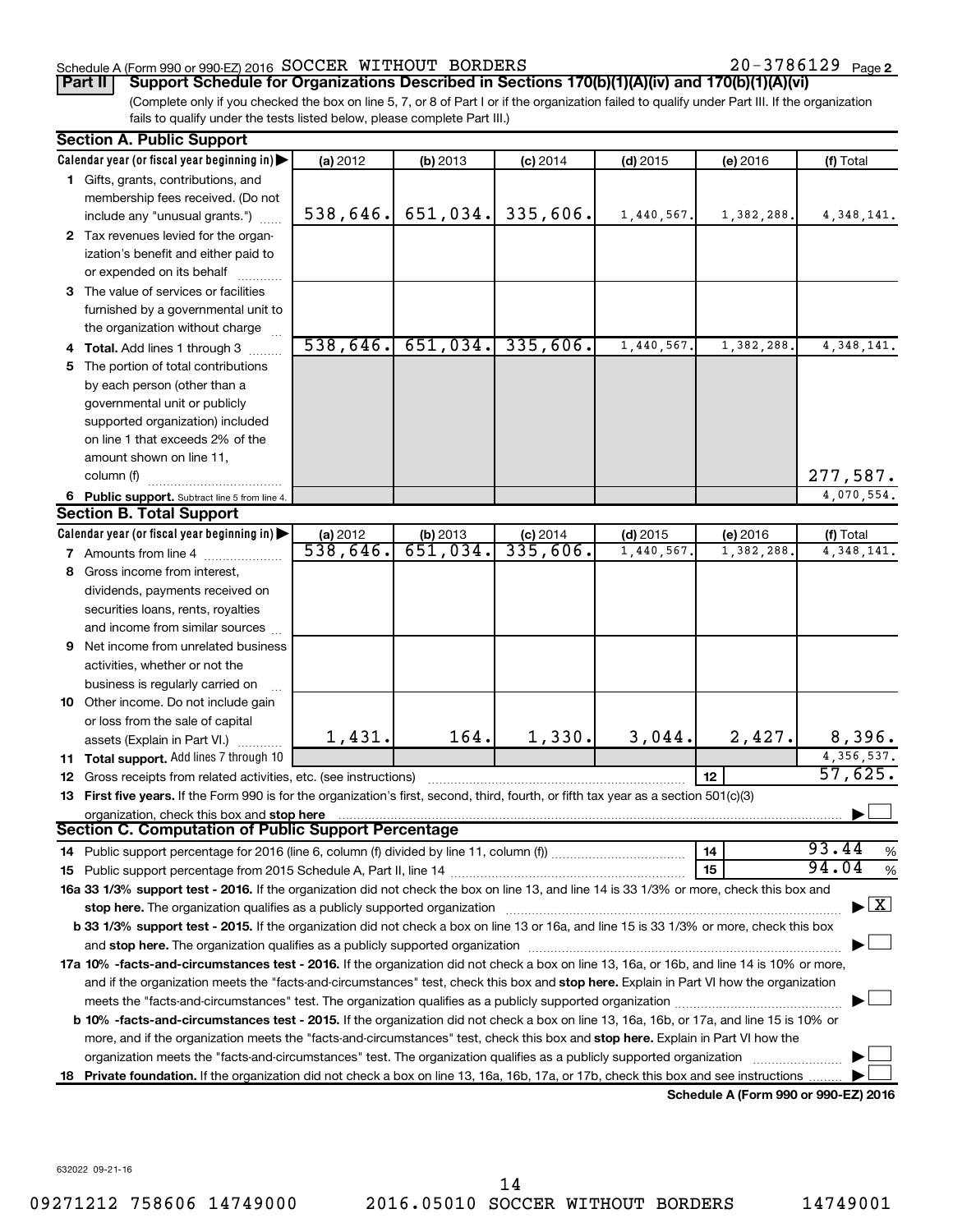Schedule A (Form 990 or 990-EZ) 2016 SOCCER WITHOUT BORDERS 20-3786129 Page 2

**Part II Support Schedule for Organizations Described in Sections 170(b)(1)(A)(iv) and 170(b)(1)(A)(vi)**

(Complete only if you checked the box on line 5, 7, or 8 of Part I or if the organization failed to qualify under Part III. If the organization fails to qualify under the tests listed below, please complete Part III.)

**Section A. Public Support**

| Calendar year (or fiscal year beginning in) | (a) 2012 | (b) 2013 | (c) 2014 | (d) 2015 | (e) 2016 | (f) Total |
|---|---|---|---|---|---|---|
| 1 Gifts, grants, contributions, and membership fees received. (Do not include any "unusual grants.") | 538,646. | 651,034. | 335,606. | 1,440,567. | 1,382,288. | 4,348,141. |
| 2 Tax revenues levied for the organization's benefit and either paid to or expended on its behalf | | | | | | |
| 3 The value of services or facilities furnished by a governmental unit to the organization without charge | | | | | | |
| 4 Total. Add lines 1 through 3 | 538,646. | 651,034. | 335,606. | 1,440,567. | 1,382,288. | 4,348,141. |
| 5 The portion of total contributions by each person (other than a governmental unit or publicly supported organization) included on line 1 that exceeds 2% of the amount shown on line 11, column (f) | | | | | | 277,587. |
| 6 Public support. Subtract line 5 from line 4. | | | | | | 4,070,554. |

**Section B. Total Support**

| Calendar year (or fiscal year beginning in) | (a) 2012 | (b) 2013 | (c) 2014 | (d) 2015 | (e) 2016 | (f) Total |
|---|---|---|---|---|---|---|
| 7 Amounts from line 4 | 538,646. | 651,034. | 335,606. | 1,440,567. | 1,382,288. | 4,348,141. |
| 8 Gross income from interest, dividends, payments received on securities loans, rents, royalties and income from similar sources | | | | | | |
| 9 Net income from unrelated business activities, whether or not the business is regularly carried on | | | | | | |
| 10 Other income. Do not include gain or loss from the sale of capital assets (Explain in Part VI.) | 1,431. | 164. | 1,330. | 3,044. | 2,427. | 8,396. |
| 11 Total support. Add lines 7 through 10 | | | | | | 4,356,537. |
| 12 Gross receipts from related activities, etc. (see instructions) | | | | | 12 | 57,625. |

13 **First five years.** If the Form 990 is for the organization's first, second, third, fourth, or fifth tax year as a section 501(c)(3) organization, check this box and **stop here** ☐

**Section C. Computation of Public Support Percentage**

| | | |
|---|---|---|
| 14 Public support percentage for 2016 (line 6, column (f) divided by line 11, column (f)) | 14 | 93.44 % |
| 15 Public support percentage from 2015 Schedule A, Part II, line 14 | 15 | 94.04 % |

**16a 33 1/3% support test - 2016.** If the organization did not check the box on line 13, and line 14 is 33 1/3% or more, check this box and **stop here.** The organization qualifies as a publicly supported organization ☒

**b 33 1/3% support test - 2015.** If the organization did not check a box on line 13 or 16a, and line 15 is 33 1/3% or more, check this box and **stop here.** The organization qualifies as a publicly supported organization ☐

**17a 10% -facts-and-circumstances test - 2016.** If the organization did not check a box on line 13, 16a, or 16b, and line 14 is 10% or more, and if the organization meets the "facts-and-circumstances" test, check this box and **stop here.** Explain in Part VI how the organization meets the "facts-and-circumstances" test. The organization qualifies as a publicly supported organization ☐

**b 10% -facts-and-circumstances test - 2015.** If the organization did not check a box on line 13, 16a, 16b, or 17a, and line 15 is 10% or more, and if the organization meets the "facts-and-circumstances" test, check this box and **stop here.** Explain in Part VI how the organization meets the "facts-and-circumstances" test. The organization qualifies as a publicly supported organization ☐

**18 Private foundation.** If the organization did not check a box on line 13, 16a, 16b, 17a, or 17b, check this box and see instructions ☐

**Schedule A (Form 990 or 990-EZ) 2016**

632022 09-21-16

09271212 758606 14749000 2016.05010 SOCCER WITHOUT BORDERS 14749001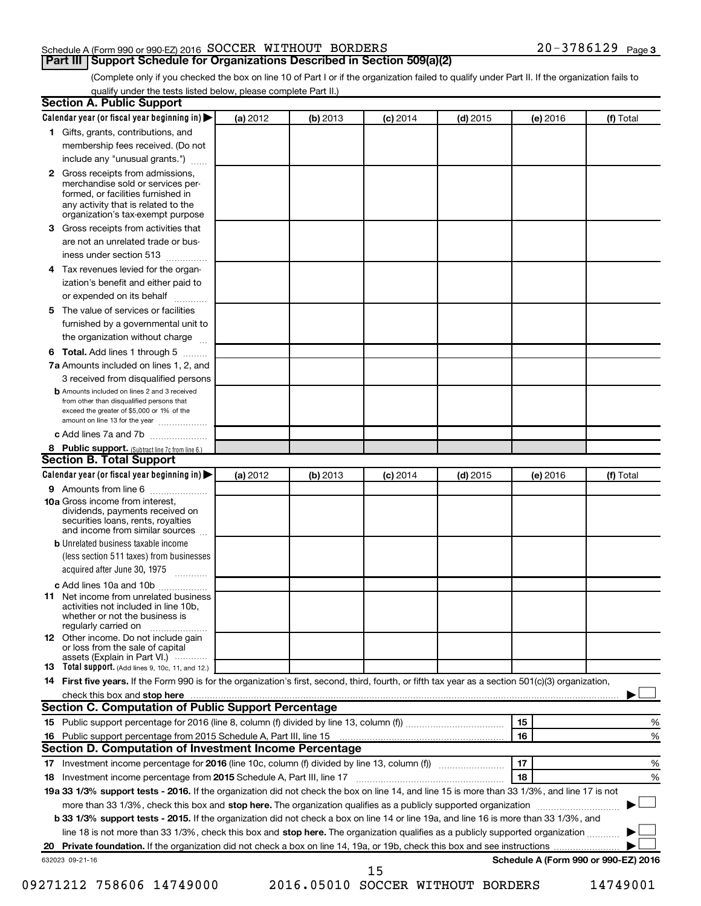Schedule A (Form 990 or 990-EZ) 2016 SOCCER WITHOUT BORDERS 20-3786129 Page 3

## Part III Support Schedule for Organizations Described in Section 509(a)(2)

(Complete only if you checked the box on line 10 of Part I or if the organization failed to qualify under Part II. If the organization fails to qualify under the tests listed below, please complete Part II.)

### Section A. Public Support

| Calendar year (or fiscal year beginning in) ▶ | (a) 2012 | (b) 2013 | (c) 2014 | (d) 2015 | (e) 2016 | (f) Total |
|---|---|---|---|---|---|---|
| **1** Gifts, grants, contributions, and membership fees received. (Do not include any "unusual grants.") | | | | | | |
| **2** Gross receipts from admissions, merchandise sold or services performed, or facilities furnished in any activity that is related to the organization's tax-exempt purpose | | | | | | |
| **3** Gross receipts from activities that are not an unrelated trade or business under section 513 | | | | | | |
| **4** Tax revenues levied for the organization's benefit and either paid to or expended on its behalf | | | | | | |
| **5** The value of services or facilities furnished by a governmental unit to the organization without charge | | | | | | |
| **6 Total.** Add lines 1 through 5 | | | | | | |
| **7a** Amounts included on lines 1, 2, and 3 received from disqualified persons | | | | | | |
| **b** Amounts included on lines 2 and 3 received from other than disqualified persons that exceed the greater of $5,000 or 1% of the amount on line 13 for the year | | | | | | |
| **c** Add lines 7a and 7b | | | | | | |
| **8 Public support.** (Subtract line 7c from line 6.) | | | | | | |

### Section B. Total Support

| Calendar year (or fiscal year beginning in) ▶ | (a) 2012 | (b) 2013 | (c) 2014 | (d) 2015 | (e) 2016 | (f) Total |
|---|---|---|---|---|---|---|
| **9** Amounts from line 6 | | | | | | |
| **10a** Gross income from interest, dividends, payments received on securities loans, rents, royalties and income from similar sources | | | | | | |
| **b** Unrelated business taxable income (less section 511 taxes) from businesses acquired after June 30, 1975 | | | | | | |
| **c** Add lines 10a and 10b | | | | | | |
| **11** Net income from unrelated business activities not included in line 10b, whether or not the business is regularly carried on | | | | | | |
| **12** Other income. Do not include gain or loss from the sale of capital assets (Explain in Part VI.) | | | | | | |
| **13 Total support.** (Add lines 9, 10c, 11, and 12.) | | | | | | |

**14 First five years.** If the Form 990 is for the organization's first, second, third, fourth, or fifth tax year as a section 501(c)(3) organization, check this box and **stop here** ▶ ☐

### Section C. Computation of Public Support Percentage

| | | | |
|---|---|---|---|
| **15** | Public support percentage for 2016 (line 8, column (f) divided by line 13, column (f)) | 15 | % |
| **16** | Public support percentage from 2015 Schedule A, Part III, line 15 | 16 | % |

### Section D. Computation of Investment Income Percentage

| | | | |
|---|---|---|---|
| **17** | Investment income percentage for **2016** (line 10c, column (f) divided by line 13, column (f)) | 17 | % |
| **18** | Investment income percentage from **2015** Schedule A, Part III, line 17 | 18 | % |

**19a 33 1/3% support tests - 2016.** If the organization did not check the box on line 14, and line 15 is more than 33 1/3%, and line 17 is not more than 33 1/3%, check this box and **stop here.** The organization qualifies as a publicly supported organization ▶ ☐

**b 33 1/3% support tests - 2015.** If the organization did not check a box on line 14 or line 19a, and line 16 is more than 33 1/3%, and line 18 is not more than 33 1/3%, check this box and **stop here.** The organization qualifies as a publicly supported organization ▶ ☐

**20 Private foundation.** If the organization did not check a box on line 14, 19a, or 19b, check this box and see instructions ▶ ☐

632023 09-21-16 **Schedule A (Form 990 or 990-EZ) 2016**

09271212 758606 14749000 2016.05010 SOCCER WITHOUT BORDERS 14749001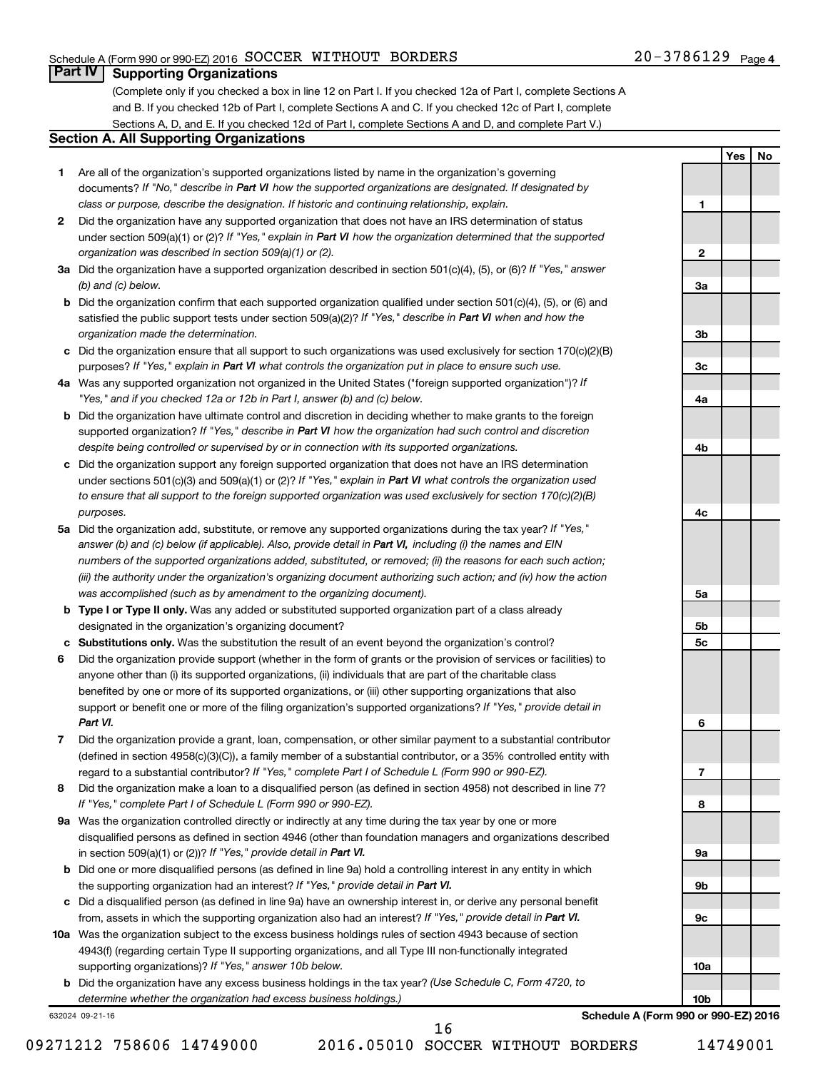Schedule A (Form 990 or 990-EZ) 2016 SOCCER WITHOUT BORDERS 20-3786129 Page 4

## Part IV Supporting Organizations

(Complete only if you checked a box in line 12 on Part I. If you checked 12a of Part I, complete Sections A and B. If you checked 12b of Part I, complete Sections A and C. If you checked 12c of Part I, complete Sections A, D, and E. If you checked 12d of Part I, complete Sections A and D, and complete Part V.)

### Section A. All Supporting Organizations

| | | | Yes | No |
|---|---|---|---|---|
| **1** | Are all of the organization's supported organizations listed by name in the organization's governing documents? *If "No," describe in **Part VI** how the supported organizations are designated. If designated by class or purpose, describe the designation. If historic and continuing relationship, explain.* | 1 | | |
| **2** | Did the organization have any supported organization that does not have an IRS determination of status under section 509(a)(1) or (2)? *If "Yes," explain in **Part VI** how the organization determined that the supported organization was described in section 509(a)(1) or (2).* | 2 | | |
| **3a** | Did the organization have a supported organization described in section 501(c)(4), (5), or (6)? *If "Yes," answer (b) and (c) below.* | 3a | | |
| **b** | Did the organization confirm that each supported organization qualified under section 501(c)(4), (5), or (6) and satisfied the public support tests under section 509(a)(2)? *If "Yes," describe in **Part VI** when and how the organization made the determination.* | 3b | | |
| **c** | Did the organization ensure that all support to such organizations was used exclusively for section 170(c)(2)(B) purposes? *If "Yes," explain in **Part VI** what controls the organization put in place to ensure such use.* | 3c | | |
| **4a** | Was any supported organization not organized in the United States ("foreign supported organization")? *If "Yes," and if you checked 12a or 12b in Part I, answer (b) and (c) below.* | 4a | | |
| **b** | Did the organization have ultimate control and discretion in deciding whether to make grants to the foreign supported organization? *If "Yes," describe in **Part VI** how the organization had such control and discretion despite being controlled or supervised by or in connection with its supported organizations.* | 4b | | |
| **c** | Did the organization support any foreign supported organization that does not have an IRS determination under sections 501(c)(3) and 509(a)(1) or (2)? *If "Yes," explain in **Part VI** what controls the organization used to ensure that all support to the foreign supported organization was used exclusively for section 170(c)(2)(B) purposes.* | 4c | | |
| **5a** | Did the organization add, substitute, or remove any supported organizations during the tax year? *If "Yes," answer (b) and (c) below (if applicable). Also, provide detail in **Part VI,** including (i) the names and EIN numbers of the supported organizations added, substituted, or removed; (ii) the reasons for each such action; (iii) the authority under the organization's organizing document authorizing such action; and (iv) how the action was accomplished (such as by amendment to the organizing document).* | 5a | | |
| **b** | **Type I or Type II only.** Was any added or substituted supported organization part of a class already designated in the organization's organizing document? | 5b | | |
| **c** | **Substitutions only.** Was the substitution the result of an event beyond the organization's control? | 5c | | |
| **6** | Did the organization provide support (whether in the form of grants or the provision of services or facilities) to anyone other than (i) its supported organizations, (ii) individuals that are part of the charitable class benefited by one or more of its supported organizations, or (iii) other supporting organizations that also support or benefit one or more of the filing organization's supported organizations? *If "Yes," provide detail in **Part VI.*** | 6 | | |
| **7** | Did the organization provide a grant, loan, compensation, or other similar payment to a substantial contributor (defined in section 4958(c)(3)(C)), a family member of a substantial contributor, or a 35% controlled entity with regard to a substantial contributor? *If "Yes," complete Part I of Schedule L (Form 990 or 990-EZ).* | 7 | | |
| **8** | Did the organization make a loan to a disqualified person (as defined in section 4958) not described in line 7? *If "Yes," complete Part I of Schedule L (Form 990 or 990-EZ).* | 8 | | |
| **9a** | Was the organization controlled directly or indirectly at any time during the tax year by one or more disqualified persons as defined in section 4946 (other than foundation managers and organizations described in section 509(a)(1) or (2))? *If "Yes," provide detail in **Part VI.*** | 9a | | |
| **b** | Did one or more disqualified persons (as defined in line 9a) hold a controlling interest in any entity in which the supporting organization had an interest? *If "Yes," provide detail in **Part VI.*** | 9b | | |
| **c** | Did a disqualified person (as defined in line 9a) have an ownership interest in, or derive any personal benefit from, assets in which the supporting organization also had an interest? *If "Yes," provide detail in **Part VI.*** | 9c | | |
| **10a** | Was the organization subject to the excess business holdings rules of section 4943 because of section 4943(f) (regarding certain Type II supporting organizations, and all Type III non-functionally integrated supporting organizations)? *If "Yes," answer 10b below.* | 10a | | |
| **b** | Did the organization have any excess business holdings in the tax year? *(Use Schedule C, Form 4720, to determine whether the organization had excess business holdings.)* | 10b | | |

632024 09-21-16 **Schedule A (Form 990 or 990-EZ) 2016**

09271212 758606 14749000 2016.05010 SOCCER WITHOUT BORDERS 14749001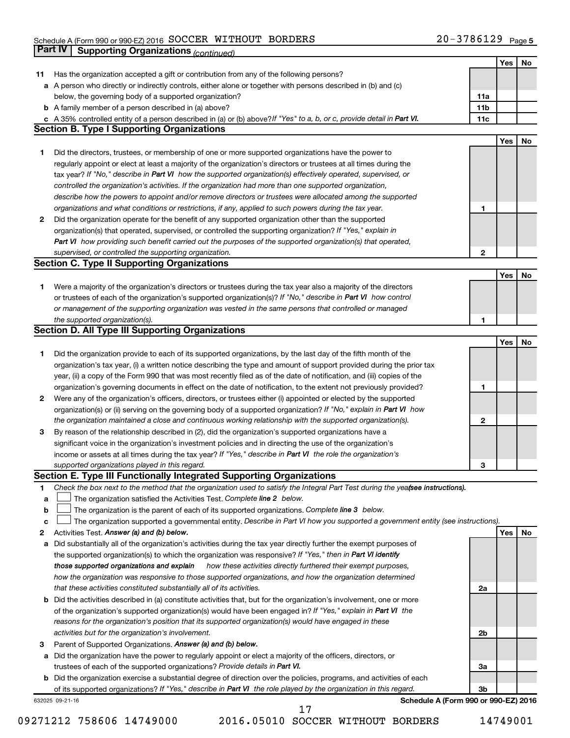Schedule A (Form 990 or 990-EZ) 2016 SOCCER WITHOUT BORDERS 20-3786129 Page 5

## Part IV Supporting Organizations *(continued)*

| | | | Yes | No |
|---|---|---|---|---|
| **11** | Has the organization accepted a gift or contribution from any of the following persons? | | | |
| **a** | A person who directly or indirectly controls, either alone or together with persons described in (b) and (c) below, the governing body of a supported organization? | **11a** | | |
| **b** | A family member of a person described in (a) above? | **11b** | | |
| **c** | A 35% controlled entity of a person described in (a) or (b) above? *If "Yes" to a, b, or c, provide detail in* ***Part VI.*** | **11c** | | |

### Section B. Type I Supporting Organizations

| | | | Yes | No |
|---|---|---|---|---|
| **1** | Did the directors, trustees, or membership of one or more supported organizations have the power to regularly appoint or elect at least a majority of the organization's directors or trustees at all times during the tax year? *If "No," describe in* ***Part VI*** *how the supported organization(s) effectively operated, supervised, or controlled the organization's activities. If the organization had more than one supported organization, describe how the powers to appoint and/or remove directors or trustees were allocated among the supported organizations and what conditions or restrictions, if any, applied to such powers during the tax year.* | **1** | | |
| **2** | Did the organization operate for the benefit of any supported organization other than the supported organization(s) that operated, supervised, or controlled the supporting organization? *If "Yes," explain in* ***Part VI*** *how providing such benefit carried out the purposes of the supported organization(s) that operated, supervised, or controlled the supporting organization.* | **2** | | |

### Section C. Type II Supporting Organizations

| | | | Yes | No |
|---|---|---|---|---|
| **1** | Were a majority of the organization's directors or trustees during the tax year also a majority of the directors or trustees of each of the organization's supported organization(s)? *If "No," describe in* ***Part VI*** *how control or management of the supporting organization was vested in the same persons that controlled or managed the supported organization(s).* | **1** | | |

### Section D. All Type III Supporting Organizations

| | | | Yes | No |
|---|---|---|---|---|
| **1** | Did the organization provide to each of its supported organizations, by the last day of the fifth month of the organization's tax year, (i) a written notice describing the type and amount of support provided during the prior tax year, (ii) a copy of the Form 990 that was most recently filed as of the date of notification, and (iii) copies of the organization's governing documents in effect on the date of notification, to the extent not previously provided? | **1** | | |
| **2** | Were any of the organization's officers, directors, or trustees either (i) appointed or elected by the supported organization(s) or (ii) serving on the governing body of a supported organization? *If "No," explain in* ***Part VI*** *how the organization maintained a close and continuous working relationship with the supported organization(s).* | **2** | | |
| **3** | By reason of the relationship described in (2), did the organization's supported organizations have a significant voice in the organization's investment policies and in directing the use of the organization's income or assets at all times during the tax year? *If "Yes," describe in* ***Part VI*** *the role the organization's supported organizations played in this regard.* | **3** | | |

### Section E. Type III Functionally Integrated Supporting Organizations

**1** *Check the box next to the method that the organization used to satisfy the Integral Part Test during the year* ***(see instructions).***

- **a** ☐ The organization satisfied the Activities Test. *Complete* ***line 2*** *below.*
- **b** ☐ The organization is the parent of each of its supported organizations. *Complete* ***line 3*** *below.*
- **c** ☐ The organization supported a governmental entity. *Describe in Part VI how you supported a government entity (see instructions).*

| | | | Yes | No |
|---|---|---|---|---|
| **2** | Activities Test. ***Answer (a) and (b) below.*** | | | |
| **a** | Did substantially all of the organization's activities during the tax year directly further the exempt purposes of the supported organization(s) to which the organization was responsive? *If "Yes," then in* ***Part VI identify those supported organizations and explain*** *how these activities directly furthered their exempt purposes, how the organization was responsive to those supported organizations, and how the organization determined that these activities constituted substantially all of its activities.* | **2a** | | |
| **b** | Did the activities described in (a) constitute activities that, but for the organization's involvement, one or more of the organization's supported organization(s) would have been engaged in? *If "Yes," explain in* ***Part VI*** *the reasons for the organization's position that its supported organization(s) would have engaged in these activities but for the organization's involvement.* | **2b** | | |
| **3** | Parent of Supported Organizations. ***Answer (a) and (b) below.*** | | | |
| **a** | Did the organization have the power to regularly appoint or elect a majority of the officers, directors, or trustees of each of the supported organizations? *Provide details in* ***Part VI.*** | **3a** | | |
| **b** | Did the organization exercise a substantial degree of direction over the policies, programs, and activities of each of its supported organizations? *If "Yes," describe in* ***Part VI*** *the role played by the organization in this regard.* | **3b** | | |

632025 09-21-16 **Schedule A (Form 990 or 990-EZ) 2016**

09271212 758606 14749000 2016.05010 SOCCER WITHOUT BORDERS 14749001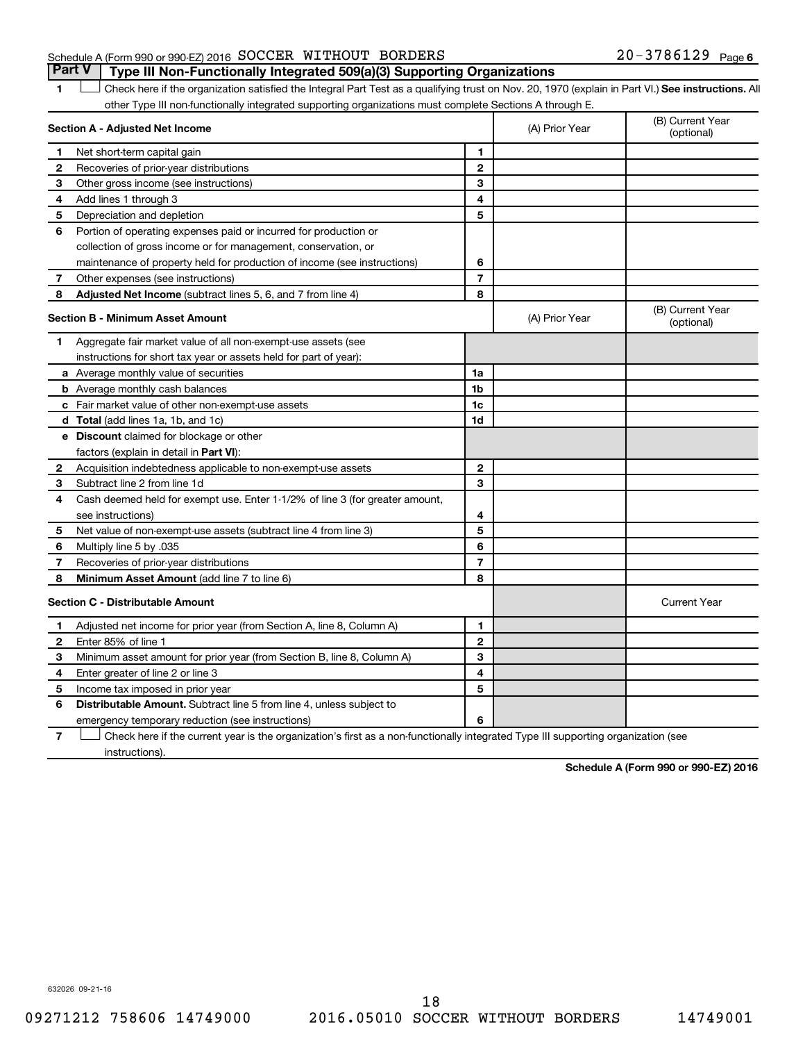Schedule A (Form 990 or 990-EZ) 2016 SOCCER WITHOUT BORDERS 20-3786129 Page 6

## Part V Type III Non-Functionally Integrated 509(a)(3) Supporting Organizations

1 ☐ Check here if the organization satisfied the Integral Part Test as a qualifying trust on Nov. 20, 1970 (explain in Part VI.) **See instructions.** All other Type III non-functionally integrated supporting organizations must complete Sections A through E.

| **Section A - Adjusted Net Income** | | (A) Prior Year | (B) Current Year (optional) |
|---|---|---|---|
| **1** Net short-term capital gain | 1 | | |
| **2** Recoveries of prior-year distributions | 2 | | |
| **3** Other gross income (see instructions) | 3 | | |
| **4** Add lines 1 through 3 | 4 | | |
| **5** Depreciation and depletion | 5 | | |
| **6** Portion of operating expenses paid or incurred for production or collection of gross income or for management, conservation, or maintenance of property held for production of income (see instructions) | 6 | | |
| **7** Other expenses (see instructions) | 7 | | |
| **8** **Adjusted Net Income** (subtract lines 5, 6, and 7 from line 4) | 8 | | |

| **Section B - Minimum Asset Amount** | | (A) Prior Year | (B) Current Year (optional) |
|---|---|---|---|
| **1** Aggregate fair market value of all non-exempt-use assets (see instructions for short tax year or assets held for part of year): | | | |
| **a** Average monthly value of securities | 1a | | |
| **b** Average monthly cash balances | 1b | | |
| **c** Fair market value of other non-exempt-use assets | 1c | | |
| **d** **Total** (add lines 1a, 1b, and 1c) | 1d | | |
| **e** **Discount** claimed for blockage or other factors (explain in detail in **Part VI**): | | | |
| **2** Acquisition indebtedness applicable to non-exempt-use assets | 2 | | |
| **3** Subtract line 2 from line 1d | 3 | | |
| **4** Cash deemed held for exempt use. Enter 1-1/2% of line 3 (for greater amount, see instructions) | 4 | | |
| **5** Net value of non-exempt-use assets (subtract line 4 from line 3) | 5 | | |
| **6** Multiply line 5 by .035 | 6 | | |
| **7** Recoveries of prior-year distributions | 7 | | |
| **8** **Minimum Asset Amount** (add line 7 to line 6) | 8 | | |

| **Section C - Distributable Amount** | | | Current Year |
|---|---|---|---|
| **1** Adjusted net income for prior year (from Section A, line 8, Column A) | 1 | | |
| **2** Enter 85% of line 1 | 2 | | |
| **3** Minimum asset amount for prior year (from Section B, line 8, Column A) | 3 | | |
| **4** Enter greater of line 2 or line 3 | 4 | | |
| **5** Income tax imposed in prior year | 5 | | |
| **6** **Distributable Amount.** Subtract line 5 from line 4, unless subject to emergency temporary reduction (see instructions) | 6 | | |

7 ☐ Check here if the current year is the organization's first as a non-functionally integrated Type III supporting organization (see instructions).

**Schedule A (Form 990 or 990-EZ) 2016**

632026 09-21-16

09271212 758606 14749000 2016.05010 SOCCER WITHOUT BORDERS 14749001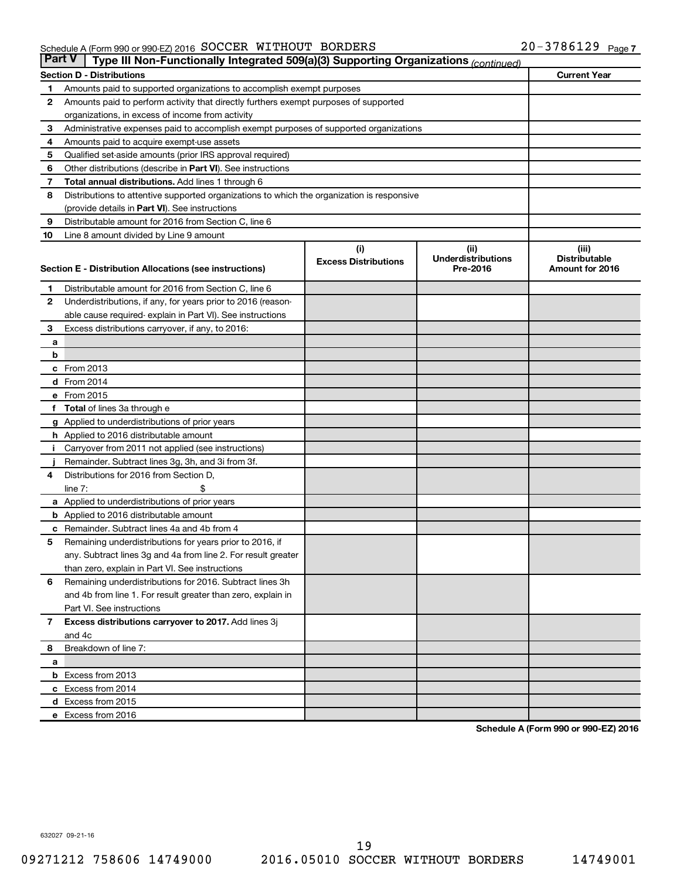Schedule A (Form 990 or 990-EZ) 2016 SOCCER WITHOUT BORDERS 20-3786129 Page 7

**Part V — Type III Non-Functionally Integrated 509(a)(3) Supporting Organizations** *(continued)*

| Section D - Distributions | | Current Year |
|---|---|---|
| 1 | Amounts paid to supported organizations to accomplish exempt purposes | |
| 2 | Amounts paid to perform activity that directly furthers exempt purposes of supported organizations, in excess of income from activity | |
| 3 | Administrative expenses paid to accomplish exempt purposes of supported organizations | |
| 4 | Amounts paid to acquire exempt-use assets | |
| 5 | Qualified set-aside amounts (prior IRS approval required) | |
| 6 | Other distributions (describe in **Part VI**). See instructions | |
| 7 | **Total annual distributions.** Add lines 1 through 6 | |
| 8 | Distributions to attentive supported organizations to which the organization is responsive (provide details in **Part VI**). See instructions | |
| 9 | Distributable amount for 2016 from Section C, line 6 | |
| 10 | Line 8 amount divided by Line 9 amount | |

| | Section E - Distribution Allocations (see instructions) | (i) Excess Distributions | (ii) Underdistributions Pre-2016 | (iii) Distributable Amount for 2016 |
|---|---|---|---|---|
| 1 | Distributable amount for 2016 from Section C, line 6 | | | |
| 2 | Underdistributions, if any, for years prior to 2016 (reasonable cause required- explain in Part VI). See instructions | | | |
| 3 | Excess distributions carryover, if any, to 2016: | | | |
| a | | | | |
| b | | | | |
| c | From 2013 | | | |
| d | From 2014 | | | |
| e | From 2015 | | | |
| f | **Total** of lines 3a through e | | | |
| g | Applied to underdistributions of prior years | | | |
| h | Applied to 2016 distributable amount | | | |
| i | Carryover from 2011 not applied (see instructions) | | | |
| j | Remainder. Subtract lines 3g, 3h, and 3i from 3f. | | | |
| 4 | Distributions for 2016 from Section D, line 7: $ | | | |
| a | Applied to underdistributions of prior years | | | |
| b | Applied to 2016 distributable amount | | | |
| c | Remainder. Subtract lines 4a and 4b from 4 | | | |
| 5 | Remaining underdistributions for years prior to 2016, if any. Subtract lines 3g and 4a from line 2. For result greater than zero, explain in Part VI. See instructions | | | |
| 6 | Remaining underdistributions for 2016. Subtract lines 3h and 4b from line 1. For result greater than zero, explain in Part VI. See instructions | | | |
| 7 | **Excess distributions carryover to 2017.** Add lines 3j and 4c | | | |
| 8 | Breakdown of line 7: | | | |
| a | | | | |
| b | Excess from 2013 | | | |
| c | Excess from 2014 | | | |
| d | Excess from 2015 | | | |
| e | Excess from 2016 | | | |

**Schedule A (Form 990 or 990-EZ) 2016**

632027 09-21-16

09271212 758606 14749000 2016.05010 SOCCER WITHOUT BORDERS 14749001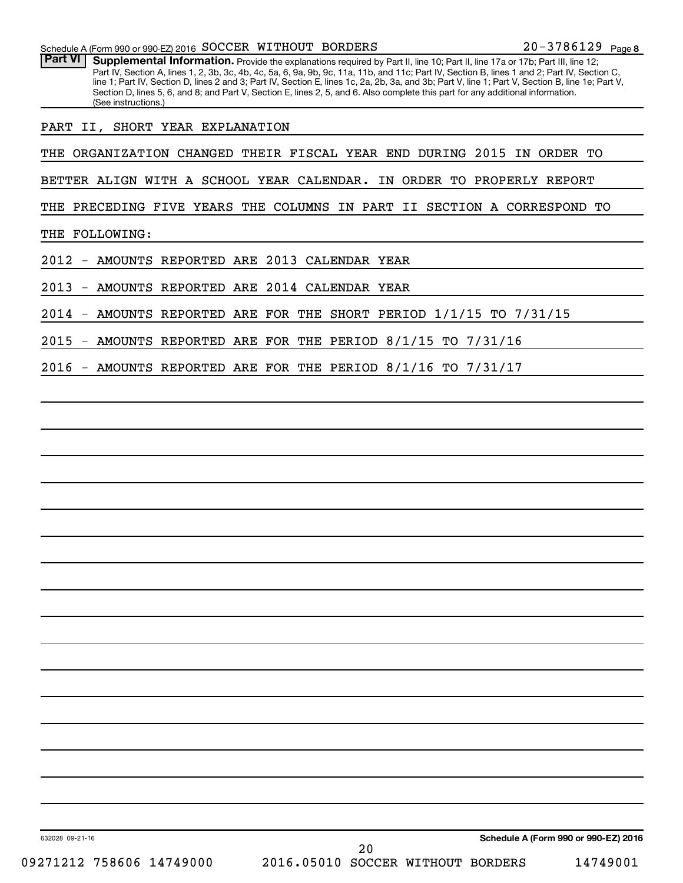Schedule A (Form 990 or 990-EZ) 2016 SOCCER WITHOUT BORDERS 20-3786129 Page 8

**Part VI** **Supplemental Information.** Provide the explanations required by Part II, line 10; Part II, line 17a or 17b; Part III, line 12; Part IV, Section A, lines 1, 2, 3b, 3c, 4b, 4c, 5a, 6, 9a, 9b, 9c, 11a, 11b, and 11c; Part IV, Section B, lines 1 and 2; Part IV, Section C, line 1; Part IV, Section D, lines 2 and 3; Part IV, Section E, lines 1c, 2a, 2b, 3a, and 3b; Part V, line 1; Part V, Section B, line 1e; Part V, Section D, lines 5, 6, and 8; and Part V, Section E, lines 2, 5, and 6. Also complete this part for any additional information. (See instructions.)

PART II, SHORT YEAR EXPLANATION

THE ORGANIZATION CHANGED THEIR FISCAL YEAR END DURING 2015 IN ORDER TO BETTER ALIGN WITH A SCHOOL YEAR CALENDAR. IN ORDER TO PROPERLY REPORT THE PRECEDING FIVE YEARS THE COLUMNS IN PART II SECTION A CORRESPOND TO THE FOLLOWING:

2012 - AMOUNTS REPORTED ARE 2013 CALENDAR YEAR

2013 - AMOUNTS REPORTED ARE 2014 CALENDAR YEAR

2014 - AMOUNTS REPORTED ARE FOR THE SHORT PERIOD 1/1/15 TO 7/31/15

2015 - AMOUNTS REPORTED ARE FOR THE PERIOD 8/1/15 TO 7/31/16

2016 - AMOUNTS REPORTED ARE FOR THE PERIOD 8/1/16 TO 7/31/17

632028 09-21-16 **Schedule A (Form 990 or 990-EZ) 2016**

09271212 758606 14749000 2016.05010 SOCCER WITHOUT BORDERS 14749001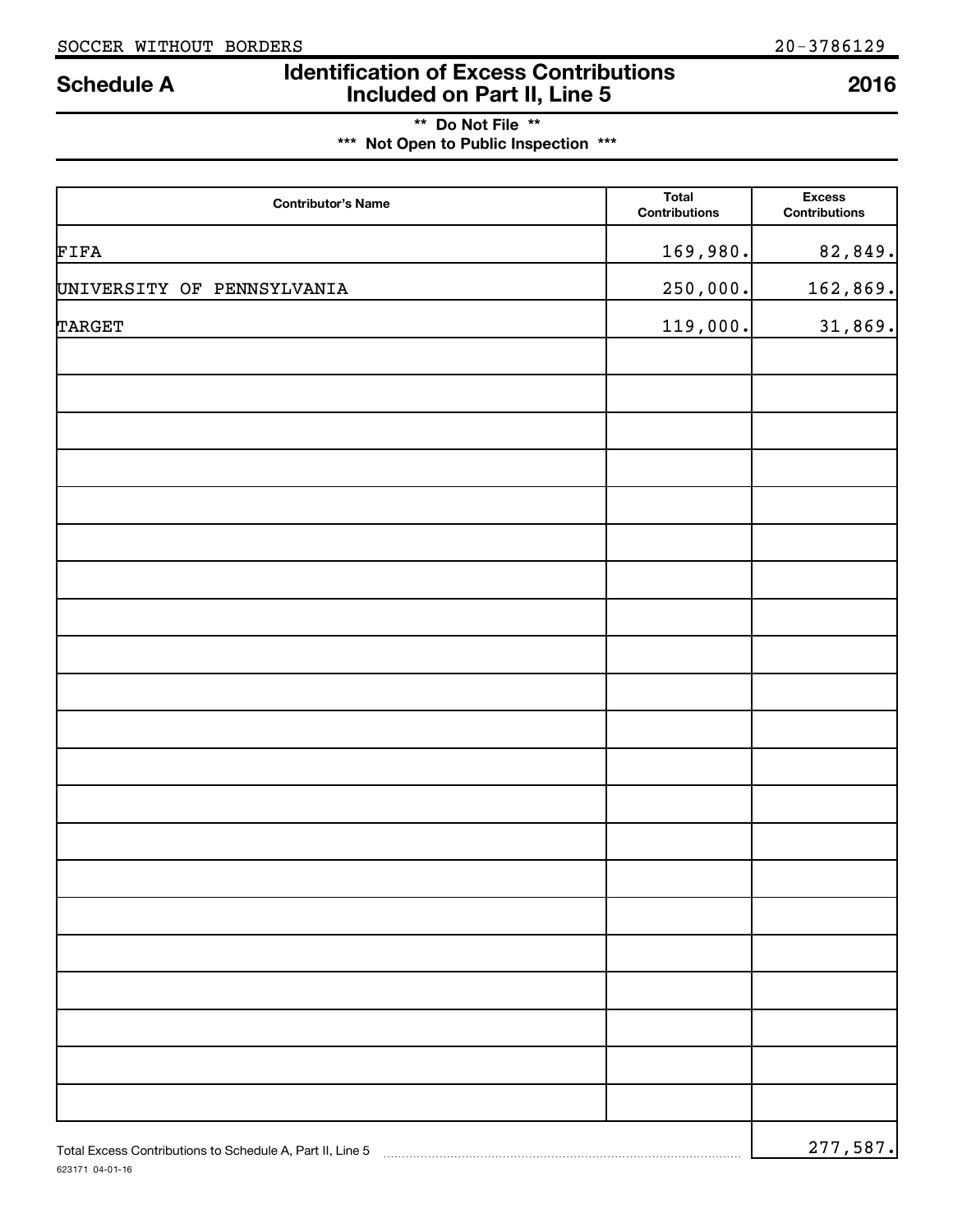SOCCER WITHOUT BORDERS 20-3786129

# Schedule A — Identification of Excess Contributions Included on Part II, Line 5 — 2016

** Do Not File **

*** Not Open to Public Inspection ***

| Contributor's Name | Total Contributions | Excess Contributions |
|---|---|---|
| FIFA | 169,980. | 82,849. |
| UNIVERSITY OF PENNSYLVANIA | 250,000. | 162,869. |
| TARGET | 119,000. | 31,869. |
| | | |
| | | |
| | | |
| | | |
| | | |
| | | |
| | | |
| | | |
| | | |
| | | |
| | | |
| | | |
| | | |
| | | |
| | | |
| | | |
| | | |
| | | |
| | | |
| | | |

Total Excess Contributions to Schedule A, Part II, Line 5 ........ 277,587.

623171 04-01-16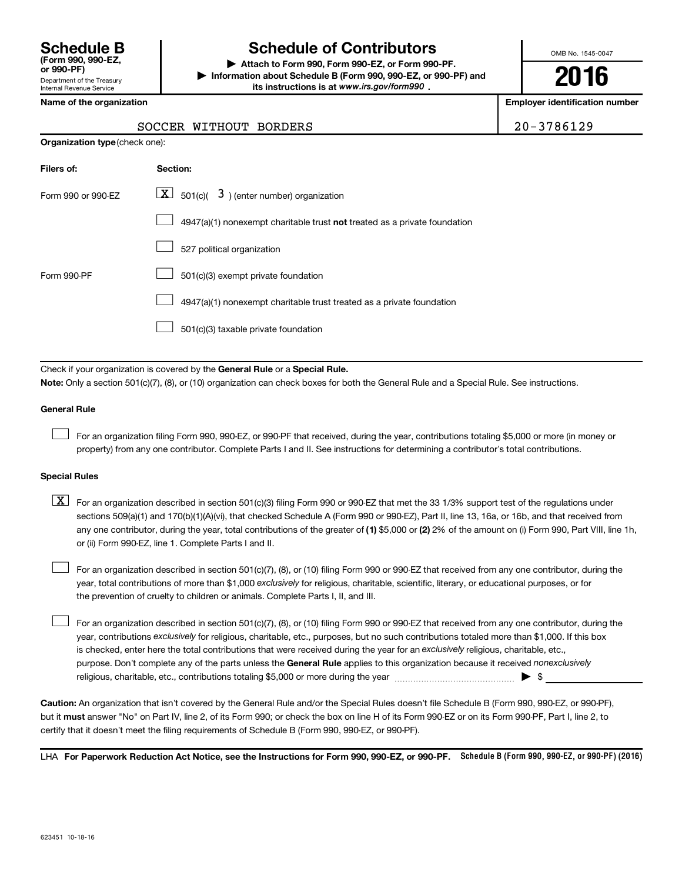# Schedule B

**(Form 990, 990-EZ, or 990-PF)**

Department of the Treasury
Internal Revenue Service

## Schedule of Contributors

▶ **Attach to Form 990, Form 990-EZ, or Form 990-PF.**

▶ **Information about Schedule B (Form 990, 990-EZ, or 990-PF) and its instructions is at** ***www.irs.gov/form990*** **.**

OMB No. 1545-0047

**2016**

| **Name of the organization** | **Employer identification number** |
|---|---|
| SOCCER WITHOUT BORDERS | 20-3786129 |

**Organization type** (check one):

| **Filers of:** | **Section:** |
|---|---|
| Form 990 or 990-EZ | [X] 501(c)( 3 ) (enter number) organization |
| | [ ] 4947(a)(1) nonexempt charitable trust **not** treated as a private foundation |
| | [ ] 527 political organization |
| Form 990-PF | [ ] 501(c)(3) exempt private foundation |
| | [ ] 4947(a)(1) nonexempt charitable trust treated as a private foundation |
| | [ ] 501(c)(3) taxable private foundation |

Check if your organization is covered by the **General Rule** or a **Special Rule.**

**Note:** Only a section 501(c)(7), (8), or (10) organization can check boxes for both the General Rule and a Special Rule. See instructions.

### General Rule

[ ] For an organization filing Form 990, 990-EZ, or 990-PF that received, during the year, contributions totaling $5,000 or more (in money or property) from any one contributor. Complete Parts I and II. See instructions for determining a contributor's total contributions.

### Special Rules

[X] For an organization described in section 501(c)(3) filing Form 990 or 990-EZ that met the 33 1/3% support test of the regulations under sections 509(a)(1) and 170(b)(1)(A)(vi), that checked Schedule A (Form 990 or 990-EZ), Part II, line 13, 16a, or 16b, and that received from any one contributor, during the year, total contributions of the greater of **(1)** $5,000 or **(2)** 2% of the amount on (i) Form 990, Part VIII, line 1h, or (ii) Form 990-EZ, line 1. Complete Parts I and II.

[ ] For an organization described in section 501(c)(7), (8), or (10) filing Form 990 or 990-EZ that received from any one contributor, during the year, total contributions of more than $1,000 *exclusively* for religious, charitable, scientific, literary, or educational purposes, or for the prevention of cruelty to children or animals. Complete Parts I, II, and III.

[ ] For an organization described in section 501(c)(7), (8), or (10) filing Form 990 or 990-EZ that received from any one contributor, during the year, contributions *exclusively* for religious, charitable, etc., purposes, but no such contributions totaled more than $1,000. If this box is checked, enter here the total contributions that were received during the year for an *exclusively* religious, charitable, etc., purpose. Don't complete any of the parts unless the **General Rule** applies to this organization because it received *nonexclusively* religious, charitable, etc., contributions totaling $5,000 or more during the year ▶ $ ____________

**Caution:** An organization that isn't covered by the General Rule and/or the Special Rules doesn't file Schedule B (Form 990, 990-EZ, or 990-PF), but it **must** answer "No" on Part IV, line 2, of its Form 990; or check the box on line H of its Form 990-EZ or on its Form 990-PF, Part I, line 2, to certify that it doesn't meet the filing requirements of Schedule B (Form 990, 990-EZ, or 990-PF).

LHA **For Paperwork Reduction Act Notice, see the Instructions for Form 990, 990-EZ, or 990-PF.** **Schedule B (Form 990, 990-EZ, or 990-PF) (2016)**

623451 10-18-16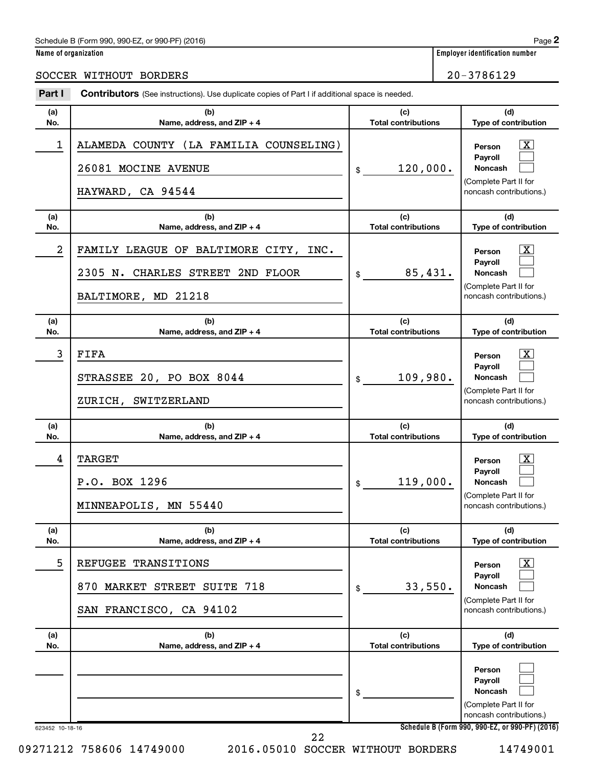Schedule B (Form 990, 990-EZ, or 990-PF) (2016)

**Name of organization**: SOCCER WITHOUT BORDERS

**Employer identification number**: 20-3786129

## Part I — Contributors (See instructions). Use duplicate copies of Part I if additional space is needed.

| (a) No. | (b) Name, address, and ZIP + 4 | (c) Total contributions | (d) Type of contribution |
|---|---|---|---|
| 1 | ALAMEDA COUNTY (LA FAMILIA COUNSELING)<br>26081 MOCINE AVENUE<br>HAYWARD, CA 94544 | $ 120,000. | Person [X]<br>Payroll [ ]<br>Noncash [ ]<br>(Complete Part II for noncash contributions.) |
| 2 | FAMILY LEAGUE OF BALTIMORE CITY, INC.<br>2305 N. CHARLES STREET 2ND FLOOR<br>BALTIMORE, MD 21218 | $ 85,431. | Person [X]<br>Payroll [ ]<br>Noncash [ ]<br>(Complete Part II for noncash contributions.) |
| 3 | FIFA<br>STRASSEE 20, PO BOX 8044<br>ZURICH, SWITZERLAND | $ 109,980. | Person [X]<br>Payroll [ ]<br>Noncash [ ]<br>(Complete Part II for noncash contributions.) |
| 4 | TARGET<br>P.O. BOX 1296<br>MINNEAPOLIS, MN 55440 | $ 119,000. | Person [X]<br>Payroll [ ]<br>Noncash [ ]<br>(Complete Part II for noncash contributions.) |
| 5 | REFUGEE TRANSITIONS<br>870 MARKET STREET SUITE 718<br>SAN FRANCISCO, CA 94102 | $ 33,550. | Person [X]<br>Payroll [ ]<br>Noncash [ ]<br>(Complete Part II for noncash contributions.) |
| | | $ | Person [ ]<br>Payroll [ ]<br>Noncash [ ]<br>(Complete Part II for noncash contributions.) |

623452 10-18-16

Schedule B (Form 990, 990-EZ, or 990-PF) (2016)

09271212 758606 14749000 2016.05010 SOCCER WITHOUT BORDERS 14749001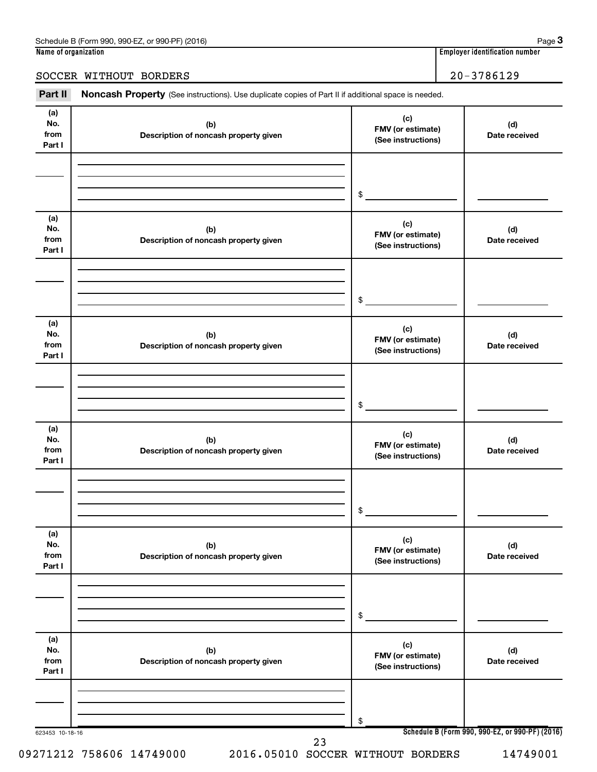Name of organization | Employer identification number

SOCCER WITHOUT BORDERS | 20-3786129

**Part II** **Noncash Property** (See instructions). Use duplicate copies of Part II if additional space is needed.

| (a) No. from Part I | (b) Description of noncash property given | (c) FMV (or estimate) (See instructions) | (d) Date received |
|---|---|---|---|
| | | $ | |

| (a) No. from Part I | (b) Description of noncash property given | (c) FMV (or estimate) (See instructions) | (d) Date received |
|---|---|---|---|
| | | $ | |

| (a) No. from Part I | (b) Description of noncash property given | (c) FMV (or estimate) (See instructions) | (d) Date received |
|---|---|---|---|
| | | $ | |

| (a) No. from Part I | (b) Description of noncash property given | (c) FMV (or estimate) (See instructions) | (d) Date received |
|---|---|---|---|
| | | $ | |

| (a) No. from Part I | (b) Description of noncash property given | (c) FMV (or estimate) (See instructions) | (d) Date received |
|---|---|---|---|
| | | $ | |

| (a) No. from Part I | (b) Description of noncash property given | (c) FMV (or estimate) (See instructions) | (d) Date received |
|---|---|---|---|
| | | $ | |

623453 10-18-16

09271212 758606 14749000 2016.05010 SOCCER WITHOUT BORDERS 14749001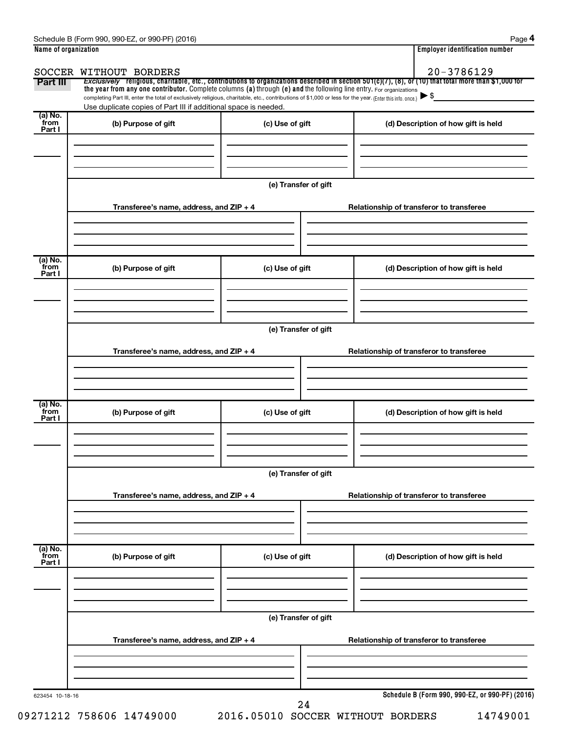Schedule B (Form 990, 990-EZ, or 990-PF) (2016) Page **4**

| Name of organization | Employer identification number |
|---|---|
| SOCCER WITHOUT BORDERS | 20-3786129 |

**Part III** *Exclusively* **religious, charitable, etc., contributions to organizations described in section 501(c)(7), (8), or (10) that total more than $1,000 for the year from any one contributor.** Complete columns **(a)** through **(e)** and the following line entry. For organizations completing Part III, enter the total of exclusively religious, charitable, etc., contributions of $1,000 or less for the year. (Enter this info. once.) ▶ $

Use duplicate copies of Part III if additional space is needed.

| (a) No. from Part I | (b) Purpose of gift | (c) Use of gift | (d) Description of how gift is held |
|---|---|---|---|
| | | | |

**(e) Transfer of gift**

| Transferee's name, address, and ZIP + 4 | Relationship of transferor to transferee |
|---|---|
| | |

| (a) No. from Part I | (b) Purpose of gift | (c) Use of gift | (d) Description of how gift is held |
|---|---|---|---|
| | | | |

**(e) Transfer of gift**

| Transferee's name, address, and ZIP + 4 | Relationship of transferor to transferee |
|---|---|
| | |

| (a) No. from Part I | (b) Purpose of gift | (c) Use of gift | (d) Description of how gift is held |
|---|---|---|---|
| | | | |

**(e) Transfer of gift**

| Transferee's name, address, and ZIP + 4 | Relationship of transferor to transferee |
|---|---|
| | |

| (a) No. from Part I | (b) Purpose of gift | (c) Use of gift | (d) Description of how gift is held |
|---|---|---|---|
| | | | |

**(e) Transfer of gift**

| Transferee's name, address, and ZIP + 4 | Relationship of transferor to transferee |
|---|---|
| | |

623454 10-18-16

**Schedule B (Form 990, 990-EZ, or 990-PF) (2016)**

09271212 758606 14749000 2016.05010 SOCCER WITHOUT BORDERS 14749001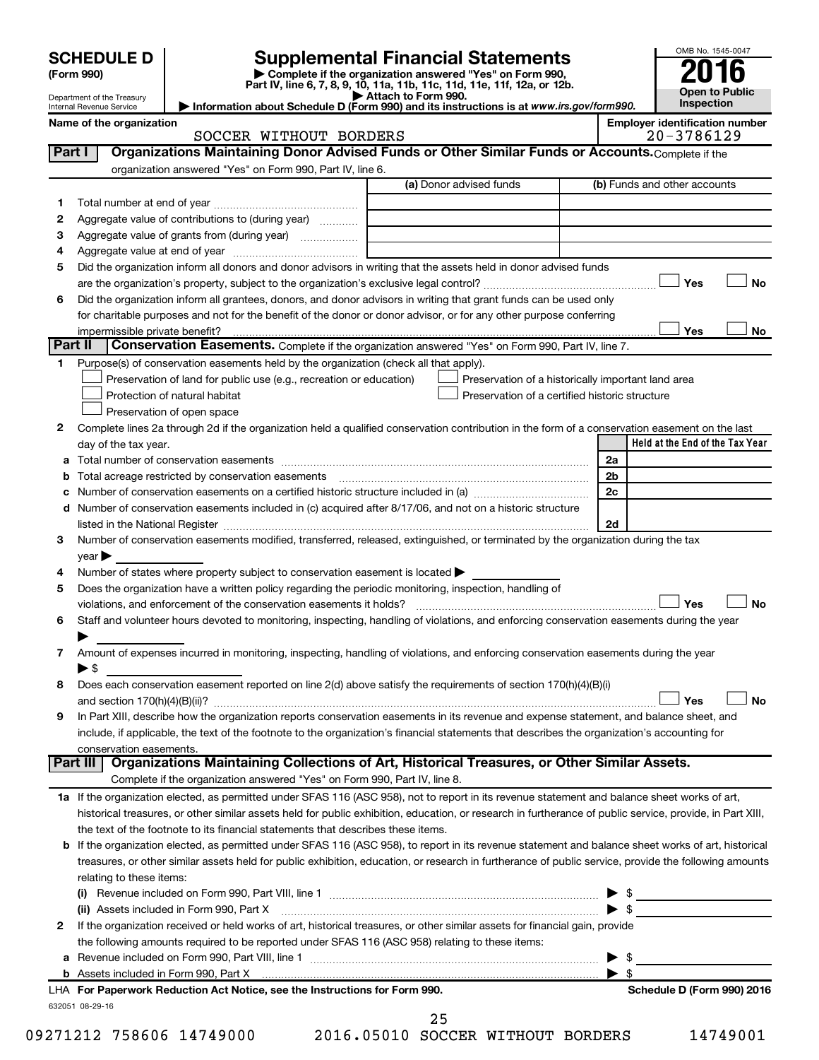**SCHEDULE D**
**(Form 990)**

Department of the Treasury
Internal Revenue Service

# Supplemental Financial Statements

▶ Complete if the organization answered "Yes" on Form 990, Part IV, line 6, 7, 8, 9, 10, 11a, 11b, 11c, 11d, 11e, 11f, 12a, or 12b.
▶ Attach to Form 990.
▶ Information about Schedule D (Form 990) and its instructions is at *www.irs.gov/form990.*

OMB No. 1545-0047
**2016**
**Open to Public Inspection**

**Name of the organization:** SOCCER WITHOUT BORDERS
**Employer identification number:** 20-3786129

## Part I — Organizations Maintaining Donor Advised Funds or Other Similar Funds or Accounts.
Complete if the organization answered "Yes" on Form 990, Part IV, line 6.

| | | (a) Donor advised funds | (b) Funds and other accounts |
|---|---|---|---|
| 1 | Total number at end of year | | |
| 2 | Aggregate value of contributions to (during year) | | |
| 3 | Aggregate value of grants from (during year) | | |
| 4 | Aggregate value at end of year | | |

5 Did the organization inform all donors and donor advisors in writing that the assets held in donor advised funds are the organization's property, subject to the organization's exclusive legal control? ☐ Yes ☐ No

6 Did the organization inform all grantees, donors, and donor advisors in writing that grant funds can be used only for charitable purposes and not for the benefit of the donor or donor advisor, or for any other purpose conferring impermissible private benefit? ☐ Yes ☐ No

## Part II — Conservation Easements.
Complete if the organization answered "Yes" on Form 990, Part IV, line 7.

1 Purpose(s) of conservation easements held by the organization (check all that apply).

☐ Preservation of land for public use (e.g., recreation or education)
☐ Protection of natural habitat
☐ Preservation of open space
☐ Preservation of a historically important land area
☐ Preservation of a certified historic structure

2 Complete lines 2a through 2d if the organization held a qualified conservation contribution in the form of a conservation easement on the last day of the tax year.

| | | | Held at the End of the Tax Year |
|---|---|---|---|
| a | Total number of conservation easements | 2a | |
| b | Total acreage restricted by conservation easements | 2b | |
| c | Number of conservation easements on a certified historic structure included in (a) | 2c | |
| d | Number of conservation easements included in (c) acquired after 8/17/06, and not on a historic structure listed in the National Register | 2d | |

3 Number of conservation easements modified, transferred, released, extinguished, or terminated by the organization during the tax year ▶

4 Number of states where property subject to conservation easement is located ▶

5 Does the organization have a written policy regarding the periodic monitoring, inspection, handling of violations, and enforcement of the conservation easements it holds? ☐ Yes ☐ No

6 Staff and volunteer hours devoted to monitoring, inspecting, handling of violations, and enforcing conservation easements during the year ▶

7 Amount of expenses incurred in monitoring, inspecting, handling of violations, and enforcing conservation easements during the year ▶ $

8 Does each conservation easement reported on line 2(d) above satisfy the requirements of section 170(h)(4)(B)(i) and section 170(h)(4)(B)(ii)? ☐ Yes ☐ No

9 In Part XIII, describe how the organization reports conservation easements in its revenue and expense statement, and balance sheet, and include, if applicable, the text of the footnote to the organization's financial statements that describes the organization's accounting for conservation easements.

## Part III — Organizations Maintaining Collections of Art, Historical Treasures, or Other Similar Assets.
Complete if the organization answered "Yes" on Form 990, Part IV, line 8.

1a If the organization elected, as permitted under SFAS 116 (ASC 958), not to report in its revenue statement and balance sheet works of art, historical treasures, or other similar assets held for public exhibition, education, or research in furtherance of public service, provide, in Part XIII, the text of the footnote to its financial statements that describes these items.

b If the organization elected, as permitted under SFAS 116 (ASC 958), to report in its revenue statement and balance sheet works of art, historical treasures, or other similar assets held for public exhibition, education, or research in furtherance of public service, provide the following amounts relating to these items:

(i) Revenue included on Form 990, Part VIII, line 1 ▶ $

(ii) Assets included in Form 990, Part X ▶ $

2 If the organization received or held works of art, historical treasures, or other similar assets for financial gain, provide the following amounts required to be reported under SFAS 116 (ASC 958) relating to these items:

a Revenue included on Form 990, Part VIII, line 1 ▶ $

b Assets included in Form 990, Part X ▶ $

LHA **For Paperwork Reduction Act Notice, see the Instructions for Form 990.** **Schedule D (Form 990) 2016**

632051 08-29-16

09271212 758606 14749000 2016.05010 SOCCER WITHOUT BORDERS 14749001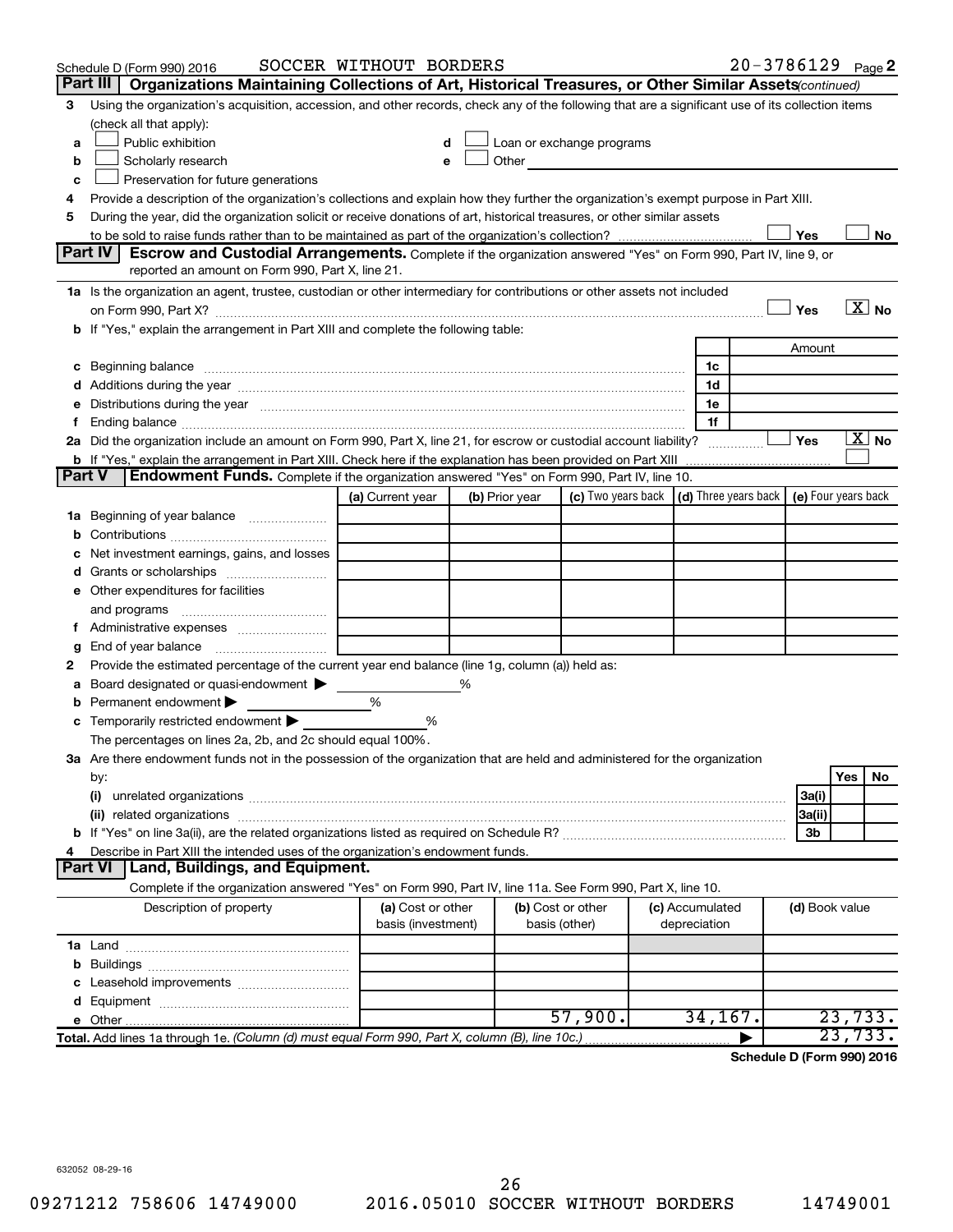Schedule D (Form 990) 2016 SOCCER WITHOUT BORDERS 20-3786129 Page 2

## Part III Organizations Maintaining Collections of Art, Historical Treasures, or Other Similar Assets *(continued)*

**3** Using the organization's acquisition, accession, and other records, check any of the following that are a significant use of its collection items (check all that apply):

- **a** ☐ Public exhibition
- **b** ☐ Scholarly research
- **c** ☐ Preservation for future generations
- **d** ☐ Loan or exchange programs
- **e** ☐ Other

**4** Provide a description of the organization's collections and explain how they further the organization's exempt purpose in Part XIII.

**5** During the year, did the organization solicit or receive donations of art, historical treasures, or other similar assets to be sold to raise funds rather than to be maintained as part of the organization's collection? ☐ Yes ☐ No

## Part IV Escrow and Custodial Arrangements.

Complete if the organization answered "Yes" on Form 990, Part IV, line 9, or reported an amount on Form 990, Part X, line 21.

**1a** Is the organization an agent, trustee, custodian or other intermediary for contributions or other assets not included on Form 990, Part X? ☐ Yes ☒ No

**b** If "Yes," explain the arrangement in Part XIII and complete the following table:

| | | Amount |
|---|---|---|
| **c** Beginning balance | 1c | |
| **d** Additions during the year | 1d | |
| **e** Distributions during the year | 1e | |
| **f** Ending balance | 1f | |

**2a** Did the organization include an amount on Form 990, Part X, line 21, for escrow or custodial account liability? ☐ Yes ☒ No

**b** If "Yes," explain the arrangement in Part XIII. Check here if the explanation has been provided on Part XIII ☐

## Part V Endowment Funds.

Complete if the organization answered "Yes" on Form 990, Part IV, line 10.

| | (a) Current year | (b) Prior year | (c) Two years back | (d) Three years back | (e) Four years back |
|---|---|---|---|---|---|
| **1a** Beginning of year balance | | | | | |
| **b** Contributions | | | | | |
| **c** Net investment earnings, gains, and losses | | | | | |
| **d** Grants or scholarships | | | | | |
| **e** Other expenditures for facilities and programs | | | | | |
| **f** Administrative expenses | | | | | |
| **g** End of year balance | | | | | |

**2** Provide the estimated percentage of the current year end balance (line 1g, column (a)) held as:

- **a** Board designated or quasi-endowment ▶ %
- **b** Permanent endowment ▶ %
- **c** Temporarily restricted endowment ▶ %

The percentages on lines 2a, 2b, and 2c should equal 100%.

**3a** Are there endowment funds not in the possession of the organization that are held and administered for the organization by:

| | | Yes | No |
|---|---|---|---|
| **(i)** unrelated organizations | 3a(i) | | |
| **(ii)** related organizations | 3a(ii) | | |
| **b** If "Yes" on line 3a(ii), are the related organizations listed as required on Schedule R? | 3b | | |

**4** Describe in Part XIII the intended uses of the organization's endowment funds.

## Part VI Land, Buildings, and Equipment.

Complete if the organization answered "Yes" on Form 990, Part IV, line 11a. See Form 990, Part X, line 10.

| Description of property | (a) Cost or other basis (investment) | (b) Cost or other basis (other) | (c) Accumulated depreciation | (d) Book value |
|---|---|---|---|---|
| **1a** Land | | | | |
| **b** Buildings | | | | |
| **c** Leasehold improvements | | | | |
| **d** Equipment | | | | |
| **e** Other | | 57,900. | 34,167. | 23,733. |
| **Total.** Add lines 1a through 1e. *(Column (d) must equal Form 990, Part X, column (B), line 10c.)* ▶ | | | | 23,733. |

Schedule D (Form 990) 2016

632052 08-29-16

09271212 758606 14749000 2016.05010 SOCCER WITHOUT BORDERS 14749001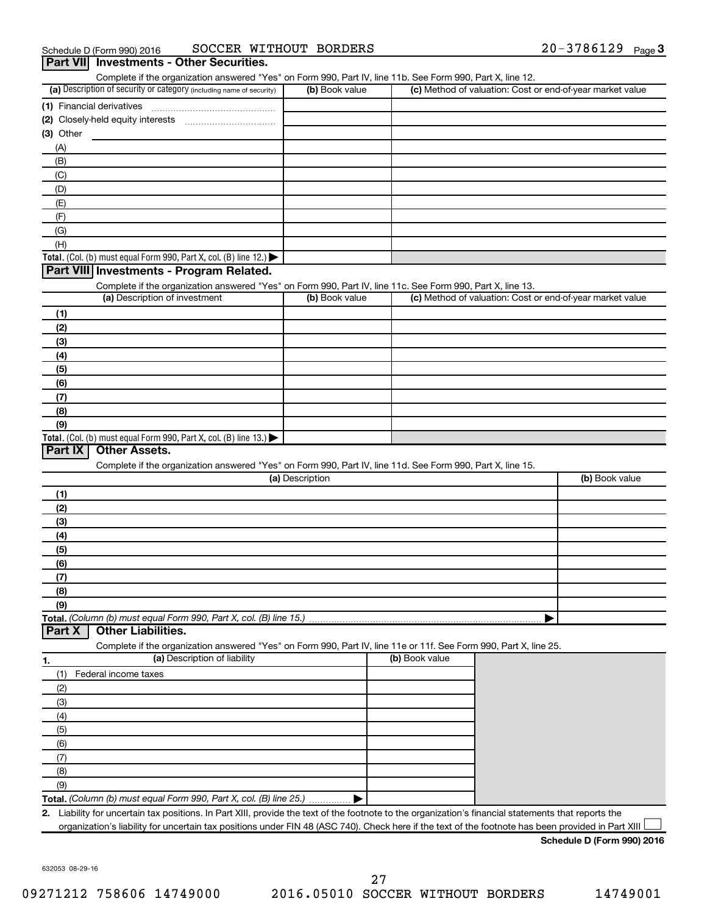Schedule D (Form 990) 2016 SOCCER WITHOUT BORDERS 20-3786129 Page 3

## Part VII Investments - Other Securities.

Complete if the organization answered "Yes" on Form 990, Part IV, line 11b. See Form 990, Part X, line 12.

| (a) Description of security or category (including name of security) | (b) Book value | (c) Method of valuation: Cost or end-of-year market value |
|---|---|---|
| (1) Financial derivatives | | |
| (2) Closely-held equity interests | | |
| (3) Other | | |
| (A) | | |
| (B) | | |
| (C) | | |
| (D) | | |
| (E) | | |
| (F) | | |
| (G) | | |
| (H) | | |
| **Total.** (Col. (b) must equal Form 990, Part X, col. (B) line 12.) ▶ | | |

## Part VIII Investments - Program Related.

Complete if the organization answered "Yes" on Form 990, Part IV, line 11c. See Form 990, Part X, line 13.

| (a) Description of investment | (b) Book value | (c) Method of valuation: Cost or end-of-year market value |
|---|---|---|
| (1) | | |
| (2) | | |
| (3) | | |
| (4) | | |
| (5) | | |
| (6) | | |
| (7) | | |
| (8) | | |
| (9) | | |
| **Total.** (Col. (b) must equal Form 990, Part X, col. (B) line 13.) ▶ | | |

## Part IX Other Assets.

Complete if the organization answered "Yes" on Form 990, Part IV, line 11d. See Form 990, Part X, line 15.

| (a) Description | (b) Book value |
|---|---|
| (1) | |
| (2) | |
| (3) | |
| (4) | |
| (5) | |
| (6) | |
| (7) | |
| (8) | |
| (9) | |
| **Total.** *(Column (b) must equal Form 990, Part X, col. (B) line 15.)* ▶ | |

## Part X Other Liabilities.

Complete if the organization answered "Yes" on Form 990, Part IV, line 11e or 11f. See Form 990, Part X, line 25.

| 1. (a) Description of liability | (b) Book value |
|---|---|
| (1) Federal income taxes | |
| (2) | |
| (3) | |
| (4) | |
| (5) | |
| (6) | |
| (7) | |
| (8) | |
| (9) | |
| **Total.** *(Column (b) must equal Form 990, Part X, col. (B) line 25.)* ▶ | |

2. Liability for uncertain tax positions. In Part XIII, provide the text of the footnote to the organization's financial statements that reports the organization's liability for uncertain tax positions under FIN 48 (ASC 740). Check here if the text of the footnote has been provided in Part XIII ☐

**Schedule D (Form 990) 2016**

632053 08-29-16

09271212 758606 14749000 2016.05010 SOCCER WITHOUT BORDERS 14749001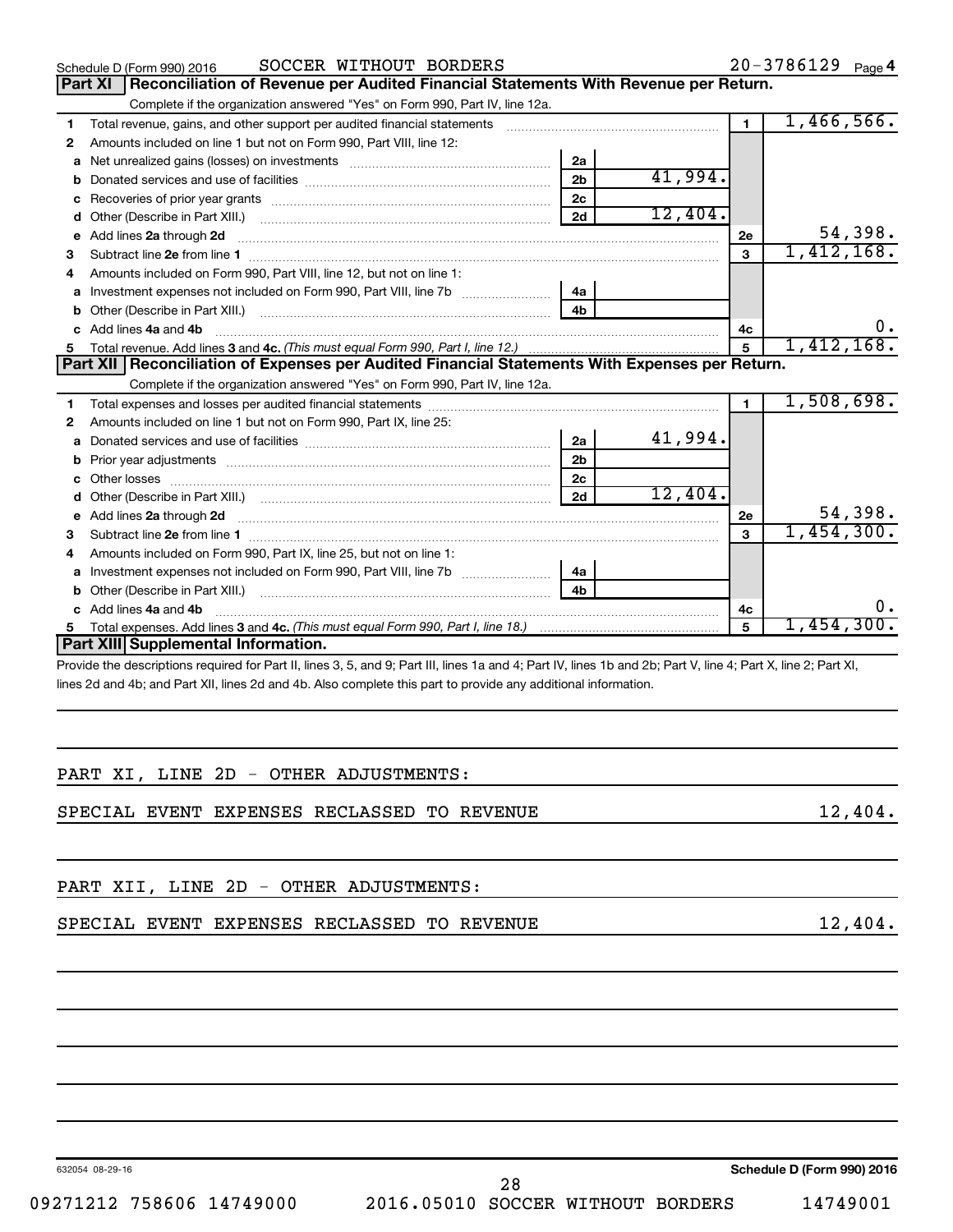Schedule D (Form 990) 2016 SOCCER WITHOUT BORDERS 20-3786129 Page 4

## Part XI Reconciliation of Revenue per Audited Financial Statements With Revenue per Return.

Complete if the organization answered "Yes" on Form 990, Part IV, line 12a.

| | | | | | |
|---|---|---|---|---|---|
| 1 | Total revenue, gains, and other support per audited financial statements | | | 1 | 1,466,566. |
| 2 | Amounts included on line 1 but not on Form 990, Part VIII, line 12: | | | | |
| a | Net unrealized gains (losses) on investments | 2a | | | |
| b | Donated services and use of facilities | 2b | 41,994. | | |
| c | Recoveries of prior year grants | 2c | | | |
| d | Other (Describe in Part XIII.) | 2d | 12,404. | | |
| e | Add lines 2a through 2d | | | 2e | 54,398. |
| 3 | Subtract line 2e from line 1 | | | 3 | 1,412,168. |
| 4 | Amounts included on Form 990, Part VIII, line 12, but not on line 1: | | | | |
| a | Investment expenses not included on Form 990, Part VIII, line 7b | 4a | | | |
| b | Other (Describe in Part XIII.) | 4b | | | |
| c | Add lines 4a and 4b | | | 4c | 0. |
| 5 | Total revenue. Add lines 3 and 4c. *(This must equal Form 990, Part I, line 12.)* | | | 5 | 1,412,168. |

## Part XII Reconciliation of Expenses per Audited Financial Statements With Expenses per Return.

Complete if the organization answered "Yes" on Form 990, Part IV, line 12a.

| | | | | | |
|---|---|---|---|---|---|
| 1 | Total expenses and losses per audited financial statements | | | 1 | 1,508,698. |
| 2 | Amounts included on line 1 but not on Form 990, Part IX, line 25: | | | | |
| a | Donated services and use of facilities | 2a | 41,994. | | |
| b | Prior year adjustments | 2b | | | |
| c | Other losses | 2c | | | |
| d | Other (Describe in Part XIII.) | 2d | 12,404. | | |
| e | Add lines 2a through 2d | | | 2e | 54,398. |
| 3 | Subtract line 2e from line 1 | | | 3 | 1,454,300. |
| 4 | Amounts included on Form 990, Part IX, line 25, but not on line 1: | | | | |
| a | Investment expenses not included on Form 990, Part VIII, line 7b | 4a | | | |
| b | Other (Describe in Part XIII.) | 4b | | | |
| c | Add lines 4a and 4b | | | 4c | 0. |
| 5 | Total expenses. Add lines 3 and 4c. *(This must equal Form 990, Part I, line 18.)* | | | 5 | 1,454,300. |

## Part XIII Supplemental Information.

Provide the descriptions required for Part II, lines 3, 5, and 9; Part III, lines 1a and 4; Part IV, lines 1b and 2b; Part V, line 4; Part X, line 2; Part XI, lines 2d and 4b; and Part XII, lines 2d and 4b. Also complete this part to provide any additional information.

PART XI, LINE 2D - OTHER ADJUSTMENTS:

SPECIAL EVENT EXPENSES RECLASSED TO REVENUE 12,404.

PART XII, LINE 2D - OTHER ADJUSTMENTS:

SPECIAL EVENT EXPENSES RECLASSED TO REVENUE 12,404.

632054 08-29-16 Schedule D (Form 990) 2016

09271212 758606 14749000 2016.05010 SOCCER WITHOUT BORDERS 14749001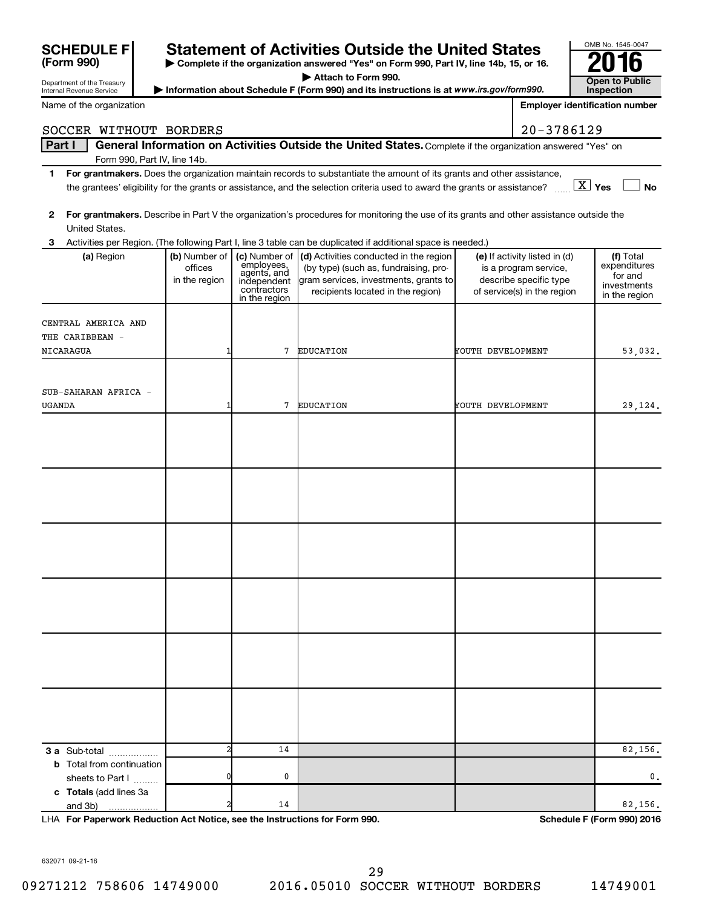# SCHEDULE F (Form 990)

Department of the Treasury
Internal Revenue Service

## Statement of Activities Outside the United States

▶ Complete if the organization answered "Yes" on Form 990, Part IV, line 14b, 15, or 16.
▶ Attach to Form 990.
▶ Information about Schedule F (Form 990) and its instructions is at www.irs.gov/form990.

OMB No. 1545-0047
**2016**
**Open to Public Inspection**

Name of the organization: SOCCER WITHOUT BORDERS

Employer identification number: 20-3786129

**Part I** **General Information on Activities Outside the United States.** Complete if the organization answered "Yes" on Form 990, Part IV, line 14b.

**1** **For grantmakers.** Does the organization maintain records to substantiate the amount of its grants and other assistance, the grantees' eligibility for the grants or assistance, and the selection criteria used to award the grants or assistance? [X] Yes [ ] No

**2** **For grantmakers.** Describe in Part V the organization's procedures for monitoring the use of its grants and other assistance outside the United States.

**3** Activities per Region. (The following Part I, line 3 table can be duplicated if additional space is needed.)

| (a) Region | (b) Number of offices in the region | (c) Number of employees, agents, and independent contractors in the region | (d) Activities conducted in the region (by type) (such as, fundraising, program services, investments, grants to recipients located in the region) | (e) If activity listed in (d) is a program service, describe specific type of service(s) in the region | (f) Total expenditures for and investments in the region |
|---|---|---|---|---|---|
| CENTRAL AMERICA AND THE CARIBBEAN - NICARAGUA | 1 | 7 | EDUCATION | YOUTH DEVELOPMENT | 53,032. |
| SUB-SAHARAN AFRICA - UGANDA | 1 | 7 | EDUCATION | YOUTH DEVELOPMENT | 29,124. |
| | | | | | |
| | | | | | |
| | | | | | |
| | | | | | |
| | | | | | |
| | | | | | |
| **3 a** Sub-total | 2 | 14 | | | 82,156. |
| **b** Total from continuation sheets to Part I | 0 | 0 | | | 0. |
| **c Totals** (add lines 3a and 3b) | 2 | 14 | | | 82,156. |

LHA **For Paperwork Reduction Act Notice, see the Instructions for Form 990.** **Schedule F (Form 990) 2016**

632071 09-21-16

09271212 758606 14749000 2016.05010 SOCCER WITHOUT BORDERS 14749001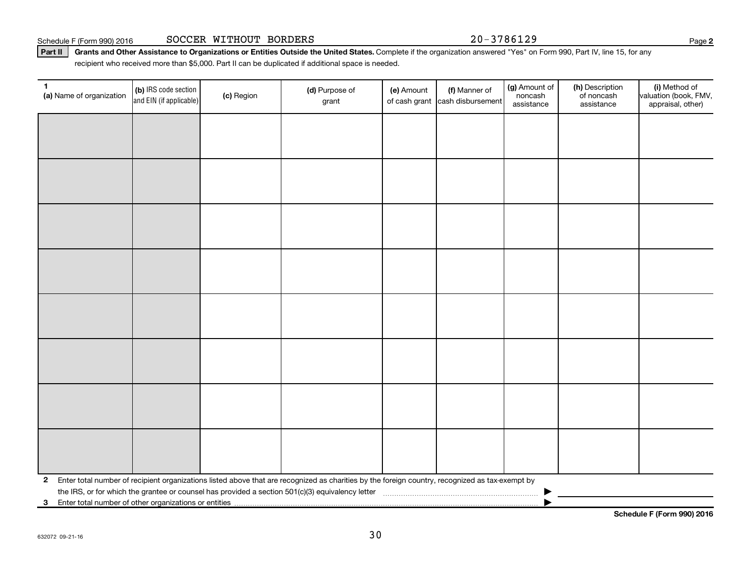Schedule F (Form 990) 2016 SOCCER WITHOUT BORDERS 20-3786129 Page **2**

**Part II** **Grants and Other Assistance to Organizations or Entities Outside the United States.** Complete if the organization answered "Yes" on Form 990, Part IV, line 15, for any recipient who received more than $5,000. Part II can be duplicated if additional space is needed.

| **1** **(a)** Name of organization | **(b)** IRS code section and EIN (if applicable) | **(c)** Region | **(d)** Purpose of grant | **(e)** Amount of cash grant | **(f)** Manner of cash disbursement | **(g)** Amount of noncash assistance | **(h)** Description of noncash assistance | **(i)** Method of valuation (book, FMV, appraisal, other) |
|---|---|---|---|---|---|---|---|---|
| | | | | | | | | |
| | | | | | | | | |
| | | | | | | | | |
| | | | | | | | | |
| | | | | | | | | |
| | | | | | | | | |
| | | | | | | | | |
| | | | | | | | | |

**2** Enter total number of recipient organizations listed above that are recognized as charities by the foreign country, recognized as tax-exempt by the IRS, or for which the grantee or counsel has provided a section 501(c)(3) equivalency letter ▶

**3** Enter total number of other organizations or entities ▶

**Schedule F (Form 990) 2016**

632072 09-21-16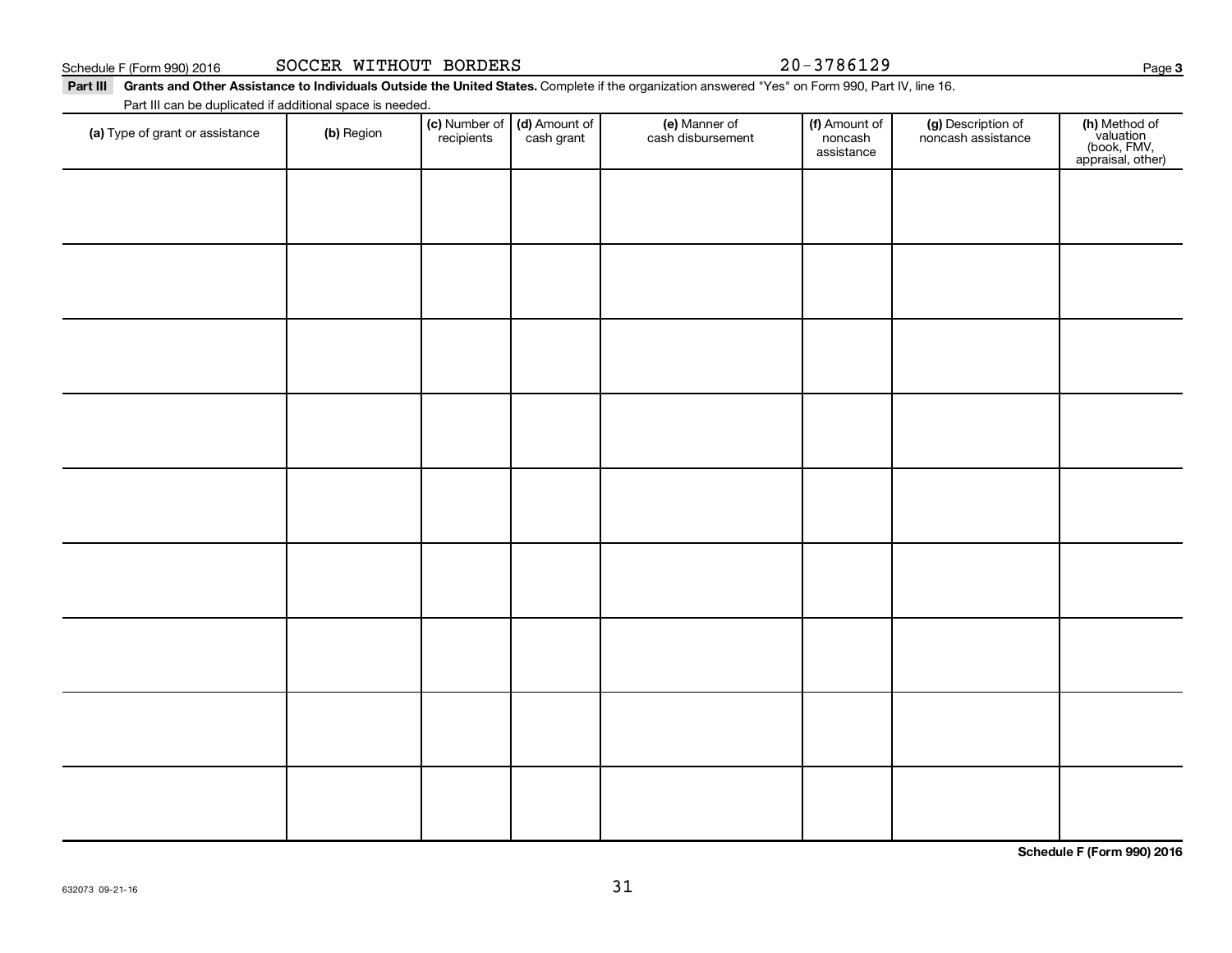Schedule F (Form 990) 2016 SOCCER WITHOUT BORDERS 20-3786129

**Part III** **Grants and Other Assistance to Individuals Outside the United States.** Complete if the organization answered "Yes" on Form 990, Part IV, line 16.

Part III can be duplicated if additional space is needed.

| (a) Type of grant or assistance | (b) Region | (c) Number of recipients | (d) Amount of cash grant | (e) Manner of cash disbursement | (f) Amount of noncash assistance | (g) Description of noncash assistance | (h) Method of valuation (book, FMV, appraisal, other) |
|---|---|---|---|---|---|---|---|
| | | | | | | | |
| | | | | | | | |
| | | | | | | | |
| | | | | | | | |
| | | | | | | | |
| | | | | | | | |
| | | | | | | | |
| | | | | | | | |
| | | | | | | | |

**Schedule F (Form 990) 2016**

632073 09-21-16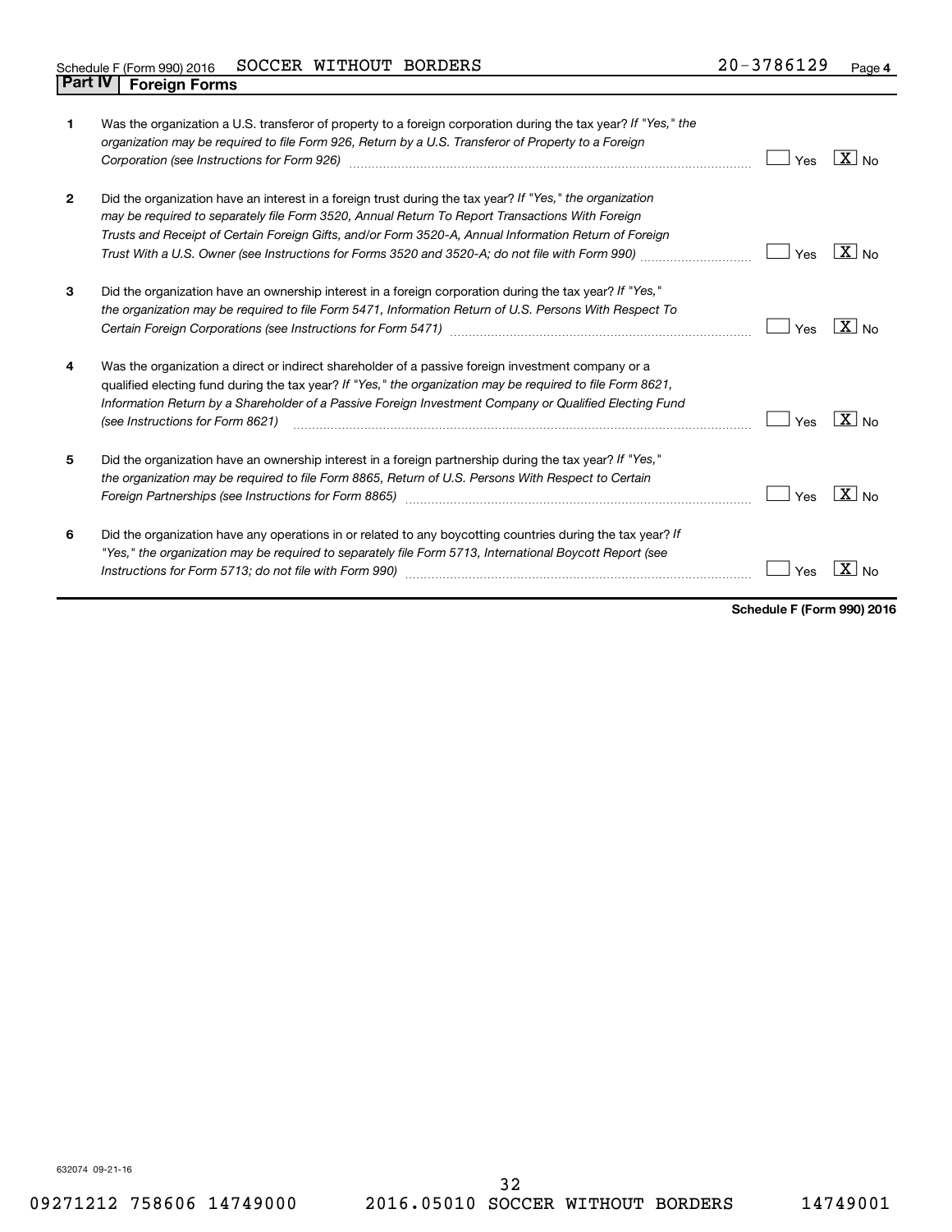Schedule F (Form 990) 2016 SOCCER WITHOUT BORDERS 20-3786129 Page 4

## Part IV Foreign Forms

| | | | |
|---|---|---|---|
| 1 | Was the organization a U.S. transferor of property to a foreign corporation during the tax year? *If "Yes," the organization may be required to file Form 926, Return by a U.S. Transferor of Property to a Foreign Corporation (see Instructions for Form 926)* | Yes | [X] No |
| 2 | Did the organization have an interest in a foreign trust during the tax year? *If "Yes," the organization may be required to separately file Form 3520, Annual Return To Report Transactions With Foreign Trusts and Receipt of Certain Foreign Gifts, and/or Form 3520-A, Annual Information Return of Foreign Trust With a U.S. Owner (see Instructions for Forms 3520 and 3520-A; do not file with Form 990)* | Yes | [X] No |
| 3 | Did the organization have an ownership interest in a foreign corporation during the tax year? *If "Yes," the organization may be required to file Form 5471, Information Return of U.S. Persons With Respect To Certain Foreign Corporations (see Instructions for Form 5471)* | Yes | [X] No |
| 4 | Was the organization a direct or indirect shareholder of a passive foreign investment company or a qualified electing fund during the tax year? *If "Yes," the organization may be required to file Form 8621, Information Return by a Shareholder of a Passive Foreign Investment Company or Qualified Electing Fund (see Instructions for Form 8621)* | Yes | [X] No |
| 5 | Did the organization have an ownership interest in a foreign partnership during the tax year? *If "Yes," the organization may be required to file Form 8865, Return of U.S. Persons With Respect to Certain Foreign Partnerships (see Instructions for Form 8865)* | Yes | [X] No |
| 6 | Did the organization have any operations in or related to any boycotting countries during the tax year? *If "Yes," the organization may be required to separately file Form 5713, International Boycott Report (see Instructions for Form 5713; do not file with Form 990)* | Yes | [X] No |

**Schedule F (Form 990) 2016**

632074 09-21-16

09271212 758606 14749000 2016.05010 SOCCER WITHOUT BORDERS 14749001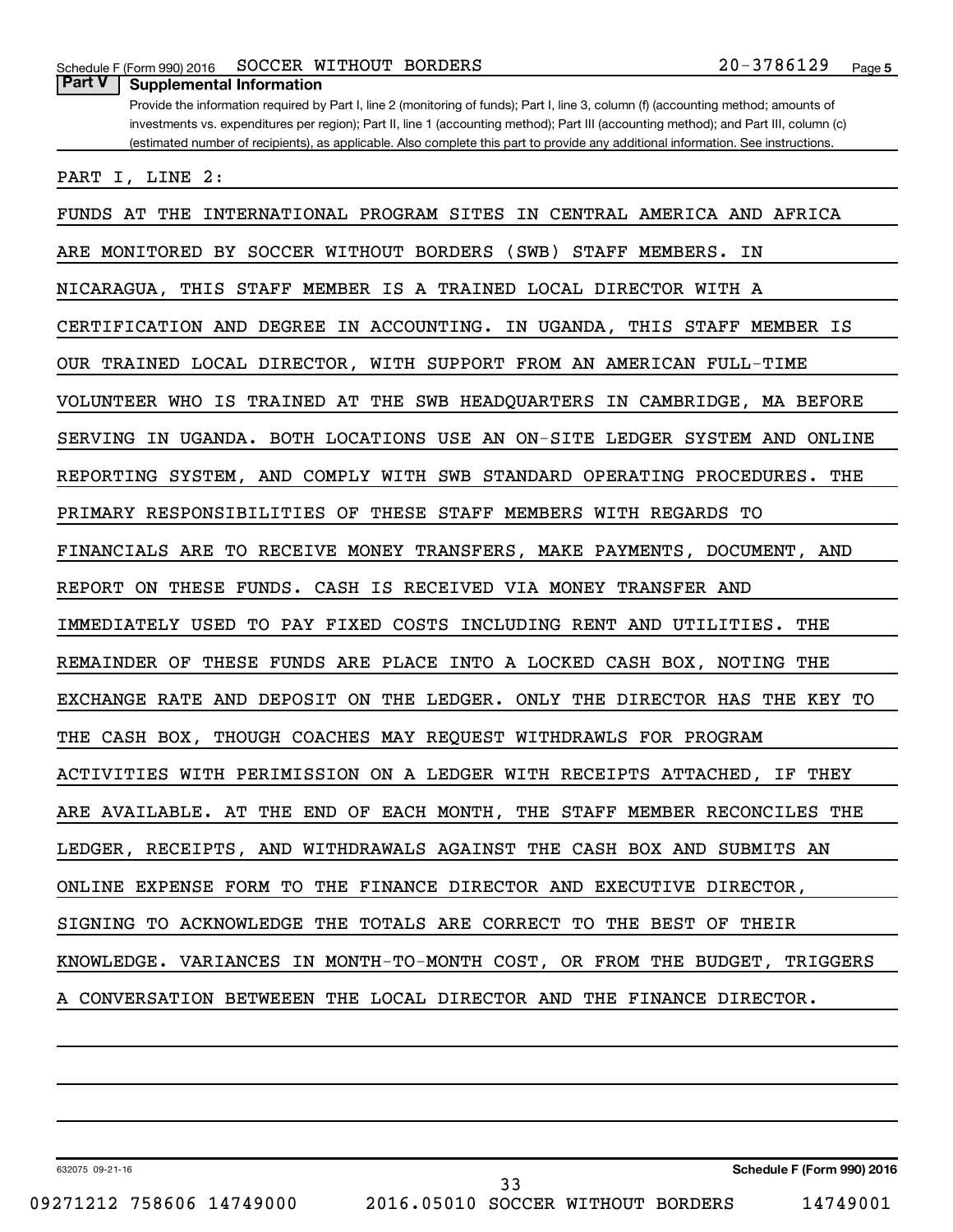## Part V Supplemental Information

Provide the information required by Part I, line 2 (monitoring of funds); Part I, line 3, column (f) (accounting method; amounts of investments vs. expenditures per region); Part II, line 1 (accounting method); Part III (accounting method); and Part III, column (c) (estimated number of recipients), as applicable. Also complete this part to provide any additional information. See instructions.

PART I, LINE 2:

FUNDS AT THE INTERNATIONAL PROGRAM SITES IN CENTRAL AMERICA AND AFRICA ARE MONITORED BY SOCCER WITHOUT BORDERS (SWB) STAFF MEMBERS. IN NICARAGUA, THIS STAFF MEMBER IS A TRAINED LOCAL DIRECTOR WITH A CERTIFICATION AND DEGREE IN ACCOUNTING. IN UGANDA, THIS STAFF MEMBER IS OUR TRAINED LOCAL DIRECTOR, WITH SUPPORT FROM AN AMERICAN FULL-TIME VOLUNTEER WHO IS TRAINED AT THE SWB HEADQUARTERS IN CAMBRIDGE, MA BEFORE SERVING IN UGANDA. BOTH LOCATIONS USE AN ON-SITE LEDGER SYSTEM AND ONLINE REPORTING SYSTEM, AND COMPLY WITH SWB STANDARD OPERATING PROCEDURES. THE PRIMARY RESPONSIBILITIES OF THESE STAFF MEMBERS WITH REGARDS TO FINANCIALS ARE TO RECEIVE MONEY TRANSFERS, MAKE PAYMENTS, DOCUMENT, AND REPORT ON THESE FUNDS. CASH IS RECEIVED VIA MONEY TRANSFER AND IMMEDIATELY USED TO PAY FIXED COSTS INCLUDING RENT AND UTILITIES. THE REMAINDER OF THESE FUNDS ARE PLACE INTO A LOCKED CASH BOX, NOTING THE EXCHANGE RATE AND DEPOSIT ON THE LEDGER. ONLY THE DIRECTOR HAS THE KEY TO THE CASH BOX, THOUGH COACHES MAY REQUEST WITHDRAWLS FOR PROGRAM ACTIVITIES WITH PERIMISSION ON A LEDGER WITH RECEIPTS ATTACHED, IF THEY ARE AVAILABLE. AT THE END OF EACH MONTH, THE STAFF MEMBER RECONCILES THE LEDGER, RECEIPTS, AND WITHDRAWALS AGAINST THE CASH BOX AND SUBMITS AN ONLINE EXPENSE FORM TO THE FINANCE DIRECTOR AND EXECUTIVE DIRECTOR, SIGNING TO ACKNOWLEDGE THE TOTALS ARE CORRECT TO THE BEST OF THEIR KNOWLEDGE. VARIANCES IN MONTH-TO-MONTH COST, OR FROM THE BUDGET, TRIGGERS A CONVERSATION BETWEEEN THE LOCAL DIRECTOR AND THE FINANCE DIRECTOR.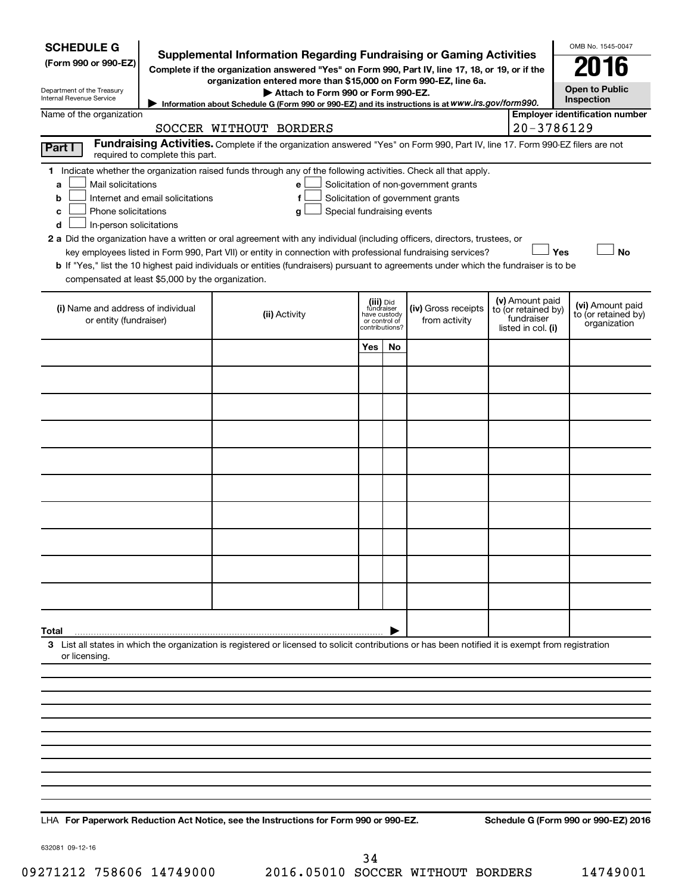**SCHEDULE G**
**(Form 990 or 990-EZ)**

Department of the Treasury
Internal Revenue Service

# Supplemental Information Regarding Fundraising or Gaming Activities

**Complete if the organization answered "Yes" on Form 990, Part IV, line 17, 18, or 19, or if the organization entered more than $15,000 on Form 990-EZ, line 6a.**

▶ **Attach to Form 990 or Form 990-EZ.**

▶ **Information about Schedule G (Form 990 or 990-EZ) and its instructions is at www.irs.gov/form990.**

OMB No. 1545-0047

**2016**

**Open to Public Inspection**

Name of the organization: SOCCER WITHOUT BORDERS

**Employer identification number:** 20-3786129

**Part I** **Fundraising Activities.** Complete if the organization answered "Yes" on Form 990, Part IV, line 17. Form 990-EZ filers are not required to complete this part.

**1** Indicate whether the organization raised funds through any of the following activities. Check all that apply.

- **a** ☐ Mail solicitations
- **b** ☐ Internet and email solicitations
- **c** ☐ Phone solicitations
- **d** ☐ In-person solicitations
- **e** ☐ Solicitation of non-government grants
- **f** ☐ Solicitation of government grants
- **g** ☐ Special fundraising events

**2 a** Did the organization have a written or oral agreement with any individual (including officers, directors, trustees, or key employees listed in Form 990, Part VII) or entity in connection with professional fundraising services? ☐ **Yes** ☐ **No**

**b** If "Yes," list the 10 highest paid individuals or entities (fundraisers) pursuant to agreements under which the fundraiser is to be compensated at least $5,000 by the organization.

| (i) Name and address of individual or entity (fundraiser) | (ii) Activity | (iii) Did fundraiser have custody or control of contributions? | | (iv) Gross receipts from activity | (v) Amount paid to (or retained by) fundraiser listed in col. (i) | (vi) Amount paid to (or retained by) organization |
|---|---|---|---|---|---|---|
| | | Yes | No | | | |
| | | | | | | |
| | | | | | | |
| | | | | | | |
| | | | | | | |
| | | | | | | |
| | | | | | | |
| | | | | | | |
| | | | | | | |
| | | | | | | |
| | | | | | | |
| **Total** ▶ | | | | | | |

**3** List all states in which the organization is registered or licensed to solicit contributions or has been notified it is exempt from registration or licensing.

LHA **For Paperwork Reduction Act Notice, see the Instructions for Form 990 or 990-EZ.** **Schedule G (Form 990 or 990-EZ) 2016**

632081 09-12-16

09271212 758606 14749000 2016.05010 SOCCER WITHOUT BORDERS 14749001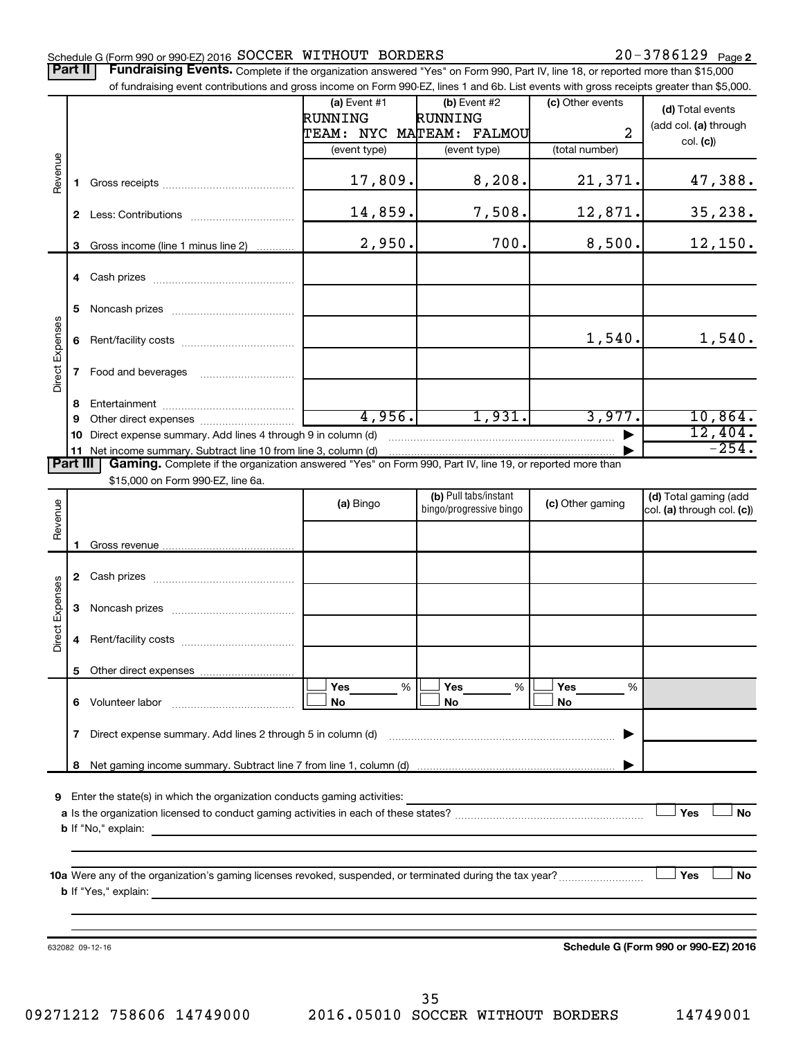Schedule G (Form 990 or 990-EZ) 2016 SOCCER WITHOUT BORDERS 20-3786129 Page **2**

**Part II** **Fundraising Events.** Complete if the organization answered "Yes" on Form 990, Part IV, line 18, or reported more than $15,000 of fundraising event contributions and gross income on Form 990-EZ, lines 1 and 6b. List events with gross receipts greater than $5,000.

| | | (a) Event #1 RUNNING TEAM: NYC MA (event type) | (b) Event #2 RUNNING TEAM: FALMOU (event type) | (c) Other events 2 (total number) | (d) Total events (add col. (a) through col. (c)) |
|---|---|---|---|---|---|
| Revenue | 1 Gross receipts | 17,809. | 8,208. | 21,371. | 47,388. |
| | 2 Less: Contributions | 14,859. | 7,508. | 12,871. | 35,238. |
| | 3 Gross income (line 1 minus line 2) | 2,950. | 700. | 8,500. | 12,150. |
| Direct Expenses | 4 Cash prizes | | | | |
| | 5 Noncash prizes | | | | |
| | 6 Rent/facility costs | | | 1,540. | 1,540. |
| | 7 Food and beverages | | | | |
| | 8 Entertainment | | | | |
| | 9 Other direct expenses | 4,956. | 1,931. | 3,977. | 10,864. |
| | 10 Direct expense summary. Add lines 4 through 9 in column (d) | | | ▶ | 12,404. |
| | 11 Net income summary. Subtract line 10 from line 3, column (d) | | | ▶ | -254. |

**Part III** **Gaming.** Complete if the organization answered "Yes" on Form 990, Part IV, line 19, or reported more than $15,000 on Form 990-EZ, line 6a.

| | | (a) Bingo | (b) Pull tabs/instant bingo/progressive bingo | (c) Other gaming | (d) Total gaming (add col. (a) through col. (c)) |
|---|---|---|---|---|---|
| Revenue | 1 Gross revenue | | | | |
| Direct Expenses | 2 Cash prizes | | | | |
| | 3 Noncash prizes | | | | |
| | 4 Rent/facility costs | | | | |
| | 5 Other direct expenses | | | | |
| | 6 Volunteer labor | ☐ Yes ___ % ☐ No | ☐ Yes ___ % ☐ No | ☐ Yes ___ % ☐ No | |
| | 7 Direct expense summary. Add lines 2 through 5 in column (d) | | | ▶ | |
| | 8 Net gaming income summary. Subtract line 7 from line 1, column (d) | | | ▶ | |

**9** Enter the state(s) in which the organization conducts gaming activities: ____________

**a** Is the organization licensed to conduct gaming activities in each of these states? ☐ Yes ☐ No

**b** If "No," explain: ____________

**10a** Were any of the organization's gaming licenses revoked, suspended, or terminated during the tax year? ☐ Yes ☐ No

**b** If "Yes," explain: ____________

632082 09-12-16 **Schedule G (Form 990 or 990-EZ) 2016**

09271212 758606 14749000 2016.05010 SOCCER WITHOUT BORDERS 14749001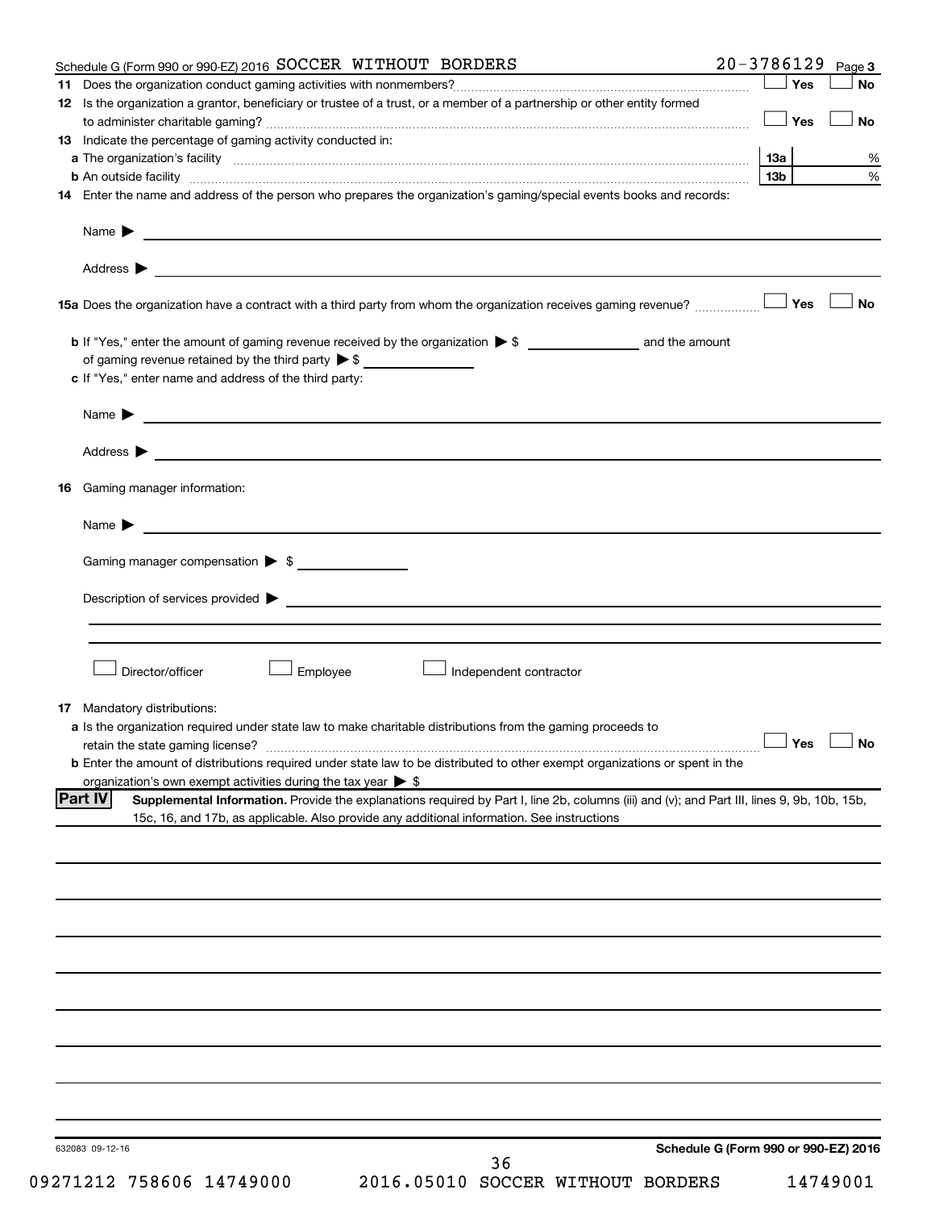Schedule G (Form 990 or 990-EZ) 2016 SOCCER WITHOUT BORDERS 20-3786129 Page 3

**11** Does the organization conduct gaming activities with nonmembers? ☐ Yes ☐ No

**12** Is the organization a grantor, beneficiary or trustee of a trust, or a member of a partnership or other entity formed to administer charitable gaming? ☐ Yes ☐ No

**13** Indicate the percentage of gaming activity conducted in:

**a** The organization's facility **13a** %

**b** An outside facility **13b** %

**14** Enter the name and address of the person who prepares the organization's gaming/special events books and records:

Name ▶

Address ▶

**15a** Does the organization have a contract with a third party from whom the organization receives gaming revenue? ☐ Yes ☐ No

**b** If "Yes," enter the amount of gaming revenue received by the organization ▶ $ ______ and the amount of gaming revenue retained by the third party ▶ $ ______

**c** If "Yes," enter name and address of the third party:

Name ▶

Address ▶

**16** Gaming manager information:

Name ▶

Gaming manager compensation ▶ $

Description of services provided ▶

☐ Director/officer ☐ Employee ☐ Independent contractor

**17** Mandatory distributions:

**a** Is the organization required under state law to make charitable distributions from the gaming proceeds to retain the state gaming license? ☐ Yes ☐ No

**b** Enter the amount of distributions required under state law to be distributed to other exempt organizations or spent in the organization's own exempt activities during the tax year ▶ $

**Part IV** **Supplemental Information.** Provide the explanations required by Part I, line 2b, columns (iii) and (v); and Part III, lines 9, 9b, 10b, 15b, 15c, 16, and 17b, as applicable. Also provide any additional information. See instructions

632083 09-12-16 **Schedule G (Form 990 or 990-EZ) 2016**

09271212 758606 14749000 2016.05010 SOCCER WITHOUT BORDERS 14749001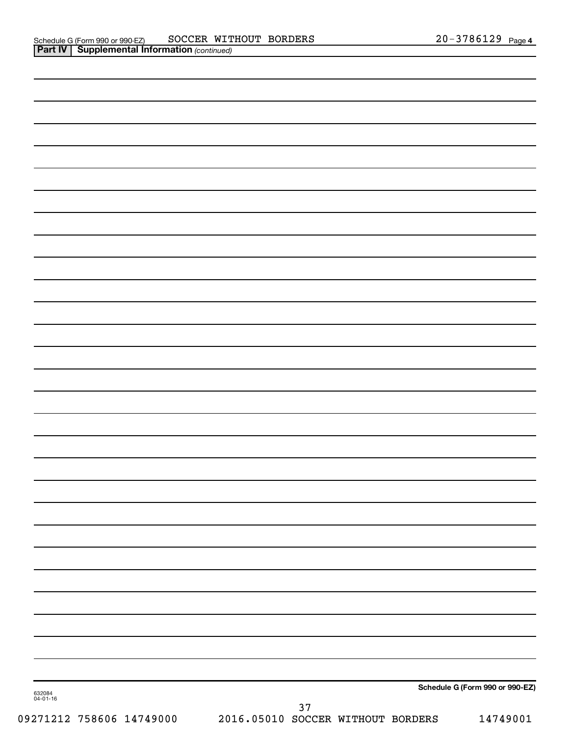Schedule G (Form 990 or 990-EZ) SOCCER WITHOUT BORDERS 20-3786129 Page 4

**Part IV | Supplemental Information** *(continued)*

**Schedule G (Form 990 or 990-EZ)**

632084
04-01-16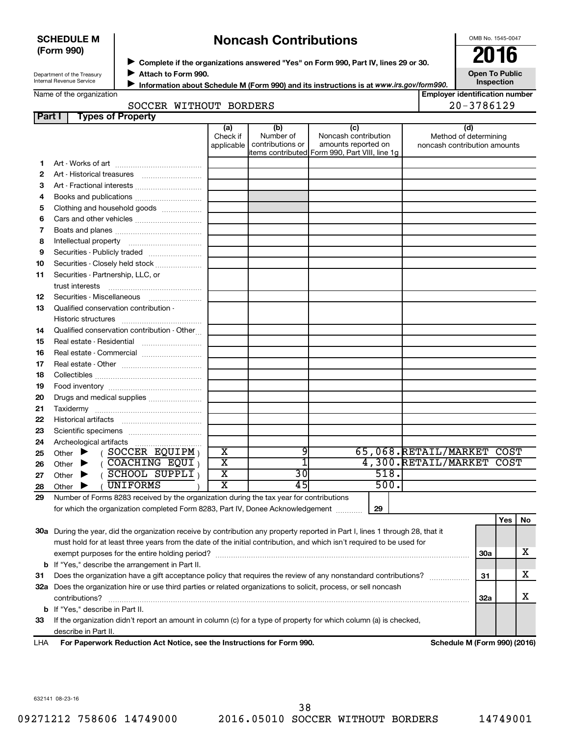**SCHEDULE M (Form 990)**

Department of the Treasury
Internal Revenue Service

# Noncash Contributions

▶ Complete if the organizations answered "Yes" on Form 990, Part IV, lines 29 or 30.
▶ Attach to Form 990.
▶ Information about Schedule M (Form 990) and its instructions is at www.irs.gov/form990.

OMB No. 1545-0047

**2016**

**Open To Public Inspection**

Name of the organization: SOCCER WITHOUT BORDERS

Employer identification number: 20-3786129

## Part I Types of Property

| | | (a) Check if applicable | (b) Number of contributions or items contributed | (c) Noncash contribution amounts reported on Form 990, Part VIII, line 1g | (d) Method of determining noncash contribution amounts |
|---|---|---|---|---|---|
| 1 | Art - Works of art | | | | |
| 2 | Art - Historical treasures | | | | |
| 3 | Art - Fractional interests | | | | |
| 4 | Books and publications | | | | |
| 5 | Clothing and household goods | | | | |
| 6 | Cars and other vehicles | | | | |
| 7 | Boats and planes | | | | |
| 8 | Intellectual property | | | | |
| 9 | Securities - Publicly traded | | | | |
| 10 | Securities - Closely held stock | | | | |
| 11 | Securities - Partnership, LLC, or trust interests | | | | |
| 12 | Securities - Miscellaneous | | | | |
| 13 | Qualified conservation contribution - Historic structures | | | | |
| 14 | Qualified conservation contribution - Other | | | | |
| 15 | Real estate - Residential | | | | |
| 16 | Real estate - Commercial | | | | |
| 17 | Real estate - Other | | | | |
| 18 | Collectibles | | | | |
| 19 | Food inventory | | | | |
| 20 | Drugs and medical supplies | | | | |
| 21 | Taxidermy | | | | |
| 22 | Historical artifacts | | | | |
| 23 | Scientific specimens | | | | |
| 24 | Archeological artifacts | | | | |
| 25 | Other ▶ ( SOCCER EQUIPM ) | X | 9 | 65,068. | RETAIL/MARKET COST |
| 26 | Other ▶ ( COACHING EQUI ) | X | 1 | 4,300. | RETAIL/MARKET COST |
| 27 | Other ▶ ( SCHOOL SUPPLI ) | X | 30 | 518. | |
| 28 | Other ▶ ( UNIFORMS ) | X | 45 | 500. | |

29 Number of Forms 8283 received by the organization during the tax year for contributions for which the organization completed Form 8283, Part IV, Donee Acknowledgement ..... **29**

| | | | Yes | No |
|---|---|---|---|---|
| 30a | During the year, did the organization receive by contribution any property reported in Part I, lines 1 through 28, that it must hold for at least three years from the date of the initial contribution, and which isn't required to be used for exempt purposes for the entire holding period? | 30a | | X |
| b | If "Yes," describe the arrangement in Part II. | | | |
| 31 | Does the organization have a gift acceptance policy that requires the review of any nonstandard contributions? | 31 | | X |
| 32a | Does the organization hire or use third parties or related organizations to solicit, process, or sell noncash contributions? | 32a | | X |
| b | If "Yes," describe in Part II. | | | |
| 33 | If the organization didn't report an amount in column (c) for a type of property for which column (a) is checked, describe in Part II. | | | |

LHA **For Paperwork Reduction Act Notice, see the Instructions for Form 990.** **Schedule M (Form 990) (2016)**

632141 08-23-16

09271212 758606 14749000 2016.05010 SOCCER WITHOUT BORDERS 14749001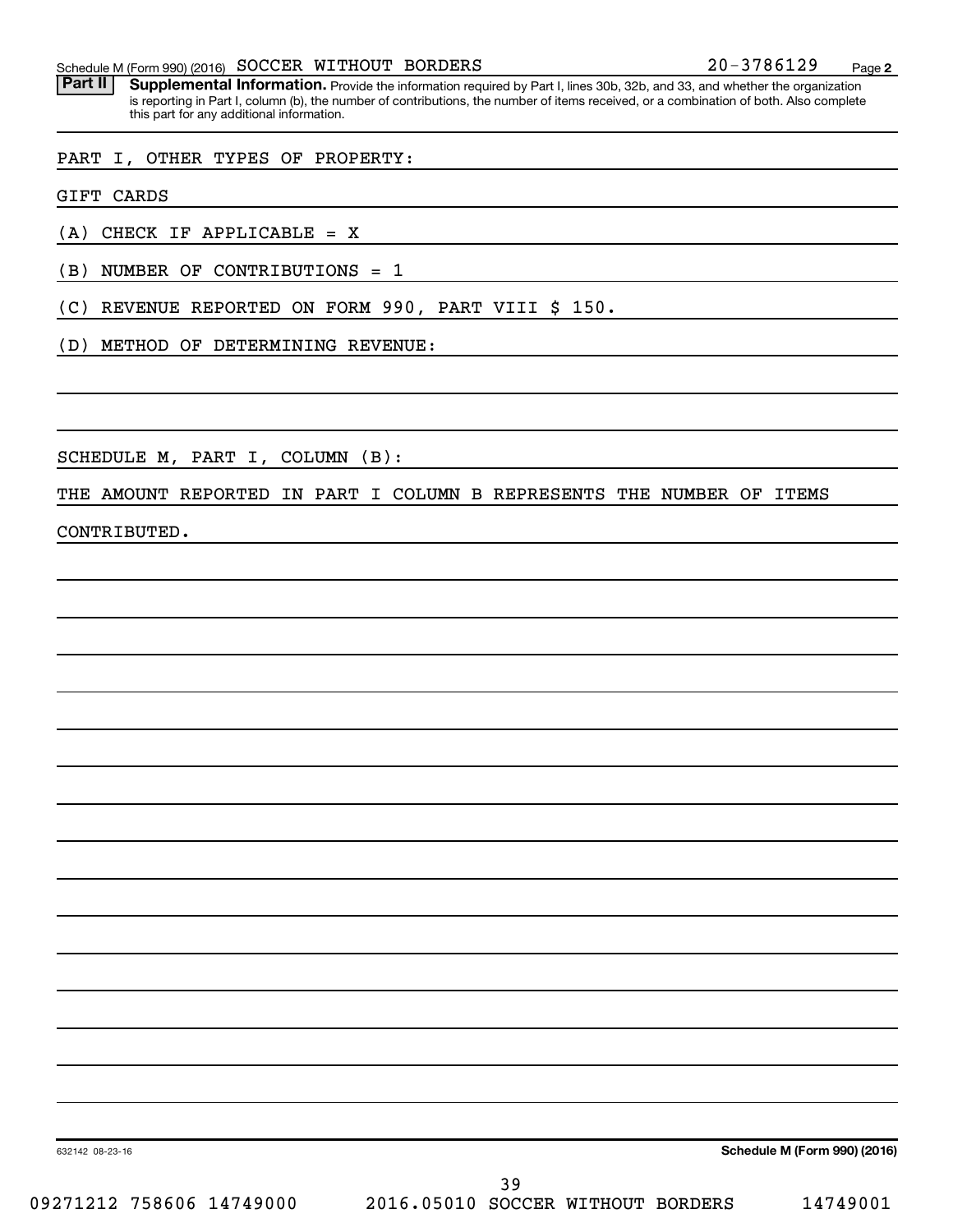Schedule M (Form 990) (2016) SOCCER WITHOUT BORDERS 20-3786129 Page **2**

**Part II** **Supplemental Information.** Provide the information required by Part I, lines 30b, 32b, and 33, and whether the organization is reporting in Part I, column (b), the number of contributions, the number of items received, or a combination of both. Also complete this part for any additional information.

PART I, OTHER TYPES OF PROPERTY:

GIFT CARDS

(A) CHECK IF APPLICABLE = X

(B) NUMBER OF CONTRIBUTIONS = 1

(C) REVENUE REPORTED ON FORM 990, PART VIII $ 150.

(D) METHOD OF DETERMINING REVENUE:

SCHEDULE M, PART I, COLUMN (B):

THE AMOUNT REPORTED IN PART I COLUMN B REPRESENTS THE NUMBER OF ITEMS CONTRIBUTED.

632142 08-23-16 **Schedule M (Form 990) (2016)**

09271212 758606 14749000 2016.05010 SOCCER WITHOUT BORDERS 14749001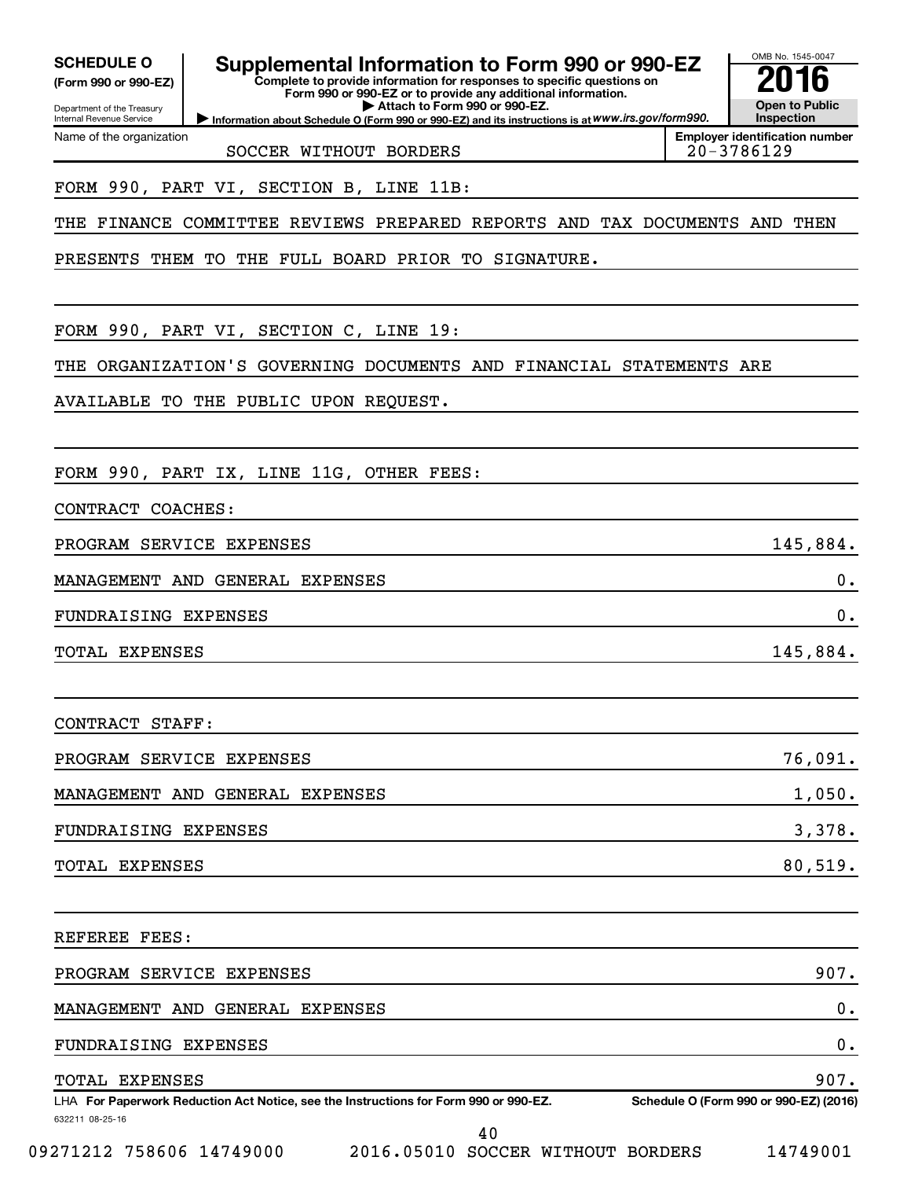**SCHEDULE O**
**(Form 990 or 990-EZ)**

Department of the Treasury
Internal Revenue Service

# Supplemental Information to Form 990 or 990-EZ

**Complete to provide information for responses to specific questions on Form 990 or 990-EZ or to provide any additional information.**
**▶ Attach to Form 990 or 990-EZ.**
**▶ Information about Schedule O (Form 990 or 990-EZ) and its instructions is at www.irs.gov/form990.**

OMB No. 1545-0047
**2016**
**Open to Public Inspection**

Name of the organization: SOCCER WITHOUT BORDERS
**Employer identification number:** 20-3786129

FORM 990, PART VI, SECTION B, LINE 11B:

THE FINANCE COMMITTEE REVIEWS PREPARED REPORTS AND TAX DOCUMENTS AND THEN PRESENTS THEM TO THE FULL BOARD PRIOR TO SIGNATURE.

FORM 990, PART VI, SECTION C, LINE 19:

THE ORGANIZATION'S GOVERNING DOCUMENTS AND FINANCIAL STATEMENTS ARE AVAILABLE TO THE PUBLIC UPON REQUEST.

FORM 990, PART IX, LINE 11G, OTHER FEES:

CONTRACT COACHES:

| | |
|---|---:|
| PROGRAM SERVICE EXPENSES | 145,884. |
| MANAGEMENT AND GENERAL EXPENSES | 0. |
| FUNDRAISING EXPENSES | 0. |
| TOTAL EXPENSES | 145,884. |

CONTRACT STAFF:

| | |
|---|---:|
| PROGRAM SERVICE EXPENSES | 76,091. |
| MANAGEMENT AND GENERAL EXPENSES | 1,050. |
| FUNDRAISING EXPENSES | 3,378. |
| TOTAL EXPENSES | 80,519. |

REFEREE FEES:

| | |
|---|---:|
| PROGRAM SERVICE EXPENSES | 907. |
| MANAGEMENT AND GENERAL EXPENSES | 0. |
| FUNDRAISING EXPENSES | 0. |
| TOTAL EXPENSES | 907. |

LHA **For Paperwork Reduction Act Notice, see the Instructions for Form 990 or 990-EZ.** **Schedule O (Form 990 or 990-EZ) (2016)**

632211 08-25-16

09271212 758606 14749000 2016.05010 SOCCER WITHOUT BORDERS 14749001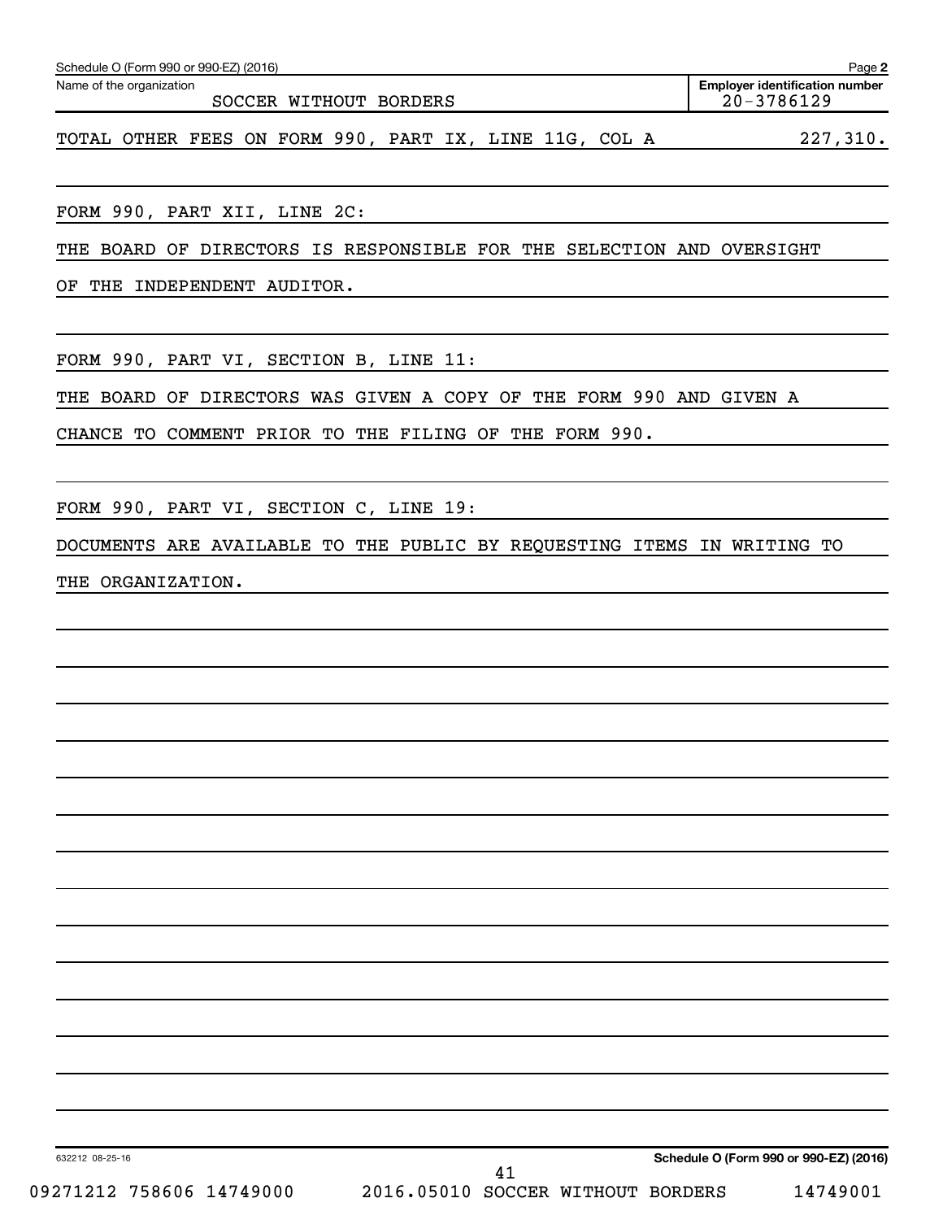Name of the organization: SOCCER WITHOUT BORDERS

Employer identification number: 20-3786129

TOTAL OTHER FEES ON FORM 990, PART IX, LINE 11G, COL A 227,310.

FORM 990, PART XII, LINE 2C:

THE BOARD OF DIRECTORS IS RESPONSIBLE FOR THE SELECTION AND OVERSIGHT OF THE INDEPENDENT AUDITOR.

FORM 990, PART VI, SECTION B, LINE 11:

THE BOARD OF DIRECTORS WAS GIVEN A COPY OF THE FORM 990 AND GIVEN A CHANCE TO COMMENT PRIOR TO THE FILING OF THE FORM 990.

FORM 990, PART VI, SECTION C, LINE 19:

DOCUMENTS ARE AVAILABLE TO THE PUBLIC BY REQUESTING ITEMS IN WRITING TO THE ORGANIZATION.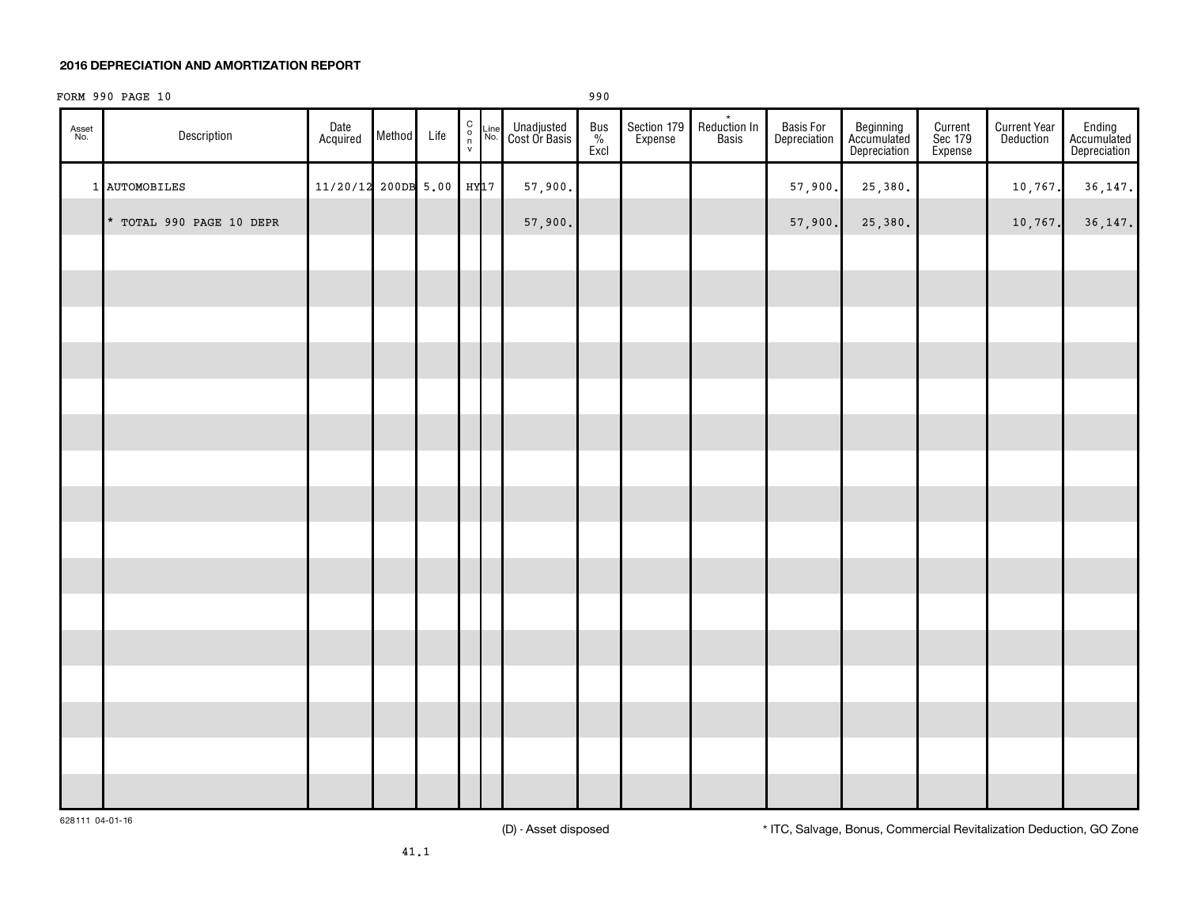## 2016 DEPRECIATION AND AMORTIZATION REPORT

FORM 990 PAGE 10 990

| Asset No. | Description | Date Acquired | Method | Life | Conv | Line No. | Unadjusted Cost Or Basis | Bus % Excl | Section 179 Expense | * Reduction In Basis | Basis For Depreciation | Beginning Accumulated Depreciation | Current Sec 179 Expense | Current Year Deduction | Ending Accumulated Depreciation |
|---|---|---|---|---|---|---|---|---|---|---|---|---|---|---|---|
| 1 | AUTOMOBILES | 11/20/12 | 200DB | 5.00 | HY | 17 | 57,900. | | | | 57,900. | 25,380. | | 10,767. | 36,147. |
| | * TOTAL 990 PAGE 10 DEPR | | | | | | 57,900. | | | | 57,900. | 25,380. | | 10,767. | 36,147. |

628111 04-01-16

(D) - Asset disposed

* ITC, Salvage, Bonus, Commercial Revitalization Deduction, GO Zone

41.1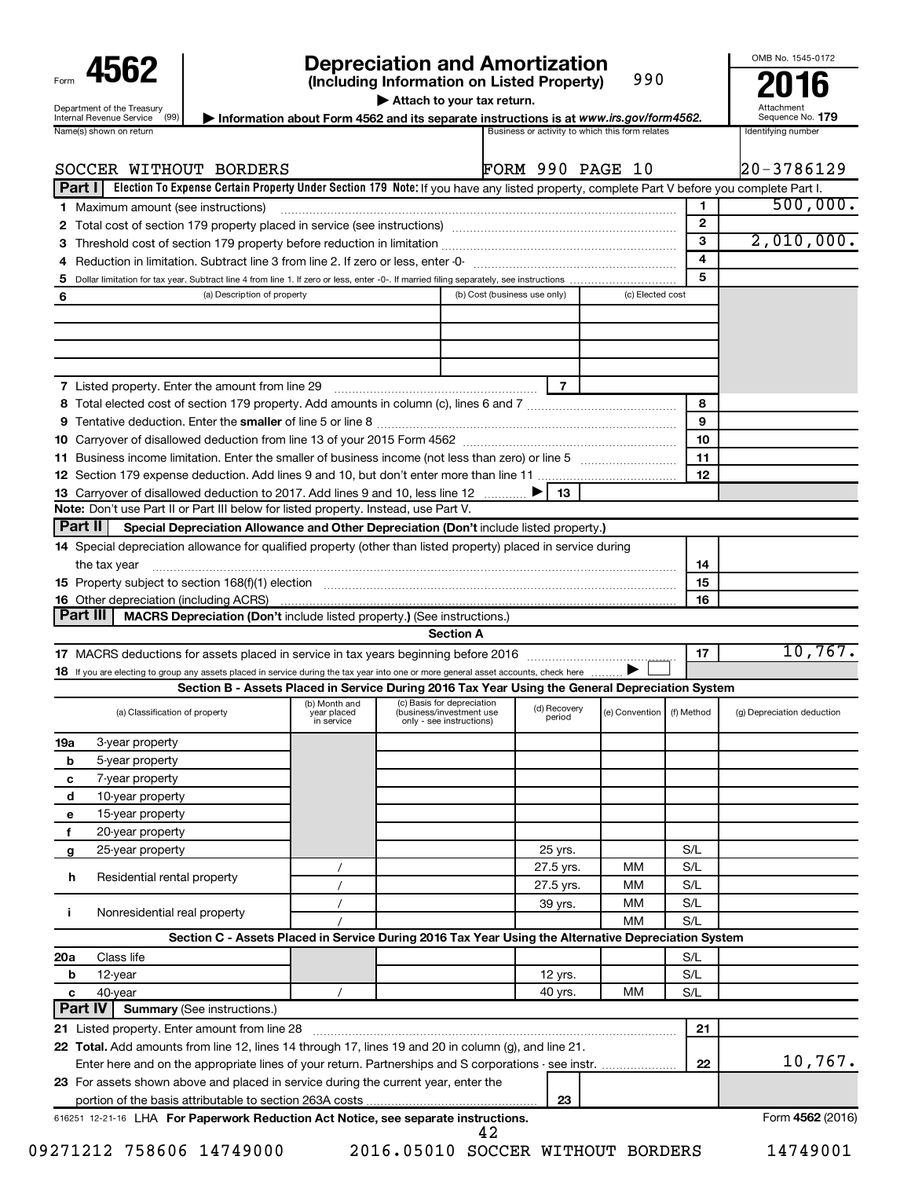Form **4562**

Department of the Treasury
Internal Revenue Service (99)

# Depreciation and Amortization
**(Including Information on Listed Property)** 990

▶ Attach to your tax return.

▶ Information about Form 4562 and its separate instructions is at *www.irs.gov/form4562.*

OMB No. 1545-0172

**2016**

Attachment Sequence No. **179**

| Name(s) shown on return | Business or activity to which this form relates | Identifying number |
|---|---|---|
| SOCCER WITHOUT BORDERS | FORM 990 PAGE 10 | 20-3786129 |

**Part I** **Election To Expense Certain Property Under Section 179 Note:** If you have any listed property, complete Part V before you complete Part I.

| | | Line | Amount |
|---|---|---|---|
| **1** | Maximum amount (see instructions) | 1 | 500,000. |
| **2** | Total cost of section 179 property placed in service (see instructions) | 2 | |
| **3** | Threshold cost of section 179 property before reduction in limitation | 3 | 2,010,000. |
| **4** | Reduction in limitation. Subtract line 3 from line 2. If zero or less, enter -0- | 4 | |
| **5** | Dollar limitation for tax year. Subtract line 4 from line 1. If zero or less, enter -0-. If married filing separately, see instructions | 5 | |

| **6** (a) Description of property | (b) Cost (business use only) | (c) Elected cost |
|---|---|---|
| | | |
| | | |
| | | |
| | | |

| | | Line | Amount |
|---|---|---|---|
| **7** | Listed property. Enter the amount from line 29 | 7 | |
| **8** | Total elected cost of section 179 property. Add amounts in column (c), lines 6 and 7 | 8 | |
| **9** | Tentative deduction. Enter the **smaller** of line 5 or line 8 | 9 | |
| **10** | Carryover of disallowed deduction from line 13 of your 2015 Form 4562 | 10 | |
| **11** | Business income limitation. Enter the smaller of business income (not less than zero) or line 5 | 11 | |
| **12** | Section 179 expense deduction. Add lines 9 and 10, but don't enter more than line 11 | 12 | |
| **13** | Carryover of disallowed deduction to 2017. Add lines 9 and 10, less line 12 ▶ | 13 | |

**Note:** Don't use Part II or Part III below for listed property. Instead, use Part V.

**Part II** **Special Depreciation Allowance and Other Depreciation (Don't** include listed property.**)**

| | | Line | Amount |
|---|---|---|---|
| **14** | Special depreciation allowance for qualified property (other than listed property) placed in service during the tax year | 14 | |
| **15** | Property subject to section 168(f)(1) election | 15 | |
| **16** | Other depreciation (including ACRS) | 16 | |

**Part III** **MACRS Depreciation (Don't** include listed property.**)** (See instructions.)

**Section A**

| | | Line | Amount |
|---|---|---|---|
| **17** | MACRS deductions for assets placed in service in tax years beginning before 2016 | 17 | 10,767. |
| **18** | If you are electing to group any assets placed in service during the tax year into one or more general asset accounts, check here ▶ ☐ | | |

**Section B - Assets Placed in Service During 2016 Tax Year Using the General Depreciation System**

| (a) Classification of property | (b) Month and year placed in service | (c) Basis for depreciation (business/investment use only - see instructions) | (d) Recovery period | (e) Convention | (f) Method | (g) Depreciation deduction |
|---|---|---|---|---|---|---|
| **19a** 3-year property | | | | | | |
| **b** 5-year property | | | | | | |
| **c** 7-year property | | | | | | |
| **d** 10-year property | | | | | | |
| **e** 15-year property | | | | | | |
| **f** 20-year property | | | | | | |
| **g** 25-year property | | | 25 yrs. | | S/L | |
| **h** Residential rental property | / | | 27.5 yrs. | MM | S/L | |
| | / | | 27.5 yrs. | MM | S/L | |
| **i** Nonresidential real property | / | | 39 yrs. | MM | S/L | |
| | / | | | MM | S/L | |

**Section C - Assets Placed in Service During 2016 Tax Year Using the Alternative Depreciation System**

| (a) Classification of property | (b) Month and year placed in service | (c) Basis for depreciation | (d) Recovery period | (e) Convention | (f) Method | (g) Depreciation deduction |
|---|---|---|---|---|---|---|
| **20a** Class life | | | | | S/L | |
| **b** 12-year | | | 12 yrs. | | S/L | |
| **c** 40-year | / | | 40 yrs. | MM | S/L | |

**Part IV** **Summary** (See instructions.)

| | | Line | Amount |
|---|---|---|---|
| **21** | Listed property. Enter amount from line 28 | 21 | |
| **22** | **Total.** Add amounts from line 12, lines 14 through 17, lines 19 and 20 in column (g), and line 21. Enter here and on the appropriate lines of your return. Partnerships and S corporations - see instr. | 22 | 10,767. |
| **23** | For assets shown above and placed in service during the current year, enter the portion of the basis attributable to section 263A costs | 23 | |

616251 12-21-16 LHA **For Paperwork Reduction Act Notice, see separate instructions.** Form **4562** (2016)

09271212 758606 14749000 2016.05010 SOCCER WITHOUT BORDERS 14749001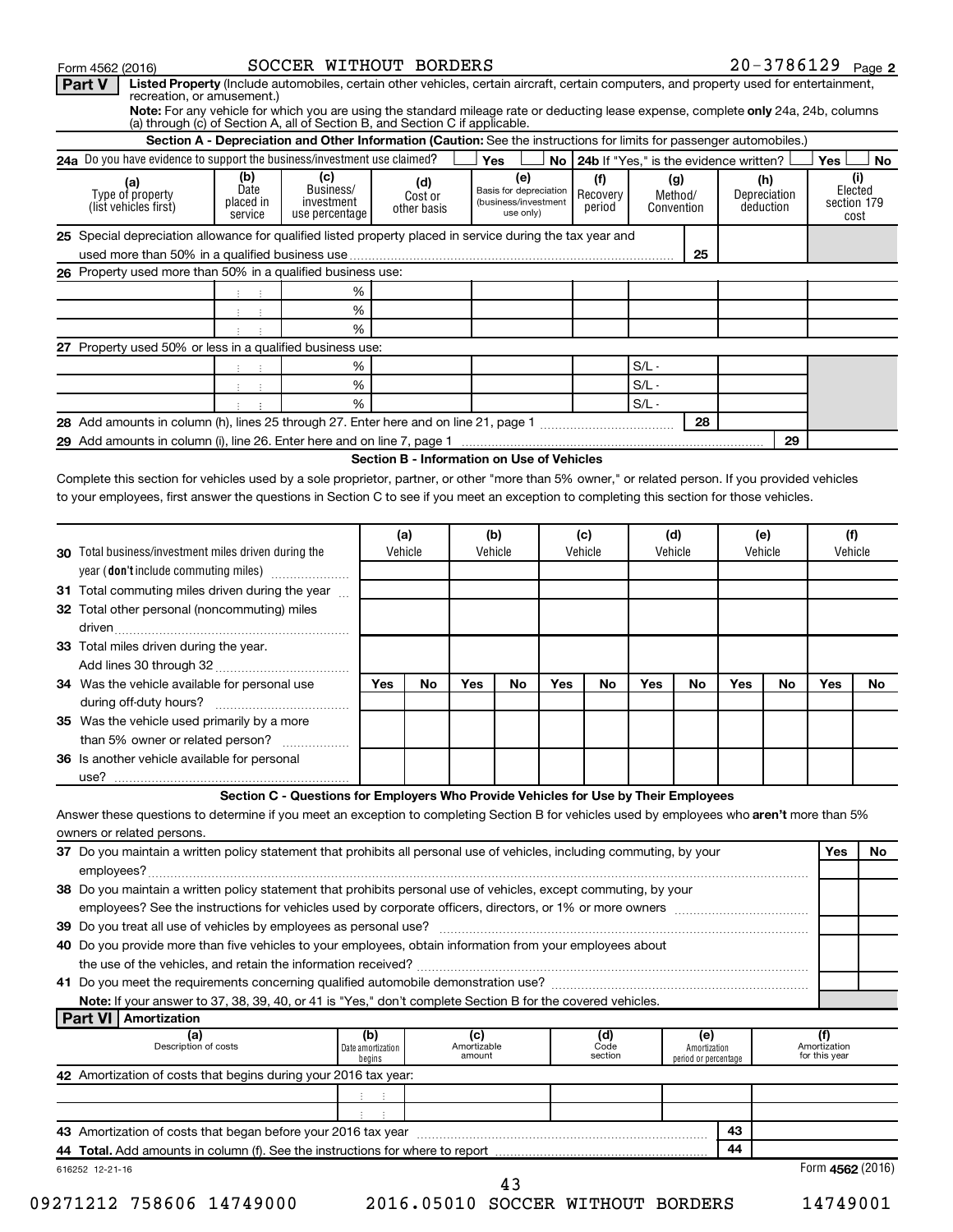Form 4562 (2016) SOCCER WITHOUT BORDERS 20-3786129 Page 2

**Part V** **Listed Property** (Include automobiles, certain other vehicles, certain aircraft, certain computers, and property used for entertainment, recreation, or amusement.)

**Note:** For any vehicle for which you are using the standard mileage rate or deducting lease expense, complete **only** 24a, 24b, columns (a) through (c) of Section A, all of Section B, and Section C if applicable.

### Section A - Depreciation and Other Information (Caution: See the instructions for limits for passenger automobiles.)

**24a** Do you have evidence to support the business/investment use claimed? ☐ Yes ☐ No **24b** If "Yes," is the evidence written? ☐ Yes ☐ No

| (a) Type of property (list vehicles first) | (b) Date placed in service | (c) Business/ investment use percentage | (d) Cost or other basis | (e) Basis for depreciation (business/investment use only) | (f) Recovery period | (g) Method/ Convention | (h) Depreciation deduction | (i) Elected section 179 cost |
|---|---|---|---|---|---|---|---|---|
| **25** Special depreciation allowance for qualified listed property placed in service during the tax year and used more than 50% in a qualified business use | | | | | | 25 | | |
| **26** Property used more than 50% in a qualified business use: | | | | | | | | |
| | | % | | | | | | |
| | | % | | | | | | |
| | | % | | | | | | |
| **27** Property used 50% or less in a qualified business use: | | | | | | | | |
| | | % | | | | S/L - | | |
| | | % | | | | S/L - | | |
| | | % | | | | S/L - | | |
| **28** Add amounts in column (h), lines 25 through 27. Enter here and on line 21, page 1 | | | | | | 28 | | |
| **29** Add amounts in column (i), line 26. Enter here and on line 7, page 1 | | | | | | | 29 | |

### Section B - Information on Use of Vehicles

Complete this section for vehicles used by a sole proprietor, partner, or other "more than 5% owner," or related person. If you provided vehicles to your employees, first answer the questions in Section C to see if you meet an exception to completing this section for those vehicles.

| | (a) Vehicle | | (b) Vehicle | | (c) Vehicle | | (d) Vehicle | | (e) Vehicle | | (f) Vehicle | |
|---|---|---|---|---|---|---|---|---|---|---|---|---|
| **30** Total business/investment miles driven during the year (**don't** include commuting miles) | | | | | | | | | | | | |
| **31** Total commuting miles driven during the year | | | | | | | | | | | | |
| **32** Total other personal (noncommuting) miles driven | | | | | | | | | | | | |
| **33** Total miles driven during the year. Add lines 30 through 32 | | | | | | | | | | | | |
| | Yes | No | Yes | No | Yes | No | Yes | No | Yes | No | Yes | No |
| **34** Was the vehicle available for personal use during off-duty hours? | | | | | | | | | | | | |
| **35** Was the vehicle used primarily by a more than 5% owner or related person? | | | | | | | | | | | | |
| **36** Is another vehicle available for personal use? | | | | | | | | | | | | |

### Section C - Questions for Employers Who Provide Vehicles for Use by Their Employees

Answer these questions to determine if you meet an exception to completing Section B for vehicles used by employees who **aren't** more than 5% owners or related persons.

| | Yes | No |
|---|---|---|
| **37** Do you maintain a written policy statement that prohibits all personal use of vehicles, including commuting, by your employees? | | |
| **38** Do you maintain a written policy statement that prohibits personal use of vehicles, except commuting, by your employees? See the instructions for vehicles used by corporate officers, directors, or 1% or more owners | | |
| **39** Do you treat all use of vehicles by employees as personal use? | | |
| **40** Do you provide more than five vehicles to your employees, obtain information from your employees about the use of the vehicles, and retain the information received? | | |
| **41** Do you meet the requirements concerning qualified automobile demonstration use? | | |

**Note:** If your answer to 37, 38, 39, 40, or 41 is "Yes," don't complete Section B for the covered vehicles.

**Part VI** **Amortization**

| (a) Description of costs | (b) Date amortization begins | (c) Amortizable amount | (d) Code section | (e) Amortization period or percentage | (f) Amortization for this year |
|---|---|---|---|---|---|
| **42** Amortization of costs that begins during your 2016 tax year: | | | | | |
| | | | | | |
| | | | | | |
| **43** Amortization of costs that began before your 2016 tax year | | | | 43 | |
| **44** **Total.** Add amounts in column (f). See the instructions for where to report | | | | 44 | |

616252 12-21-16

Form **4562** (2016)

43

09271212 758606 14749000 2016.05010 SOCCER WITHOUT BORDERS 14749001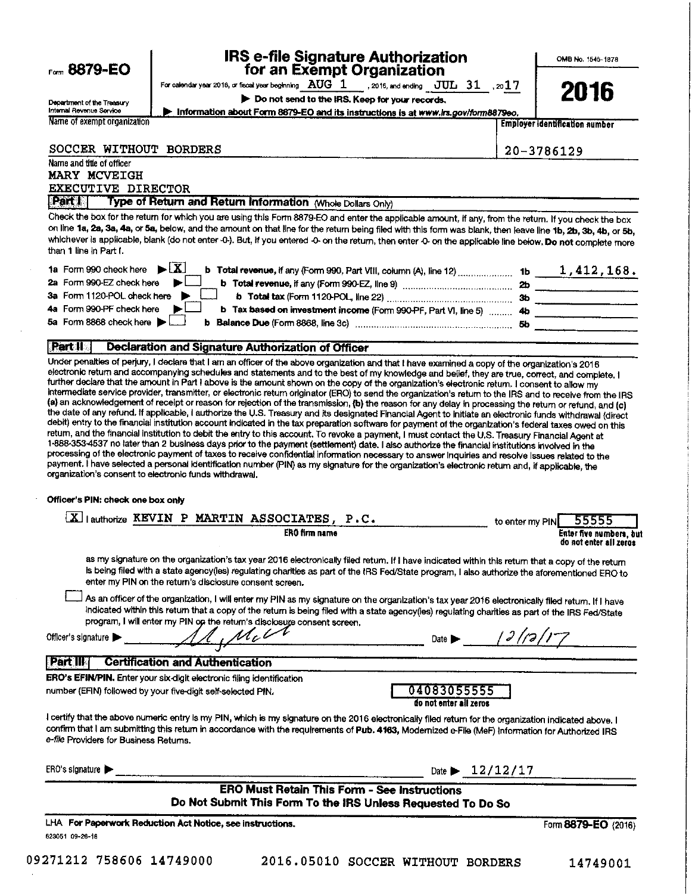Form **8879-EO**

Department of the Treasury
Internal Revenue Service

# IRS e-file Signature Authorization for an Exempt Organization

For calendar year 2016, or fiscal year beginning AUG 1 , 2016, and ending JUL 31 , 2017

▶ **Do not send to the IRS. Keep for your records.**

▶ Information about Form 8879-EO and its instructions is at *www.irs.gov/form8879eo.*

OMB No. 1545-1878

**2016**

| Name of exempt organization | Employer identification number |
|---|---|
| SOCCER WITHOUT BORDERS | 20-3786129 |

Name and title of officer
MARY MCVEIGH
EXECUTIVE DIRECTOR

## Part I Type of Return and Return Information (Whole Dollars Only)

Check the box for the return for which you are using this Form 8879-EO and enter the applicable amount, if any, from the return. If you check the box on line **1a, 2a, 3a, 4a,** or **5a,** below, and the amount on that line for the return being filed with this form was blank, then leave line **1b, 2b, 3b, 4b,** or **5b,** whichever is applicable, blank (do not enter -0-). But, if you entered -0- on the return, then enter -0- on the applicable line below. **Do not** complete more than 1 line in Part I.

| | | | |
|---|---|---|---|
| **1a** Form 990 check here ▶ [X] | **b Total revenue,** if any (Form 990, Part VIII, column (A), line 12) | **1b** | 1,412,168. |
| **2a** Form 990-EZ check here ▶ [ ] | **b Total revenue,** if any (Form 990-EZ, line 9) | **2b** | |
| **3a** Form 1120-POL check here ▶ [ ] | **b Total tax** (Form 1120-POL, line 22) | **3b** | |
| **4a** Form 990-PF check here ▶ [ ] | **b Tax based on investment income** (Form 990-PF, Part VI, line 5) | **4b** | |
| **5a** Form 8868 check here ▶ [ ] | **b Balance Due** (Form 8868, line 3c) | **5b** | |

## Part II Declaration and Signature Authorization of Officer

Under penalties of perjury, I declare that I am an officer of the above organization and that I have examined a copy of the organization's 2016 electronic return and accompanying schedules and statements and to the best of my knowledge and belief, they are true, correct, and complete. I further declare that the amount in Part I above is the amount shown on the copy of the organization's electronic return. I consent to allow my intermediate service provider, transmitter, or electronic return originator (ERO) to send the organization's return to the IRS and to receive from the IRS **(a)** an acknowledgement of receipt or reason for rejection of the transmission, **(b)** the reason for any delay in processing the return or refund, and **(c)** the date of any refund. If applicable, I authorize the U.S. Treasury and its designated Financial Agent to initiate an electronic funds withdrawal (direct debit) entry to the financial institution account indicated in the tax preparation software for payment of the organization's federal taxes owed on this return, and the financial institution to debit the entry to this account. To revoke a payment, I must contact the U.S. Treasury Financial Agent at 1-888-353-4537 no later than 2 business days prior to the payment (settlement) date. I also authorize the financial institutions involved in the processing of the electronic payment of taxes to receive confidential information necessary to answer inquiries and resolve issues related to the payment. I have selected a personal identification number (PIN) as my signature for the organization's electronic return and, if applicable, the organization's consent to electronic funds withdrawal.

**Officer's PIN: check one box only**

[X] I authorize KEVIN P MARTIN ASSOCIATES, P.C. (ERO firm name) to enter my PIN 55555 (Enter five numbers, but do not enter all zeros)

as my signature on the organization's tax year 2016 electronically filed return. If I have indicated within this return that a copy of the return is being filed with a state agency(ies) regulating charities as part of the IRS Fed/State program, I also authorize the aforementioned ERO to enter my PIN on the return's disclosure consent screen.

[ ] As an officer of the organization, I will enter my PIN as my signature on the organization's tax year 2016 electronically filed return. If I have indicated within this return that a copy of the return is being filed with a state agency(ies) regulating charities as part of the IRS Fed/State program, I will enter my PIN on the return's disclosure consent screen.

Officer's signature ▶ *M McV* Date ▶ 12/12/17

## Part III Certification and Authentication

**ERO's EFIN/PIN.** Enter your six-digit electronic filing identification number (EFIN) followed by your five-digit self-selected PIN. 04083055555 (do not enter all zeros)

I certify that the above numeric entry is my PIN, which is my signature on the 2016 electronically filed return for the organization indicated above. I confirm that I am submitting this return in accordance with the requirements of **Pub. 4163,** Modernized e-File (MeF) Information for Authorized IRS *e-file* Providers for Business Returns.

ERO's signature ▶ Date ▶ 12/12/17

**ERO Must Retain This Form - See Instructions**
**Do Not Submit This Form To the IRS Unless Requested To Do So**

LHA **For Paperwork Reduction Act Notice, see instructions.** Form **8879-EO** (2016)

623051 09-26-16

09271212 758606 14749000 2016.05010 SOCCER WITHOUT BORDERS 14749001